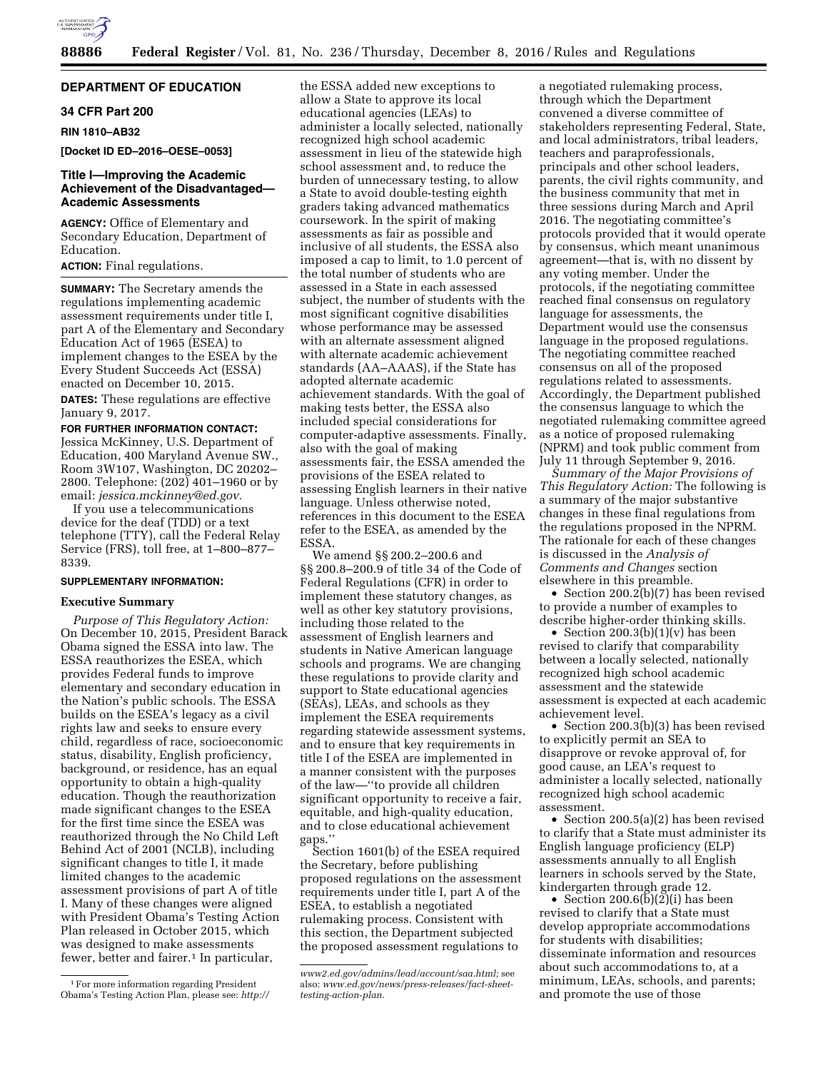## DEPARTMENT OF EDUCATION

### 34 CFR Part 200

**RIN 1810–AB32**

**[Docket ID ED–2016–OESE–0053]**

### Title I—Improving the Academic Achievement of the Disadvantaged—Academic Assessments

**AGENCY:** Office of Elementary and Secondary Education, Department of Education.

**ACTION:** Final regulations.

**SUMMARY:** The Secretary amends the regulations implementing academic assessment requirements under title I, part A of the Elementary and Secondary Education Act of 1965 (ESEA) to implement changes to the ESEA by the Every Student Succeeds Act (ESSA) enacted on December 10, 2015.

**DATES:** These regulations are effective January 9, 2017.

**FOR FURTHER INFORMATION CONTACT:** Jessica McKinney, U.S. Department of Education, 400 Maryland Avenue SW., Room 3W107, Washington, DC 20202–2800. Telephone: (202) 401–1960 or by email: *jessica.mckinney@ed.gov*.

If you use a telecommunications device for the deaf (TDD) or a text telephone (TTY), call the Federal Relay Service (FRS), toll free, at 1–800–877–8339.

**SUPPLEMENTARY INFORMATION:**

**Executive Summary**

*Purpose of This Regulatory Action:* On December 10, 2015, President Barack Obama signed the ESSA into law. The ESSA reauthorizes the ESEA, which provides Federal funds to improve elementary and secondary education in the Nation's public schools. The ESSA builds on the ESEA's legacy as a civil rights law and seeks to ensure every child, regardless of race, socioeconomic status, disability, English proficiency, background, or residence, has an equal opportunity to obtain a high-quality education. Though the reauthorization made significant changes to the ESEA for the first time since the ESEA was reauthorized through the No Child Left Behind Act of 2001 (NCLB), including significant changes to title I, it made limited changes to the academic assessment provisions of part A of title I. Many of these changes were aligned with President Obama's Testing Action Plan released in October 2015, which was designed to make assessments fewer, better and fairer.[1] In particular, the ESSA added new exceptions to allow a State to approve its local educational agencies (LEAs) to administer a locally selected, nationally recognized high school academic assessment in lieu of the statewide high school assessment and, to reduce the burden of unnecessary testing, to allow a State to avoid double-testing eighth graders taking advanced mathematics coursework. In the spirit of making assessments as fair as possible and inclusive of all students, the ESSA also imposed a cap to limit, to 1.0 percent of the total number of students who are assessed in a State in each assessed subject, the number of students with the most significant cognitive disabilities whose performance may be assessed with an alternate assessment aligned with alternate academic achievement standards (AA–AAAS), if the State has adopted alternate academic achievement standards. With the goal of making tests better, the ESSA also included special considerations for computer-adaptive assessments. Finally, also with the goal of making assessments fair, the ESSA amended the provisions of the ESEA related to assessing English learners in their native language. Unless otherwise noted, references in this document to the ESEA refer to the ESEA, as amended by the ESSA.

We amend §§ 200.2–200.6 and §§ 200.8–200.9 of title 34 of the Code of Federal Regulations (CFR) in order to implement these statutory changes, as well as other key statutory provisions, including those related to the assessment of English learners and students in Native American language schools and programs. We are changing these regulations to provide clarity and support to State educational agencies (SEAs), LEAs, and schools as they implement the ESEA requirements regarding statewide assessment systems, and to ensure that key requirements in title I of the ESEA are implemented in a manner consistent with the purposes of the law—"to provide all children significant opportunity to receive a fair, equitable, and high-quality education, and to close educational achievement gaps."

Section 1601(b) of the ESEA required the Secretary, before publishing proposed regulations on the assessment requirements under title I, part A of the ESEA, to establish a negotiated rulemaking process. Consistent with this section, the Department subjected the proposed assessment regulations to a negotiated rulemaking process, through which the Department convened a diverse committee of stakeholders representing Federal, State, and local administrators, tribal leaders, teachers and paraprofessionals, principals and other school leaders, parents, the civil rights community, and the business community that met in three sessions during March and April 2016. The negotiating committee's protocols provided that it would operate by consensus, which meant unanimous agreement—that is, with no dissent by any voting member. Under the protocols, if the negotiating committee reached final consensus on regulatory language for assessments, the Department would use the consensus language in the proposed regulations. The negotiating committee reached consensus on all of the proposed regulations related to assessments. Accordingly, the Department published the consensus language to which the negotiated rulemaking committee agreed as a notice of proposed rulemaking (NPRM) and took public comment from July 11 through September 9, 2016.

*Summary of the Major Provisions of This Regulatory Action:* The following is a summary of the major substantive changes in these final regulations from the regulations proposed in the NPRM. The rationale for each of these changes is discussed in the *Analysis of Comments and Changes* section elsewhere in this preamble.

- Section 200.2(b)(7) has been revised to provide a number of examples to describe higher-order thinking skills.
- Section 200.3(b)(1)(v) has been revised to clarify that comparability between a locally selected, nationally recognized high school academic assessment and the statewide assessment is expected at each academic achievement level.
- Section 200.3(b)(3) has been revised to explicitly permit an SEA to disapprove or revoke approval of, for good cause, an LEA's request to administer a locally selected, nationally recognized high school academic assessment.
- Section 200.5(a)(2) has been revised to clarify that a State must administer its English language proficiency (ELP) assessments annually to all English learners in schools served by the State, kindergarten through grade 12.
- Section 200.6(b)(2)(i) has been revised to clarify that a State must develop appropriate accommodations for students with disabilities; disseminate information and resources about such accommodations to, at a minimum, LEAs, schools, and parents; and promote the use of those

[1] For more information regarding President Obama's Testing Action Plan, please see: *http://www2.ed.gov/admins/lead/account/saa.html;* see also: *www.ed.gov/news/press-releases/fact-sheet-testing-action-plan.*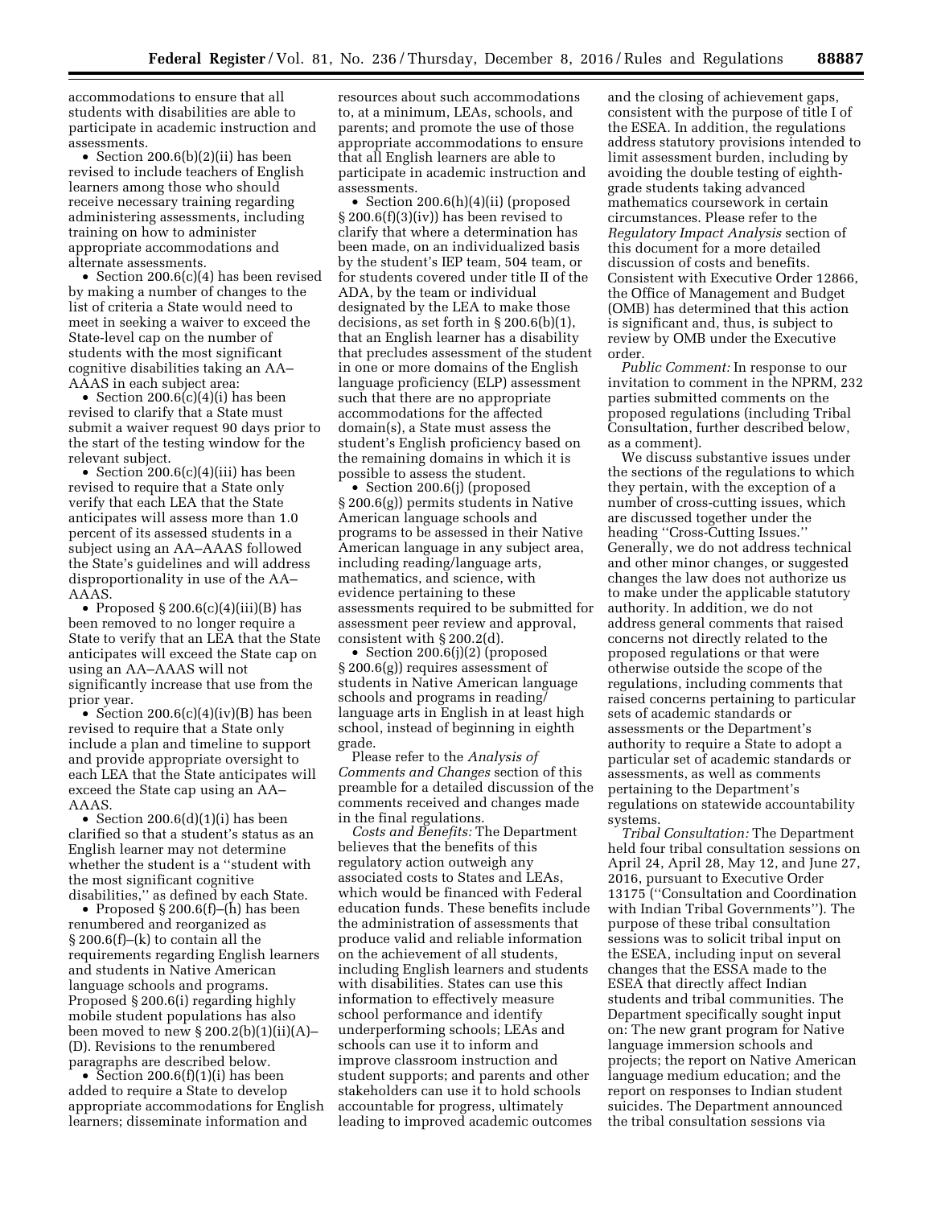accommodations to ensure that all students with disabilities are able to participate in academic instruction and assessments.

- Section 200.6(b)(2)(ii) has been revised to include teachers of English learners among those who should receive necessary training regarding administering assessments, including training on how to administer appropriate accommodations and alternate assessments.
- Section 200.6(c)(4) has been revised by making a number of changes to the list of criteria a State would need to meet in seeking a waiver to exceed the State-level cap on the number of students with the most significant cognitive disabilities taking an AA–AAAS in each subject area:
- Section 200.6(c)(4)(i) has been revised to clarify that a State must submit a waiver request 90 days prior to the start of the testing window for the relevant subject.
- Section 200.6(c)(4)(iii) has been revised to require that a State only verify that each LEA that the State anticipates will assess more than 1.0 percent of its assessed students in a subject using an AA–AAAS followed the State's guidelines and will address disproportionality in use of the AA–AAAS.
- Proposed § 200.6(c)(4)(iii)(B) has been removed to no longer require a State to verify that an LEA that the State anticipates will exceed the State cap on using an AA–AAAS will not significantly increase that use from the prior year.
- Section 200.6(c)(4)(iv)(B) has been revised to require that a State only include a plan and timeline to support and provide appropriate oversight to each LEA that the State anticipates will exceed the State cap using an AA–AAAS.
- Section 200.6(d)(1)(i) has been clarified so that a student's status as an English learner may not determine whether the student is a "student with the most significant cognitive disabilities," as defined by each State.
- Proposed § 200.6(f)–(h) has been renumbered and reorganized as § 200.6(f)–(k) to contain all the requirements regarding English learners and students in Native American language schools and programs. Proposed § 200.6(i) regarding highly mobile student populations has also been moved to new § 200.2(b)(1)(ii)(A)–(D). Revisions to the renumbered paragraphs are described below.
- Section 200.6(f)(1)(i) has been added to require a State to develop appropriate accommodations for English learners; disseminate information and resources about such accommodations to, at a minimum, LEAs, schools, and parents; and promote the use of those appropriate accommodations to ensure that all English learners are able to participate in academic instruction and assessments.
- Section 200.6(h)(4)(ii) (proposed § 200.6(f)(3)(iv)) has been revised to clarify that where a determination has been made, on an individualized basis by the student's IEP team, 504 team, or for students covered under title II of the ADA, by the team or individual designated by the LEA to make those decisions, as set forth in § 200.6(b)(1), that an English learner has a disability that precludes assessment of the student in one or more domains of the English language proficiency (ELP) assessment such that there are no appropriate accommodations for the affected domain(s), a State must assess the student's English proficiency based on the remaining domains in which it is possible to assess the student.
- Section 200.6(j) (proposed § 200.6(g)) permits students in Native American language schools and programs to be assessed in their Native American language in any subject area, including reading/language arts, mathematics, and science, with evidence pertaining to these assessments required to be submitted for assessment peer review and approval, consistent with § 200.2(d).
- Section 200.6(j)(2) (proposed § 200.6(g)) requires assessment of students in Native American language schools and programs in reading/language arts in English in at least high school, instead of beginning in eighth grade.

Please refer to the *Analysis of Comments and Changes* section of this preamble for a detailed discussion of the comments received and changes made in the final regulations.

*Costs and Benefits:* The Department believes that the benefits of this regulatory action outweigh any associated costs to States and LEAs, which would be financed with Federal education funds. These benefits include the administration of assessments that produce valid and reliable information on the achievement of all students, including English learners and students with disabilities. States can use this information to effectively measure school performance and identify underperforming schools; LEAs and schools can use it to inform and improve classroom instruction and student supports; and parents and other stakeholders can use it to hold schools accountable for progress, ultimately leading to improved academic outcomes and the closing of achievement gaps, consistent with the purpose of title I of the ESEA. In addition, the regulations address statutory provisions intended to limit assessment burden, including by avoiding the double testing of eighth-grade students taking advanced mathematics coursework in certain circumstances. Please refer to the *Regulatory Impact Analysis* section of this document for a more detailed discussion of costs and benefits. Consistent with Executive Order 12866, the Office of Management and Budget (OMB) has determined that this action is significant and, thus, is subject to review by OMB under the Executive order.

*Public Comment:* In response to our invitation to comment in the NPRM, 232 parties submitted comments on the proposed regulations (including Tribal Consultation, further described below, as a comment).

We discuss substantive issues under the sections of the regulations to which they pertain, with the exception of a number of cross-cutting issues, which are discussed together under the heading "Cross-Cutting Issues." Generally, we do not address technical and other minor changes, or suggested changes the law does not authorize us to make under the applicable statutory authority. In addition, we do not address general comments that raised concerns not directly related to the proposed regulations or that were otherwise outside the scope of the regulations, including comments that raised concerns pertaining to particular sets of academic standards or assessments or the Department's authority to require a State to adopt a particular set of academic standards or assessments, as well as comments pertaining to the Department's regulations on statewide accountability systems.

*Tribal Consultation:* The Department held four tribal consultation sessions on April 24, April 28, May 12, and June 27, 2016, pursuant to Executive Order 13175 ("Consultation and Coordination with Indian Tribal Governments"). The purpose of these tribal consultation sessions was to solicit tribal input on the ESEA, including input on several changes that the ESSA made to the ESEA that directly affect Indian students and tribal communities. The Department specifically sought input on: The new grant program for Native language immersion schools and projects; the report on Native American language medium education; and the report on responses to Indian student suicides. The Department announced the tribal consultation sessions via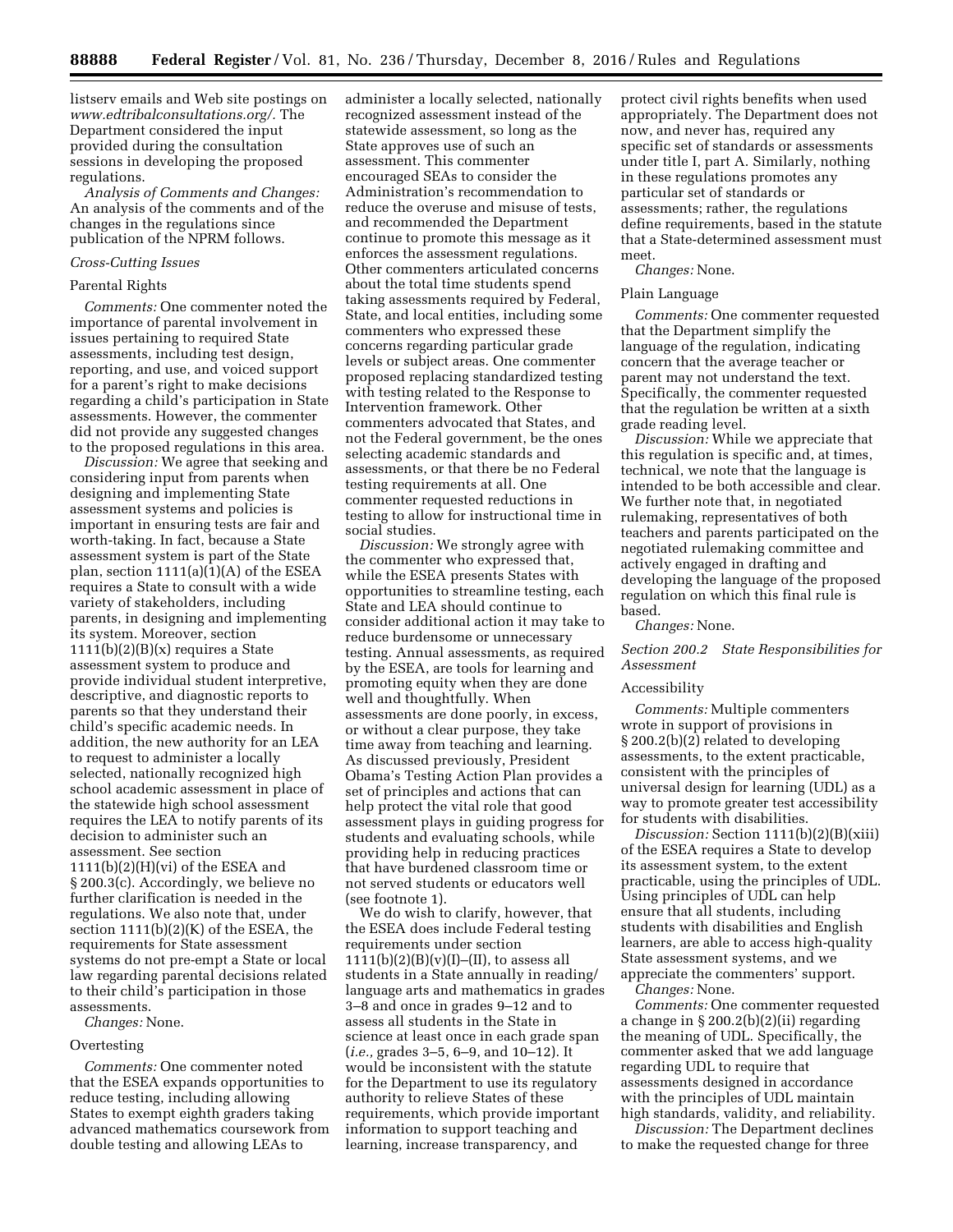listserv emails and Web site postings on *www.edtribalconsultations.org/*. The Department considered the input provided during the consultation sessions in developing the proposed regulations.

*Analysis of Comments and Changes:* An analysis of the comments and of the changes in the regulations since publication of the NPRM follows.

*Cross-Cutting Issues*

Parental Rights

*Comments:* One commenter noted the importance of parental involvement in issues pertaining to required State assessments, including test design, reporting, and use, and voiced support for a parent's right to make decisions regarding a child's participation in State assessments. However, the commenter did not provide any suggested changes to the proposed regulations in this area.

*Discussion:* We agree that seeking and considering input from parents when designing and implementing State assessment systems and policies is important in ensuring tests are fair and worth-taking. In fact, because a State assessment system is part of the State plan, section 1111(a)(1)(A) of the ESEA requires a State to consult with a wide variety of stakeholders, including parents, in designing and implementing its system. Moreover, section 1111(b)(2)(B)(x) requires a State assessment system to produce and provide individual student interpretive, descriptive, and diagnostic reports to parents so that they understand their child's specific academic needs. In addition, the new authority for an LEA to request to administer a locally selected, nationally recognized high school academic assessment in place of the statewide high school assessment requires the LEA to notify parents of its decision to administer such an assessment. See section 1111(b)(2)(H)(vi) of the ESEA and § 200.3(c). Accordingly, we believe no further clarification is needed in the regulations. We also note that, under section 1111(b)(2)(K) of the ESEA, the requirements for State assessment systems do not pre-empt a State or local law regarding parental decisions related to their child's participation in those assessments.

*Changes:* None.

Overtesting

*Comments:* One commenter noted that the ESEA expands opportunities to reduce testing, including allowing States to exempt eighth graders taking advanced mathematics coursework from double testing and allowing LEAs to administer a locally selected, nationally recognized assessment instead of the statewide assessment, so long as the State approves use of such an assessment. This commenter encouraged SEAs to consider the Administration's recommendation to reduce the overuse and misuse of tests, and recommended the Department continue to promote this message as it enforces the assessment regulations. Other commenters articulated concerns about the total time students spend taking assessments required by Federal, State, and local entities, including some commenters who expressed these concerns regarding particular grade levels or subject areas. One commenter proposed replacing standardized testing with testing related to the Response to Intervention framework. Other commenters advocated that States, and not the Federal government, be the ones selecting academic standards and assessments, or that there be no Federal testing requirements at all. One commenter requested reductions in testing to allow for instructional time in social studies.

*Discussion:* We strongly agree with the commenter who expressed that, while the ESEA presents States with opportunities to streamline testing, each State and LEA should continue to consider additional action it may take to reduce burdensome or unnecessary testing. Annual assessments, as required by the ESEA, are tools for learning and promoting equity when they are done well and thoughtfully. When assessments are done poorly, in excess, or without a clear purpose, they take time away from teaching and learning. As discussed previously, President Obama's Testing Action Plan provides a set of principles and actions that can help protect the vital role that good assessment plays in guiding progress for students and evaluating schools, while providing help in reducing practices that have burdened classroom time or not served students or educators well (see footnote 1).

We do wish to clarify, however, that the ESEA does include Federal testing requirements under section 1111(b)(2)(B)(v)(I)–(II), to assess all students in a State annually in reading/language arts and mathematics in grades 3–8 and once in grades 9–12 and to assess all students in the State in science at least once in each grade span (*i.e.,* grades 3–5, 6–9, and 10–12). It would be inconsistent with the statute for the Department to use its regulatory authority to relieve States of these requirements, which provide important information to support teaching and learning, increase transparency, and protect civil rights benefits when used appropriately. The Department does not now, and never has, required any specific set of standards or assessments under title I, part A. Similarly, nothing in these regulations promotes any particular set of standards or assessments; rather, the regulations define requirements, based in the statute that a State-determined assessment must meet.

*Changes:* None.

Plain Language

*Comments:* One commenter requested that the Department simplify the language of the regulation, indicating concern that the average teacher or parent may not understand the text. Specifically, the commenter requested that the regulation be written at a sixth grade reading level.

*Discussion:* While we appreciate that this regulation is specific and, at times, technical, we note that the language is intended to be both accessible and clear. We further note that, in negotiated rulemaking, representatives of both teachers and parents participated on the negotiated rulemaking committee and actively engaged in drafting and developing the language of the proposed regulation on which this final rule is based.

*Changes:* None.

*Section 200.2 State Responsibilities for Assessment*

Accessibility

*Comments:* Multiple commenters wrote in support of provisions in § 200.2(b)(2) related to developing assessments, to the extent practicable, consistent with the principles of universal design for learning (UDL) as a way to promote greater test accessibility for students with disabilities.

*Discussion:* Section 1111(b)(2)(B)(xiii) of the ESEA requires a State to develop its assessment system, to the extent practicable, using the principles of UDL. Using principles of UDL can help ensure that all students, including students with disabilities and English learners, are able to access high-quality State assessment systems, and we appreciate the commenters' support.

*Changes:* None.

*Comments:* One commenter requested a change in § 200.2(b)(2)(ii) regarding the meaning of UDL. Specifically, the commenter asked that we add language regarding UDL to require that assessments designed in accordance with the principles of UDL maintain high standards, validity, and reliability.

*Discussion:* The Department declines to make the requested change for three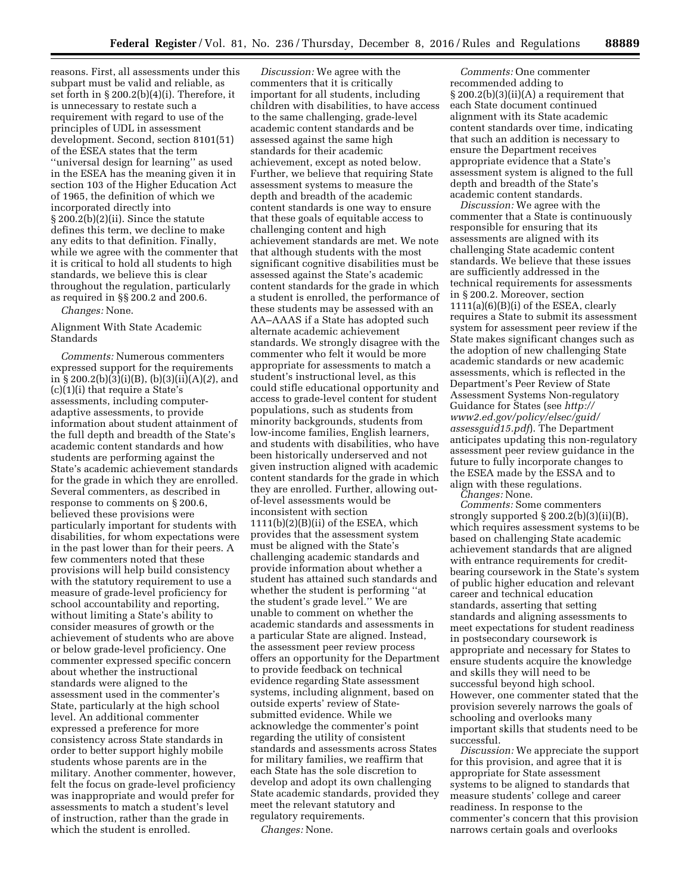reasons. First, all assessments under this subpart must be valid and reliable, as set forth in § 200.2(b)(4)(i). Therefore, it is unnecessary to restate such a requirement with regard to use of the principles of UDL in assessment development. Second, section 8101(51) of the ESEA states that the term ''universal design for learning'' as used in the ESEA has the meaning given it in section 103 of the Higher Education Act of 1965, the definition of which we incorporated directly into § 200.2(b)(2)(ii). Since the statute defines this term, we decline to make any edits to that definition. Finally, while we agree with the commenter that it is critical to hold all students to high standards, we believe this is clear throughout the regulation, particularly as required in §§ 200.2 and 200.6.

*Changes:* None.

Alignment With State Academic Standards

*Comments:* Numerous commenters expressed support for the requirements in § 200.2(b)(3)(i)(B), (b)(3)(ii)(A)(*2*), and (c)(1)(i) that require a State's assessments, including computer-adaptive assessments, to provide information about student attainment of the full depth and breadth of the State's academic content standards and how students are performing against the State's academic achievement standards for the grade in which they are enrolled. Several commenters, as described in response to comments on § 200.6, believed these provisions were particularly important for students with disabilities, for whom expectations were in the past lower than for their peers. A few commenters noted that these provisions will help build consistency with the statutory requirement to use a measure of grade-level proficiency for school accountability and reporting, without limiting a State's ability to consider measures of growth or the achievement of students who are above or below grade-level proficiency. One commenter expressed specific concern about whether the instructional standards were aligned to the assessment used in the commenter's State, particularly at the high school level. An additional commenter expressed a preference for more consistency across State standards in order to better support highly mobile students whose parents are in the military. Another commenter, however, felt the focus on grade-level proficiency was inappropriate and would prefer for assessments to match a student's level of instruction, rather than the grade in which the student is enrolled.

*Discussion:* We agree with the commenters that it is critically important for all students, including children with disabilities, to have access to the same challenging, grade-level academic content standards and be assessed against the same high standards for their academic achievement, except as noted below. Further, we believe that requiring State assessment systems to measure the depth and breadth of the academic content standards is one way to ensure that these goals of equitable access to challenging content and high achievement standards are met. We note that although students with the most significant cognitive disabilities must be assessed against the State's academic content standards for the grade in which a student is enrolled, the performance of these students may be assessed with an AA–AAAS if a State has adopted such alternate academic achievement standards. We strongly disagree with the commenter who felt it would be more appropriate for assessments to match a student's instructional level, as this could stifle educational opportunity and access to grade-level content for student populations, such as students from minority backgrounds, students from low-income families, English learners, and students with disabilities, who have been historically underserved and not given instruction aligned with academic content standards for the grade in which they are enrolled. Further, allowing out-of-level assessments would be inconsistent with section 1111(b)(2)(B)(ii) of the ESEA, which provides that the assessment system must be aligned with the State's challenging academic standards and provide information about whether a student has attained such standards and whether the student is performing ''at the student's grade level.'' We are unable to comment on whether the academic standards and assessments in a particular State are aligned. Instead, the assessment peer review process offers an opportunity for the Department to provide feedback on technical evidence regarding State assessment systems, including alignment, based on outside experts' review of State-submitted evidence. While we acknowledge the commenter's point regarding the utility of consistent standards and assessments across States for military families, we reaffirm that each State has the sole discretion to develop and adopt its own challenging State academic standards, provided they meet the relevant statutory and regulatory requirements.

*Changes:* None.

*Comments:* One commenter recommended adding to § 200.2(b)(3)(ii)(A) a requirement that each State document continued alignment with its State academic content standards over time, indicating that such an addition is necessary to ensure the Department receives appropriate evidence that a State's assessment system is aligned to the full depth and breadth of the State's academic content standards.

*Discussion:* We agree with the commenter that a State is continuously responsible for ensuring that its assessments are aligned with its challenging State academic content standards. We believe that these issues are sufficiently addressed in the technical requirements for assessments in § 200.2. Moreover, section 1111(a)(6)(B)(i) of the ESEA, clearly requires a State to submit its assessment system for assessment peer review if the State makes significant changes such as the adoption of new challenging State academic standards or new academic assessments, which is reflected in the Department's Peer Review of State Assessment Systems Non-regulatory Guidance for States (see *http://www2.ed.gov/policy/elsec/guid/assessguid15.pdf*). The Department anticipates updating this non-regulatory assessment peer review guidance in the future to fully incorporate changes to the ESEA made by the ESSA and to align with these regulations.

*Changes:* None.

*Comments:* Some commenters strongly supported § 200.2(b)(3)(ii)(B), which requires assessment systems to be based on challenging State academic achievement standards that are aligned with entrance requirements for credit-bearing coursework in the State's system of public higher education and relevant career and technical education standards, asserting that setting standards and aligning assessments to meet expectations for student readiness in postsecondary coursework is appropriate and necessary for States to ensure students acquire the knowledge and skills they will need to be successful beyond high school. However, one commenter stated that the provision severely narrows the goals of schooling and overlooks many important skills that students need to be successful.

*Discussion:* We appreciate the support for this provision, and agree that it is appropriate for State assessment systems to be aligned to standards that measure students' college and career readiness. In response to the commenter's concern that this provision narrows certain goals and overlooks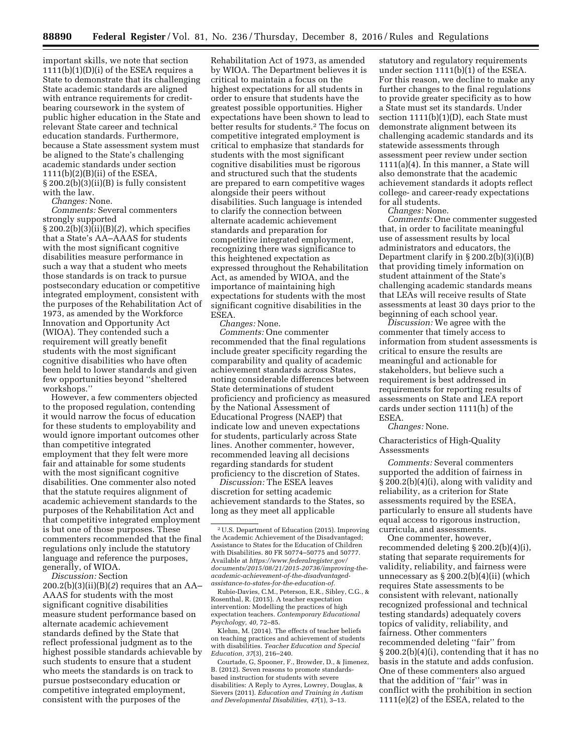important skills, we note that section 1111(b)(1)(D)(i) of the ESEA requires a State to demonstrate that its challenging State academic standards are aligned with entrance requirements for credit-bearing coursework in the system of public higher education in the State and relevant State career and technical education standards. Furthermore, because a State assessment system must be aligned to the State's challenging academic standards under section 1111(b)(2)(B)(ii) of the ESEA, § 200.2(b)(3)(ii)(B) is fully consistent with the law.

*Changes:* None.

*Comments:* Several commenters strongly supported § 200.2(b)(3)(ii)(B)(*2*), which specifies that a State's AA–AAAS for students with the most significant cognitive disabilities measure performance in such a way that a student who meets those standards is on track to pursue postsecondary education or competitive integrated employment, consistent with the purposes of the Rehabilitation Act of 1973, as amended by the Workforce Innovation and Opportunity Act (WIOA). They contended such a requirement will greatly benefit students with the most significant cognitive disabilities who have often been held to lower standards and given few opportunities beyond ''sheltered workshops.''

However, a few commenters objected to the proposed regulation, contending it would narrow the focus of education for these students to employability and would ignore important outcomes other than competitive integrated employment that they felt were more fair and attainable for some students with the most significant cognitive disabilities. One commenter also noted that the statute requires alignment of academic achievement standards to the purposes of the Rehabilitation Act and that competitive integrated employment is but one of those purposes. These commenters recommended that the final regulations only include the statutory language and reference the purposes, generally, of WIOA.

*Discussion:* Section 200.2(b)(3)(ii)(B)(*2*) requires that an AA–AAAS for students with the most significant cognitive disabilities measure student performance based on alternate academic achievement standards defined by the State that reflect professional judgment as to the highest possible standards achievable by such students to ensure that a student who meets the standards is on track to pursue postsecondary education or competitive integrated employment, consistent with the purposes of the Rehabilitation Act of 1973, as amended by WIOA. The Department believes it is critical to maintain a focus on the highest expectations for all students in order to ensure that students have the greatest possible opportunities. Higher expectations have been shown to lead to better results for students.[2] The focus on competitive integrated employment is critical to emphasize that standards for students with the most significant cognitive disabilities must be rigorous and structured such that the students are prepared to earn competitive wages alongside their peers without disabilities. Such language is intended to clarify the connection between alternate academic achievement standards and preparation for competitive integrated employment, recognizing there was significance to this heightened expectation as expressed throughout the Rehabilitation Act, as amended by WIOA, and the importance of maintaining high expectations for students with the most significant cognitive disabilities in the ESEA.

*Changes:* None.

*Comments:* One commenter recommended that the final regulations include greater specificity regarding the comparability and quality of academic achievement standards across States, noting considerable differences between State determinations of student proficiency and proficiency as measured by the National Assessment of Educational Progress (NAEP) that indicate low and uneven expectations for students, particularly across State lines. Another commenter, however, recommended leaving all decisions regarding standards for student proficiency to the discretion of States.

*Discussion:* The ESEA leaves discretion for setting academic achievement standards to the States, so long as they meet all applicable statutory and regulatory requirements under section 1111(b)(1) of the ESEA. For this reason, we decline to make any further changes to the final regulations to provide greater specificity as to how a State must set its standards. Under section 1111(b)(1)(D), each State must demonstrate alignment between its challenging academic standards and its statewide assessments through assessment peer review under section 1111(a)(4). In this manner, a State will also demonstrate that the academic achievement standards it adopts reflect college- and career-ready expectations for all students.

*Changes:* None.

*Comments:* One commenter suggested that, in order to facilitate meaningful use of assessment results by local administrators and educators, the Department clarify in § 200.2(b)(3)(i)(B) that providing timely information on student attainment of the State's challenging academic standards means that LEAs will receive results of State assessments at least 30 days prior to the beginning of each school year.

*Discussion:* We agree with the commenter that timely access to information from student assessments is critical to ensure the results are meaningful and actionable for stakeholders, but believe such a requirement is best addressed in requirements for reporting results of assessments on State and LEA report cards under section 1111(h) of the ESEA.

*Changes:* None.

### Characteristics of High-Quality Assessments

*Comments:* Several commenters supported the addition of fairness in § 200.2(b)(4)(i), along with validity and reliability, as a criterion for State assessments required by the ESEA, particularly to ensure all students have equal access to rigorous instruction, curricula, and assessments.

One commenter, however, recommended deleting § 200.2(b)(4)(i), stating that separate requirements for validity, reliability, and fairness were unnecessary as § 200.2(b)(4)(ii) (which requires State assessments to be consistent with relevant, nationally recognized professional and technical testing standards) adequately covers topics of validity, reliability, and fairness. Other commenters recommended deleting ''fair'' from § 200.2(b)(4)(i), contending that it has no basis in the statute and adds confusion. One of these commenters also argued that the addition of ''fair'' was in conflict with the prohibition in section 1111(e)(2) of the ESEA, related to the

---

[2] U.S. Department of Education (2015). Improving the Academic Achievement of the Disadvantaged; Assistance to States for the Education of Children with Disabilities. 80 FR 50774–50775 and 50777. Available at *https://www.federalregister.gov/documents/2015/08/21/2015-20736/improving-the-academic-achievement-of-the-disadvantaged-assistance-to-states-for-the-education-of*.

Rubie-Davies, C.M., Peterson, E.R., Sibley, C.G., & Rosenthal, R. (2015). A teacher expectation intervention: Modelling the practices of high expectation teachers. *Contemporary Educational Psychology, 40,* 72–85.

Klehm, M. (2014). The effects of teacher beliefs on teaching practices and achievement of students with disabilities. *Teacher Education and Special Education, 37*(3), 216–240.

Courtade, G, Spooner, F., Browder, D., & Jimenez, B. (2012). Seven reasons to promote standards-based instruction for students with severe disabilities: A Reply to Ayres, Lowrey, Douglas, & Sievers (2011). *Education and Training in Autism and Developmental Disabilities, 47*(1), 3–13.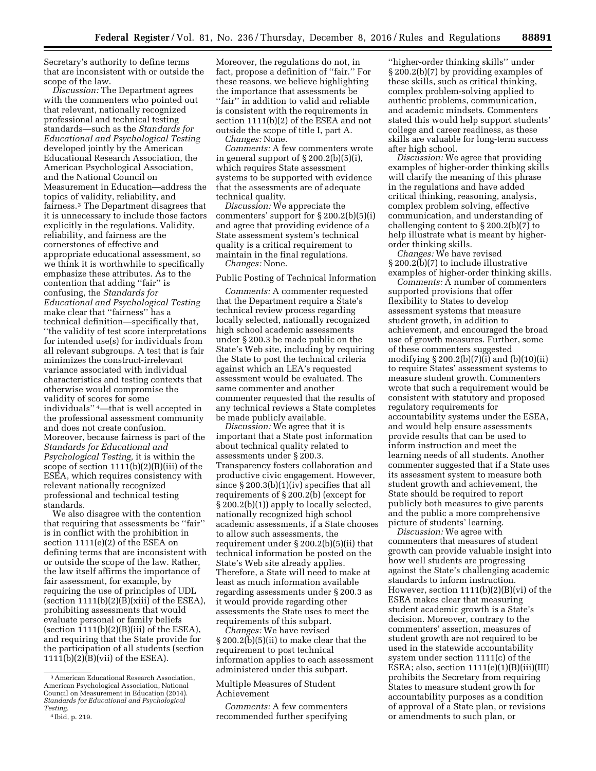Secretary's authority to define terms that are inconsistent with or outside the scope of the law.

*Discussion:* The Department agrees with the commenters who pointed out that relevant, nationally recognized professional and technical testing standards—such as the *Standards for Educational and Psychological Testing* developed jointly by the American Educational Research Association, the American Psychological Association, and the National Council on Measurement in Education—address the topics of validity, reliability, and fairness.[3] The Department disagrees that it is unnecessary to include those factors explicitly in the regulations. Validity, reliability, and fairness are the cornerstones of effective and appropriate educational assessment, so we think it is worthwhile to specifically emphasize these attributes. As to the contention that adding "fair" is confusing, the *Standards for Educational and Psychological Testing* make clear that "fairness" has a technical definition—specifically that, "the validity of test score interpretations for intended use(s) for individuals from all relevant subgroups. A test that is fair minimizes the construct-irrelevant variance associated with individual characteristics and testing contexts that otherwise would compromise the validity of scores for some individuals"[4]—that is well accepted in the professional assessment community and does not create confusion. Moreover, because fairness is part of the *Standards for Educational and Psychological Testing,* it is within the scope of section 1111(b)(2)(B)(iii) of the ESEA, which requires consistency with relevant nationally recognized professional and technical testing standards.

We also disagree with the contention that requiring that assessments be "fair" is in conflict with the prohibition in section 1111(e)(2) of the ESEA on defining terms that are inconsistent with or outside the scope of the law. Rather, the law itself affirms the importance of fair assessment, for example, by requiring the use of principles of UDL (section 1111(b)(2)(B)(xiii) of the ESEA), prohibiting assessments that would evaluate personal or family beliefs (section 1111(b)(2)(B)(iii) of the ESEA), and requiring that the State provide for the participation of all students (section 1111(b)(2)(B)(vii) of the ESEA). Moreover, the regulations do not, in fact, propose a definition of "fair." For these reasons, we believe highlighting the importance that assessments be "fair" in addition to valid and reliable is consistent with the requirements in section 1111(b)(2) of the ESEA and not outside the scope of title I, part A.

*Changes:* None.

*Comments:* A few commenters wrote in general support of § 200.2(b)(5)(i), which requires State assessment systems to be supported with evidence that the assessments are of adequate technical quality.

*Discussion:* We appreciate the commenters' support for § 200.2(b)(5)(i) and agree that providing evidence of a State assessment system's technical quality is a critical requirement to maintain in the final regulations.

*Changes:* None.

Public Posting of Technical Information

*Comments:* A commenter requested that the Department require a State's technical review process regarding locally selected, nationally recognized high school academic assessments under § 200.3 be made public on the State's Web site, including by requiring the State to post the technical criteria against which an LEA's requested assessment would be evaluated. The same commenter and another commenter requested that the results of any technical reviews a State completes be made publicly available.

*Discussion:* We agree that it is important that a State post information about technical quality related to assessments under § 200.3. Transparency fosters collaboration and productive civic engagement. However, since § 200.3(b)(1)(iv) specifies that all requirements of § 200.2(b) (except for § 200.2(b)(1)) apply to locally selected, nationally recognized high school academic assessments, if a State chooses to allow such assessments, the requirement under § 200.2(b)(5)(ii) that technical information be posted on the State's Web site already applies. Therefore, a State will need to make at least as much information available regarding assessments under § 200.3 as it would provide regarding other assessments the State uses to meet the requirements of this subpart.

*Changes:* We have revised § 200.2(b)(5)(ii) to make clear that the requirement to post technical information applies to each assessment administered under this subpart.

Multiple Measures of Student Achievement

*Comments:* A few commenters recommended further specifying "higher-order thinking skills" under § 200.2(b)(7) by providing examples of these skills, such as critical thinking, complex problem-solving applied to authentic problems, communication, and academic mindsets. Commenters stated this would help support students' college and career readiness, as these skills are valuable for long-term success after high school.

*Discussion:* We agree that providing examples of higher-order thinking skills will clarify the meaning of this phrase in the regulations and have added critical thinking, reasoning, analysis, complex problem solving, effective communication, and understanding of challenging content to § 200.2(b)(7) to help illustrate what is meant by higher-order thinking skills.

*Changes:* We have revised § 200.2(b)(7) to include illustrative examples of higher-order thinking skills.

*Comments:* A number of commenters supported provisions that offer flexibility to States to develop assessment systems that measure student growth, in addition to achievement, and encouraged the broad use of growth measures. Further, some of these commenters suggested modifying § 200.2(b)(7)(i) and (b)(10)(ii) to require States' assessment systems to measure student growth. Commenters wrote that such a requirement would be consistent with statutory and proposed regulatory requirements for accountability systems under the ESEA, and would help ensure assessments provide results that can be used to inform instruction and meet the learning needs of all students. Another commenter suggested that if a State uses its assessment system to measure both student growth and achievement, the State should be required to report publicly both measures to give parents and the public a more comprehensive picture of students' learning.

*Discussion:* We agree with commenters that measures of student growth can provide valuable insight into how well students are progressing against the State's challenging academic standards to inform instruction. However, section 1111(b)(2)(B)(vi) of the ESEA makes clear that measuring student academic growth is a State's decision. Moreover, contrary to the commenters' assertion, measures of student growth are not required to be used in the statewide accountability system under section 1111(c) of the ESEA; also, section 1111(e)(1)(B)(iii)(III) prohibits the Secretary from requiring States to measure student growth for accountability purposes as a condition of approval of a State plan, or revisions or amendments to such plan, or

---

[3] American Educational Research Association, American Psychological Association, National Council on Measurement in Education (2014). *Standards for Educational and Psychological Testing.*

[4] Ibid, p. 219.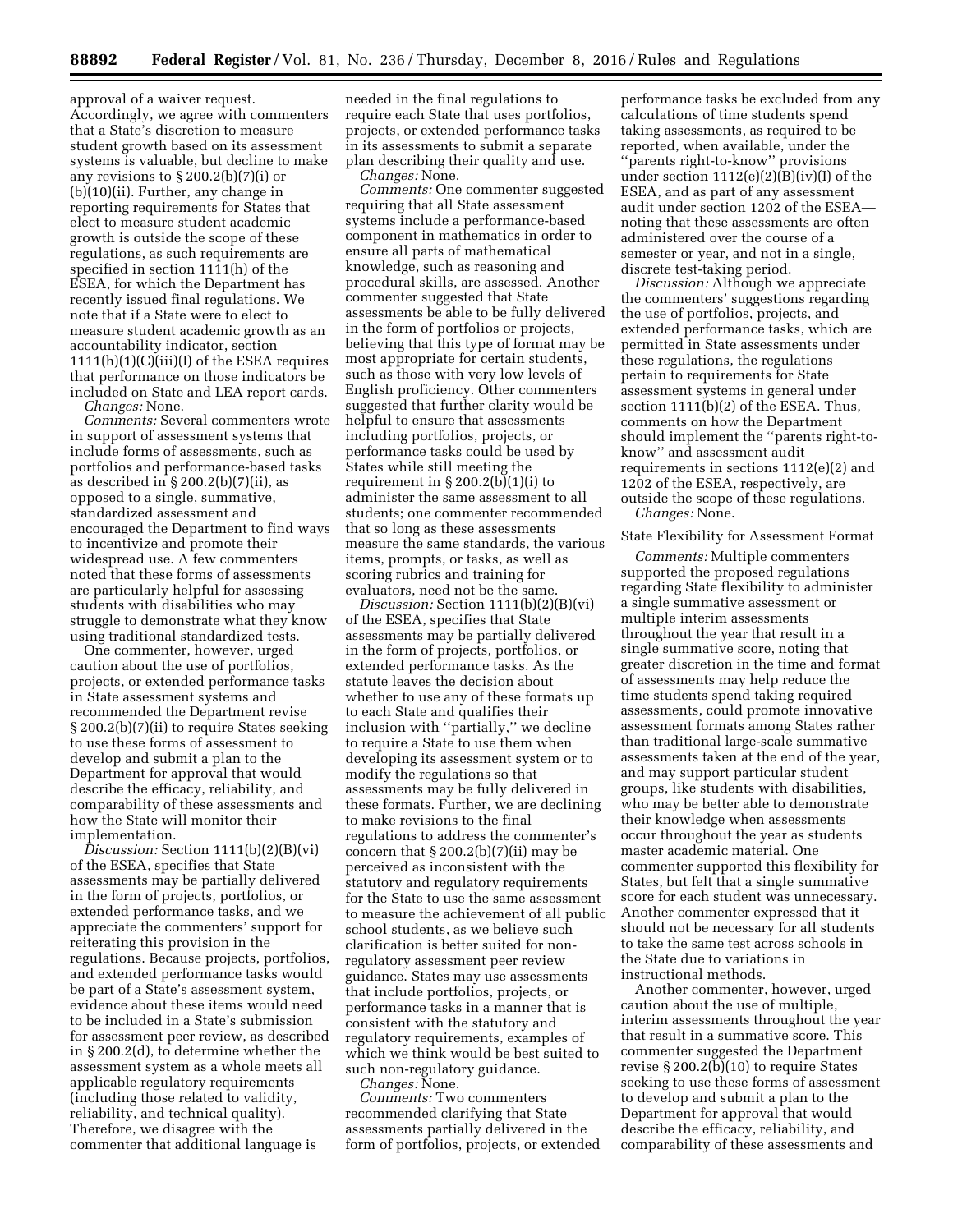approval of a waiver request. Accordingly, we agree with commenters that a State's discretion to measure student growth based on its assessment systems is valuable, but decline to make any revisions to § 200.2(b)(7)(i) or (b)(10)(ii). Further, any change in reporting requirements for States that elect to measure student academic growth is outside the scope of these regulations, as such requirements are specified in section 1111(h) of the ESEA, for which the Department has recently issued final regulations. We note that if a State were to elect to measure student academic growth as an accountability indicator, section 1111(h)(1)(C)(iii)(I) of the ESEA requires that performance on those indicators be included on State and LEA report cards.

*Changes:* None.

*Comments:* Several commenters wrote in support of assessment systems that include forms of assessments, such as portfolios and performance-based tasks as described in § 200.2(b)(7)(ii), as opposed to a single, summative, standardized assessment and encouraged the Department to find ways to incentivize and promote their widespread use. A few commenters noted that these forms of assessments are particularly helpful for assessing students with disabilities who may struggle to demonstrate what they know using traditional standardized tests.

One commenter, however, urged caution about the use of portfolios, projects, or extended performance tasks in State assessment systems and recommended the Department revise § 200.2(b)(7)(ii) to require States seeking to use these forms of assessment to develop and submit a plan to the Department for approval that would describe the efficacy, reliability, and comparability of these assessments and how the State will monitor their implementation.

*Discussion:* Section 1111(b)(2)(B)(vi) of the ESEA, specifies that State assessments may be partially delivered in the form of projects, portfolios, or extended performance tasks, and we appreciate the commenters' support for reiterating this provision in the regulations. Because projects, portfolios, and extended performance tasks would be part of a State's assessment system, evidence about these items would need to be included in a State's submission for assessment peer review, as described in § 200.2(d), to determine whether the assessment system as a whole meets all applicable regulatory requirements (including those related to validity, reliability, and technical quality). Therefore, we disagree with the commenter that additional language is needed in the final regulations to require each State that uses portfolios, projects, or extended performance tasks in its assessments to submit a separate plan describing their quality and use.

*Changes:* None.

*Comments:* One commenter suggested requiring that all State assessment systems include a performance-based component in mathematics in order to ensure all parts of mathematical knowledge, such as reasoning and procedural skills, are assessed. Another commenter suggested that State assessments be able to be fully delivered in the form of portfolios or projects, believing that this type of format may be most appropriate for certain students, such as those with very low levels of English proficiency. Other commenters suggested that further clarity would be helpful to ensure that assessments including portfolios, projects, or performance tasks could be used by States while still meeting the requirement in § 200.2(b)(1)(i) to administer the same assessment to all students; one commenter recommended that so long as these assessments measure the same standards, the various items, prompts, or tasks, as well as scoring rubrics and training for evaluators, need not be the same.

*Discussion:* Section 1111(b)(2)(B)(vi) of the ESEA, specifies that State assessments may be partially delivered in the form of projects, portfolios, or extended performance tasks. As the statute leaves the decision about whether to use any of these formats up to each State and qualifies their inclusion with "partially," we decline to require a State to use them when developing its assessment system or to modify the regulations so that assessments may be fully delivered in these formats. Further, we are declining to make revisions to the final regulations to address the commenter's concern that § 200.2(b)(7)(ii) may be perceived as inconsistent with the statutory and regulatory requirements for the State to use the same assessment to measure the achievement of all public school students, as we believe such clarification is better suited for non-regulatory assessment peer review guidance. States may use assessments that include portfolios, projects, or performance tasks in a manner that is consistent with the statutory and regulatory requirements, examples of which we think would be best suited to such non-regulatory guidance.

*Changes:* None.

*Comments:* Two commenters recommended clarifying that State assessments partially delivered in the form of portfolios, projects, or extended performance tasks be excluded from any calculations of time students spend taking assessments, as required to be reported, when available, under the "parents right-to-know" provisions under section 1112(e)(2)(B)(iv)(I) of the ESEA, and as part of any assessment audit under section 1202 of the ESEA—noting that these assessments are often administered over the course of a semester or year, and not in a single, discrete test-taking period.

*Discussion:* Although we appreciate the commenters' suggestions regarding the use of portfolios, projects, and extended performance tasks, which are permitted in State assessments under these regulations, the regulations pertain to requirements for State assessment systems in general under section 1111(b)(2) of the ESEA. Thus, comments on how the Department should implement the "parents right-to-know" and assessment audit requirements in sections 1112(e)(2) and 1202 of the ESEA, respectively, are outside the scope of these regulations.

*Changes:* None.

State Flexibility for Assessment Format

*Comments:* Multiple commenters supported the proposed regulations regarding State flexibility to administer a single summative assessment or multiple interim assessments throughout the year that result in a single summative score, noting that greater discretion in the time and format of assessments may help reduce the time students spend taking required assessments, could promote innovative assessment formats among States rather than traditional large-scale summative assessments taken at the end of the year, and may support particular student groups, like students with disabilities, who may be better able to demonstrate their knowledge when assessments occur throughout the year as students master academic material. One commenter supported this flexibility for States, but felt that a single summative score for each student was unnecessary. Another commenter expressed that it should not be necessary for all students to take the same test across schools in the State due to variations in instructional methods.

Another commenter, however, urged caution about the use of multiple, interim assessments throughout the year that result in a summative score. This commenter suggested the Department revise § 200.2(b)(10) to require States seeking to use these forms of assessment to develop and submit a plan to the Department for approval that would describe the efficacy, reliability, and comparability of these assessments and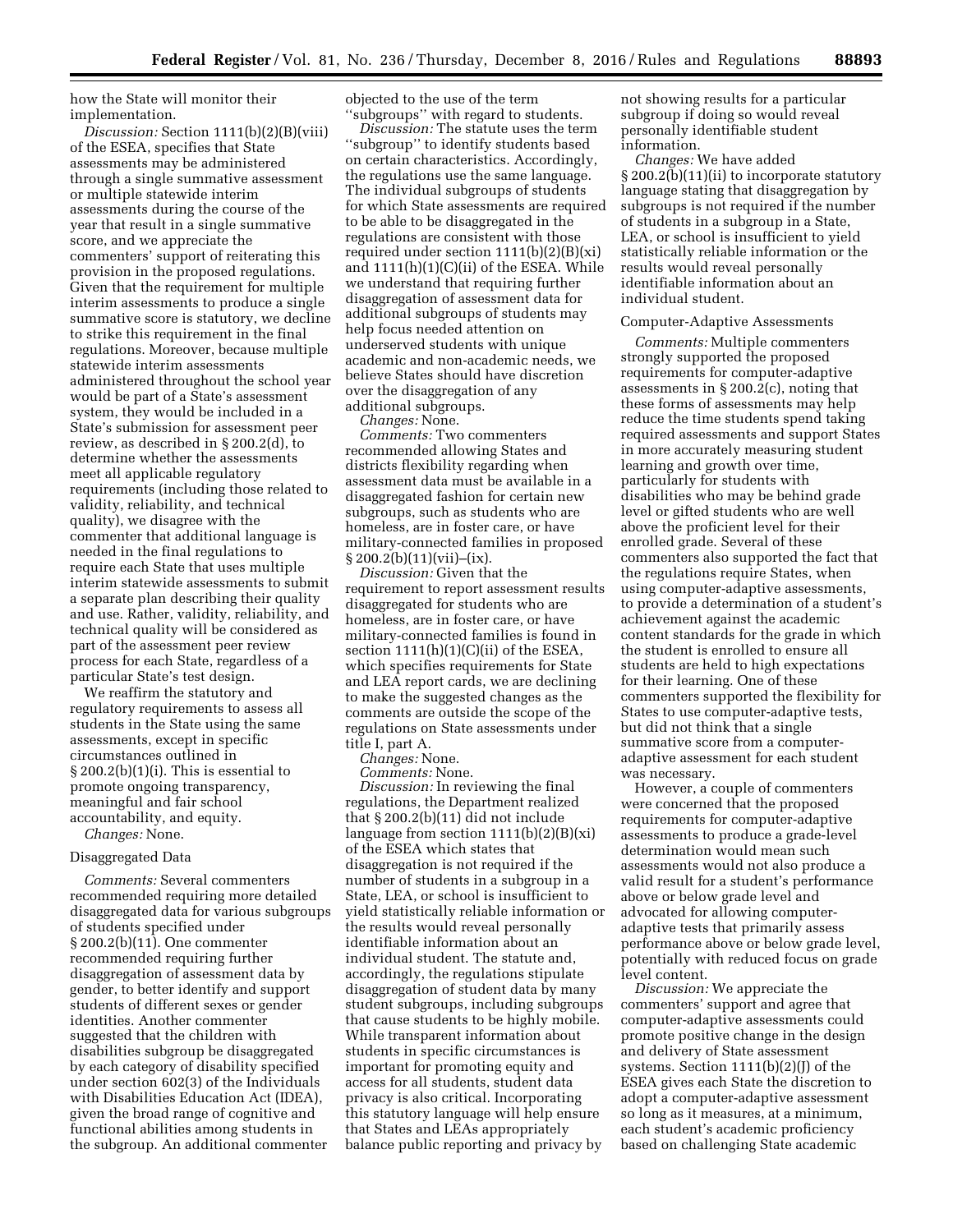how the State will monitor their implementation.

*Discussion:* Section 1111(b)(2)(B)(viii) of the ESEA, specifies that State assessments may be administered through a single summative assessment or multiple statewide interim assessments during the course of the year that result in a single summative score, and we appreciate the commenters' support of reiterating this provision in the proposed regulations. Given that the requirement for multiple interim assessments to produce a single summative score is statutory, we decline to strike this requirement in the final regulations. Moreover, because multiple statewide interim assessments administered throughout the school year would be part of a State's assessment system, they would be included in a State's submission for assessment peer review, as described in § 200.2(d), to determine whether the assessments meet all applicable regulatory requirements (including those related to validity, reliability, and technical quality), we disagree with the commenter that additional language is needed in the final regulations to require each State that uses multiple interim statewide assessments to submit a separate plan describing their quality and use. Rather, validity, reliability, and technical quality will be considered as part of the assessment peer review process for each State, regardless of a particular State's test design.

We reaffirm the statutory and regulatory requirements to assess all students in the State using the same assessments, except in specific circumstances outlined in § 200.2(b)(1)(i). This is essential to promote ongoing transparency, meaningful and fair school accountability, and equity.

*Changes:* None.

Disaggregated Data

*Comments:* Several commenters recommended requiring more detailed disaggregated data for various subgroups of students specified under § 200.2(b)(11). One commenter recommended requiring further disaggregation of assessment data by gender, to better identify and support students of different sexes or gender identities. Another commenter suggested that the children with disabilities subgroup be disaggregated by each category of disability specified under section 602(3) of the Individuals with Disabilities Education Act (IDEA), given the broad range of cognitive and functional abilities among students in the subgroup. An additional commenter objected to the use of the term ''subgroups'' with regard to students.

*Discussion:* The statute uses the term ''subgroup'' to identify students based on certain characteristics. Accordingly, the regulations use the same language. The individual subgroups of students for which State assessments are required to be able to be disaggregated in the regulations are consistent with those required under section 1111(b)(2)(B)(xi) and 1111(h)(1)(C)(ii) of the ESEA. While we understand that requiring further disaggregation of assessment data for additional subgroups of students may help focus needed attention on underserved students with unique academic and non-academic needs, we believe States should have discretion over the disaggregation of any additional subgroups.

*Changes:* None.

*Comments:* Two commenters recommended allowing States and districts flexibility regarding when assessment data must be available in a disaggregated fashion for certain new subgroups, such as students who are homeless, are in foster care, or have military-connected families in proposed § 200.2(b)(11)(vii)–(ix).

*Discussion:* Given that the requirement to report assessment results disaggregated for students who are homeless, are in foster care, or have military-connected families is found in section 1111(h)(1)(C)(ii) of the ESEA, which specifies requirements for State and LEA report cards, we are declining to make the suggested changes as the comments are outside the scope of the regulations on State assessments under title I, part A.

*Changes:* None.

*Comments:* None.

*Discussion:* In reviewing the final regulations, the Department realized that § 200.2(b)(11) did not include language from section 1111(b)(2)(B)(xi) of the ESEA which states that disaggregation is not required if the number of students in a subgroup in a State, LEA, or school is insufficient to yield statistically reliable information or the results would reveal personally identifiable information about an individual student. The statute and, accordingly, the regulations stipulate disaggregation of student data by many student subgroups, including subgroups that cause students to be highly mobile. While transparent information about students in specific circumstances is important for promoting equity and access for all students, student data privacy is also critical. Incorporating this statutory language will help ensure that States and LEAs appropriately balance public reporting and privacy by not showing results for a particular subgroup if doing so would reveal personally identifiable student information.

*Changes:* We have added § 200.2(b)(11)(ii) to incorporate statutory language stating that disaggregation by subgroups is not required if the number of students in a subgroup in a State, LEA, or school is insufficient to yield statistically reliable information or the results would reveal personally identifiable information about an individual student.

Computer-Adaptive Assessments

*Comments:* Multiple commenters strongly supported the proposed requirements for computer-adaptive assessments in § 200.2(c), noting that these forms of assessments may help reduce the time students spend taking required assessments and support States in more accurately measuring student learning and growth over time, particularly for students with disabilities who may be behind grade level or gifted students who are well above the proficient level for their enrolled grade. Several of these commenters also supported the fact that the regulations require States, when using computer-adaptive assessments, to provide a determination of a student's achievement against the academic content standards for the grade in which the student is enrolled to ensure all students are held to high expectations for their learning. One of these commenters supported the flexibility for States to use computer-adaptive tests, but did not think that a single summative score from a computer-adaptive assessment for each student was necessary.

However, a couple of commenters were concerned that the proposed requirements for computer-adaptive assessments to produce a grade-level determination would mean such assessments would not also produce a valid result for a student's performance above or below grade level and advocated for allowing computer-adaptive tests that primarily assess performance above or below grade level, potentially with reduced focus on grade level content.

*Discussion:* We appreciate the commenters' support and agree that computer-adaptive assessments could promote positive change in the design and delivery of State assessment systems. Section 1111(b)(2)(J) of the ESEA gives each State the discretion to adopt a computer-adaptive assessment so long as it measures, at a minimum, each student's academic proficiency based on challenging State academic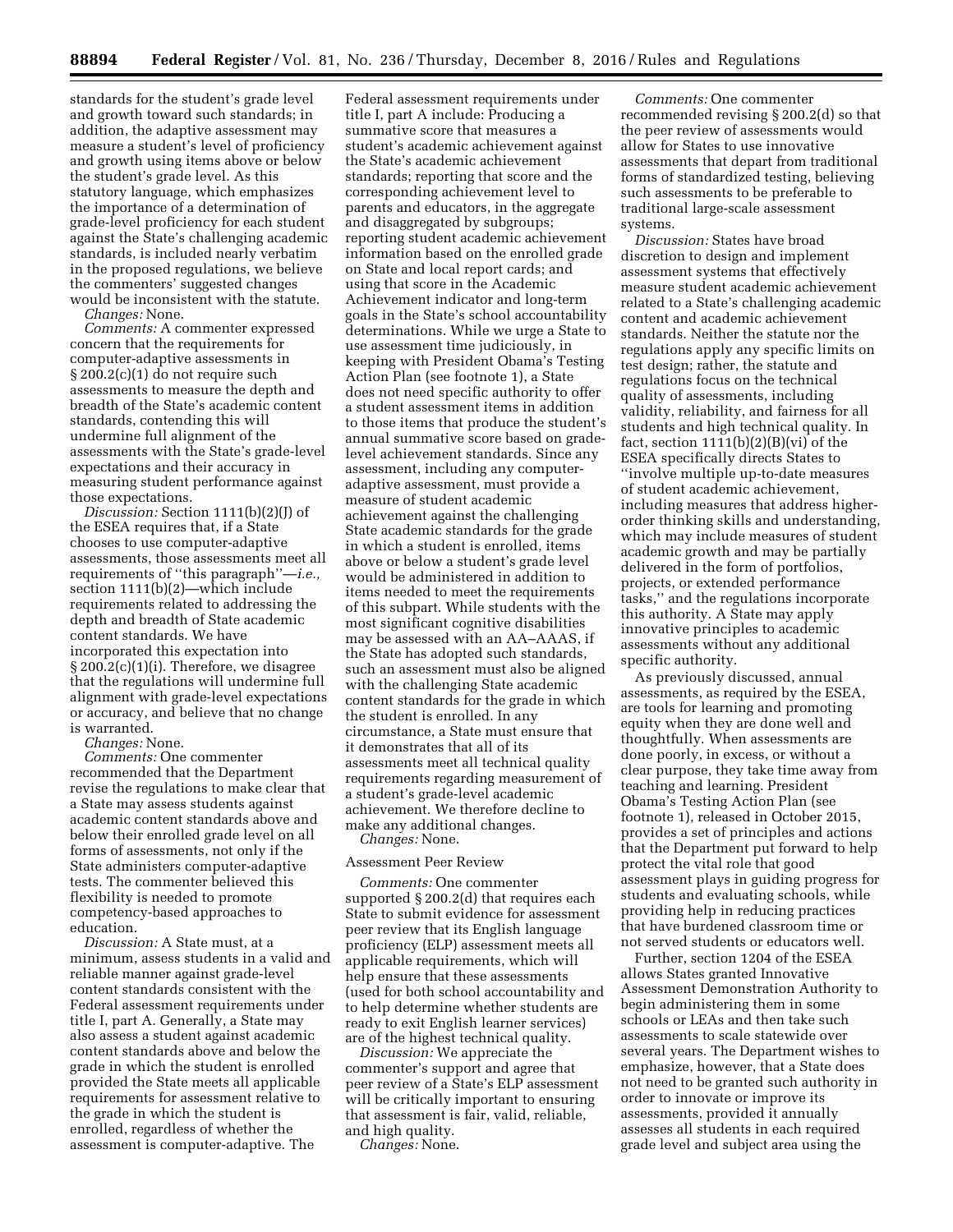standards for the student's grade level and growth toward such standards; in addition, the adaptive assessment may measure a student's level of proficiency and growth using items above or below the student's grade level. As this statutory language, which emphasizes the importance of a determination of grade-level proficiency for each student against the State's challenging academic standards, is included nearly verbatim in the proposed regulations, we believe the commenters' suggested changes would be inconsistent with the statute.

*Changes:* None.

*Comments:* A commenter expressed concern that the requirements for computer-adaptive assessments in § 200.2(c)(1) do not require such assessments to measure the depth and breadth of the State's academic content standards, contending this will undermine full alignment of the assessments with the State's grade-level expectations and their accuracy in measuring student performance against those expectations.

*Discussion:* Section 1111(b)(2)(J) of the ESEA requires that, if a State chooses to use computer-adaptive assessments, those assessments meet all requirements of ''this paragraph''—*i.e.,* section 1111(b)(2)—which include requirements related to addressing the depth and breadth of State academic content standards. We have incorporated this expectation into § 200.2(c)(1)(i). Therefore, we disagree that the regulations will undermine full alignment with grade-level expectations or accuracy, and believe that no change is warranted.

*Changes:* None.

*Comments:* One commenter recommended that the Department revise the regulations to make clear that a State may assess students against academic content standards above and below their enrolled grade level on all forms of assessments, not only if the State administers computer-adaptive tests. The commenter believed this flexibility is needed to promote competency-based approaches to education.

*Discussion:* A State must, at a minimum, assess students in a valid and reliable manner against grade-level content standards consistent with the Federal assessment requirements under title I, part A. Generally, a State may also assess a student against academic content standards above and below the grade in which the student is enrolled provided the State meets all applicable requirements for assessment relative to the grade in which the student is enrolled, regardless of whether the assessment is computer-adaptive. The Federal assessment requirements under title I, part A include: Producing a summative score that measures a student's academic achievement against the State's academic achievement standards; reporting that score and the corresponding achievement level to parents and educators, in the aggregate and disaggregated by subgroups; reporting student academic achievement information based on the enrolled grade on State and local report cards; and using that score in the Academic Achievement indicator and long-term goals in the State's school accountability determinations. While we urge a State to use assessment time judiciously, in keeping with President Obama's Testing Action Plan (see footnote 1), a State does not need specific authority to offer a student assessment items in addition to those items that produce the student's annual summative score based on grade-level achievement standards. Since any assessment, including any computer-adaptive assessment, must provide a measure of student academic achievement against the challenging State academic standards for the grade in which a student is enrolled, items above or below a student's grade level would be administered in addition to items needed to meet the requirements of this subpart. While students with the most significant cognitive disabilities may be assessed with an AA–AAAS, if the State has adopted such standards, such an assessment must also be aligned with the challenging State academic content standards for the grade in which the student is enrolled. In any circumstance, a State must ensure that it demonstrates that all of its assessments meet all technical quality requirements regarding measurement of a student's grade-level academic achievement. We therefore decline to make any additional changes.

*Changes:* None.

Assessment Peer Review

*Comments:* One commenter supported § 200.2(d) that requires each State to submit evidence for assessment peer review that its English language proficiency (ELP) assessment meets all applicable requirements, which will help ensure that these assessments (used for both school accountability and to help determine whether students are ready to exit English learner services) are of the highest technical quality.

*Discussion:* We appreciate the commenter's support and agree that peer review of a State's ELP assessment will be critically important to ensuring that assessment is fair, valid, reliable, and high quality.

*Changes:* None.

*Comments:* One commenter recommended revising § 200.2(d) so that the peer review of assessments would allow for States to use innovative assessments that depart from traditional forms of standardized testing, believing such assessments to be preferable to traditional large-scale assessment systems.

*Discussion:* States have broad discretion to design and implement assessment systems that effectively measure student academic achievement related to a State's challenging academic content and academic achievement standards. Neither the statute nor the regulations apply any specific limits on test design; rather, the statute and regulations focus on the technical quality of assessments, including validity, reliability, and fairness for all students and high technical quality. In fact, section 1111(b)(2)(B)(vi) of the ESEA specifically directs States to ''involve multiple up-to-date measures of student academic achievement, including measures that address higher-order thinking skills and understanding, which may include measures of student academic growth and may be partially delivered in the form of portfolios, projects, or extended performance tasks,'' and the regulations incorporate this authority. A State may apply innovative principles to academic assessments without any additional specific authority.

As previously discussed, annual assessments, as required by the ESEA, are tools for learning and promoting equity when they are done well and thoughtfully. When assessments are done poorly, in excess, or without a clear purpose, they take time away from teaching and learning. President Obama's Testing Action Plan (see footnote 1), released in October 2015, provides a set of principles and actions that the Department put forward to help protect the vital role that good assessment plays in guiding progress for students and evaluating schools, while providing help in reducing practices that have burdened classroom time or not served students or educators well.

Further, section 1204 of the ESEA allows States granted Innovative Assessment Demonstration Authority to begin administering them in some schools or LEAs and then take such assessments to scale statewide over several years. The Department wishes to emphasize, however, that a State does not need to be granted such authority in order to innovate or improve its assessments, provided it annually assesses all students in each required grade level and subject area using the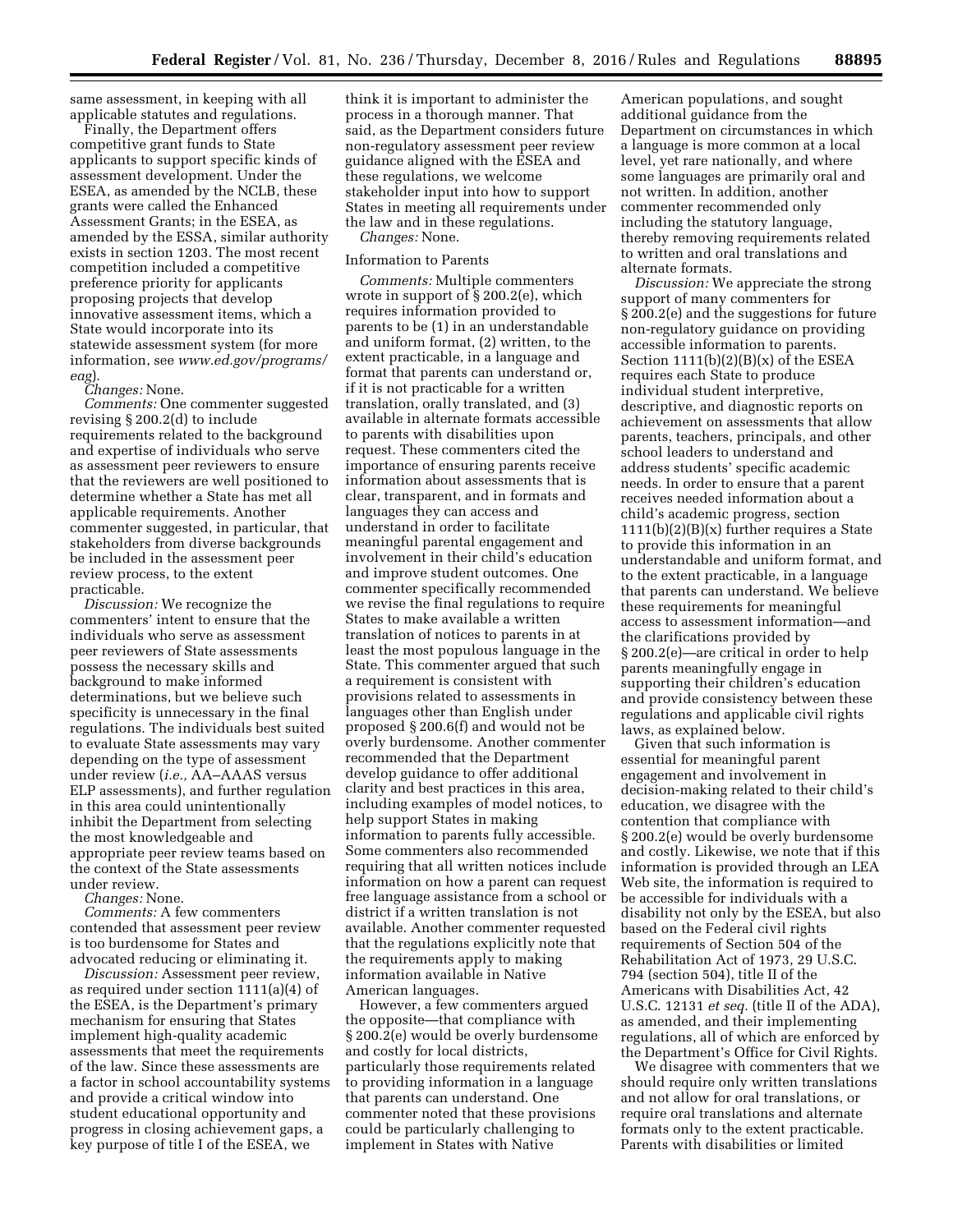same assessment, in keeping with all applicable statutes and regulations.

Finally, the Department offers competitive grant funds to State applicants to support specific kinds of assessment development. Under the ESEA, as amended by the NCLB, these grants were called the Enhanced Assessment Grants; in the ESEA, as amended by the ESSA, similar authority exists in section 1203. The most recent competition included a competitive preference priority for applicants proposing projects that develop innovative assessment items, which a State would incorporate into its statewide assessment system (for more information, see *www.ed.gov/programs/eag*).

*Changes:* None.

*Comments:* One commenter suggested revising § 200.2(d) to include requirements related to the background and expertise of individuals who serve as assessment peer reviewers to ensure that the reviewers are well positioned to determine whether a State has met all applicable requirements. Another commenter suggested, in particular, that stakeholders from diverse backgrounds be included in the assessment peer review process, to the extent practicable.

*Discussion:* We recognize the commenters' intent to ensure that the individuals who serve as assessment peer reviewers of State assessments possess the necessary skills and background to make informed determinations, but we believe such specificity is unnecessary in the final regulations. The individuals best suited to evaluate State assessments may vary depending on the type of assessment under review (*i.e.,* AA–AAAS versus ELP assessments), and further regulation in this area could unintentionally inhibit the Department from selecting the most knowledgeable and appropriate peer review teams based on the context of the State assessments under review.

*Changes:* None.

*Comments:* A few commenters contended that assessment peer review is too burdensome for States and advocated reducing or eliminating it.

*Discussion:* Assessment peer review, as required under section 1111(a)(4) of the ESEA, is the Department's primary mechanism for ensuring that States implement high-quality academic assessments that meet the requirements of the law. Since these assessments are a factor in school accountability systems and provide a critical window into student educational opportunity and progress in closing achievement gaps, a key purpose of title I of the ESEA, we think it is important to administer the process in a thorough manner. That said, as the Department considers future non-regulatory assessment peer review guidance aligned with the ESEA and these regulations, we welcome stakeholder input into how to support States in meeting all requirements under the law and in these regulations.

*Changes:* None.

Information to Parents

*Comments:* Multiple commenters wrote in support of § 200.2(e), which requires information provided to parents to be (1) in an understandable and uniform format, (2) written, to the extent practicable, in a language and format that parents can understand or, if it is not practicable for a written translation, orally translated, and (3) available in alternate formats accessible to parents with disabilities upon request. These commenters cited the importance of ensuring parents receive information about assessments that is clear, transparent, and in formats and languages they can access and understand in order to facilitate meaningful parental engagement and involvement in their child's education and improve student outcomes. One commenter specifically recommended we revise the final regulations to require States to make available a written translation of notices to parents in at least the most populous language in the State. This commenter argued that such a requirement is consistent with provisions related to assessments in languages other than English under proposed § 200.6(f) and would not be overly burdensome. Another commenter recommended that the Department develop guidance to offer additional clarity and best practices in this area, including examples of model notices, to help support States in making information to parents fully accessible. Some commenters also recommended requiring that all written notices include information on how a parent can request free language assistance from a school or district if a written translation is not available. Another commenter requested that the regulations explicitly note that the requirements apply to making information available in Native American languages.

However, a few commenters argued the opposite—that compliance with § 200.2(e) would be overly burdensome and costly for local districts, particularly those requirements related to providing information in a language that parents can understand. One commenter noted that these provisions could be particularly challenging to implement in States with Native American populations, and sought additional guidance from the Department on circumstances in which a language is more common at a local level, yet rare nationally, and where some languages are primarily oral and not written. In addition, another commenter recommended only including the statutory language, thereby removing requirements related to written and oral translations and alternate formats.

*Discussion:* We appreciate the strong support of many commenters for § 200.2(e) and the suggestions for future non-regulatory guidance on providing accessible information to parents. Section 1111(b)(2)(B)(x) of the ESEA requires each State to produce individual student interpretive, descriptive, and diagnostic reports on achievement on assessments that allow parents, teachers, principals, and other school leaders to understand and address students' specific academic needs. In order to ensure that a parent receives needed information about a child's academic progress, section 1111(b)(2)(B)(x) further requires a State to provide this information in an understandable and uniform format, and to the extent practicable, in a language that parents can understand. We believe these requirements for meaningful access to assessment information—and the clarifications provided by § 200.2(e)—are critical in order to help parents meaningfully engage in supporting their children's education and provide consistency between these regulations and applicable civil rights laws, as explained below.

Given that such information is essential for meaningful parent engagement and involvement in decision-making related to their child's education, we disagree with the contention that compliance with § 200.2(e) would be overly burdensome and costly. Likewise, we note that if this information is provided through an LEA Web site, the information is required to be accessible for individuals with a disability not only by the ESEA, but also based on the Federal civil rights requirements of Section 504 of the Rehabilitation Act of 1973, 29 U.S.C. 794 (section 504), title II of the Americans with Disabilities Act, 42 U.S.C. 12131 *et seq.* (title II of the ADA), as amended, and their implementing regulations, all of which are enforced by the Department's Office for Civil Rights.

We disagree with commenters that we should require only written translations and not allow for oral translations, or require oral translations and alternate formats only to the extent practicable. Parents with disabilities or limited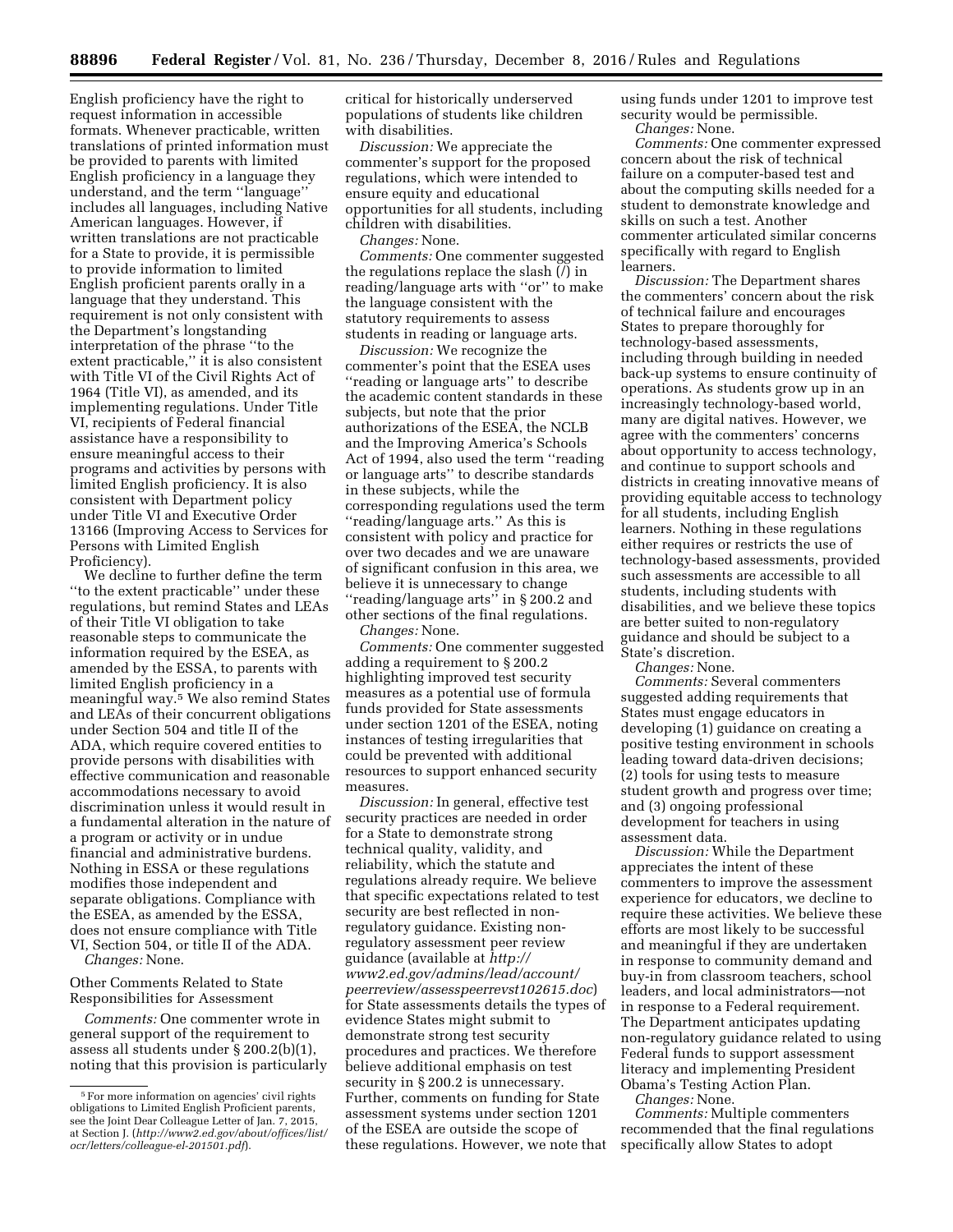English proficiency have the right to request information in accessible formats. Whenever practicable, written translations of printed information must be provided to parents with limited English proficiency in a language they understand, and the term ''language'' includes all languages, including Native American languages. However, if written translations are not practicable for a State to provide, it is permissible to provide information to limited English proficient parents orally in a language that they understand. This requirement is not only consistent with the Department's longstanding interpretation of the phrase ''to the extent practicable,'' it is also consistent with Title VI of the Civil Rights Act of 1964 (Title VI), as amended, and its implementing regulations. Under Title VI, recipients of Federal financial assistance have a responsibility to ensure meaningful access to their programs and activities by persons with limited English proficiency. It is also consistent with Department policy under Title VI and Executive Order 13166 (Improving Access to Services for Persons with Limited English Proficiency).

We decline to further define the term ''to the extent practicable'' under these regulations, but remind States and LEAs of their Title VI obligation to take reasonable steps to communicate the information required by the ESEA, as amended by the ESSA, to parents with limited English proficiency in a meaningful way.[5] We also remind States and LEAs of their concurrent obligations under Section 504 and title II of the ADA, which require covered entities to provide persons with disabilities with effective communication and reasonable accommodations necessary to avoid discrimination unless it would result in a fundamental alteration in the nature of a program or activity or in undue financial and administrative burdens. Nothing in ESSA or these regulations modifies those independent and separate obligations. Compliance with the ESEA, as amended by the ESSA, does not ensure compliance with Title VI, Section 504, or title II of the ADA.

*Changes:* None.

Other Comments Related to State Responsibilities for Assessment

*Comments:* One commenter wrote in general support of the requirement to assess all students under § 200.2(b)(1), noting that this provision is particularly critical for historically underserved populations of students like children with disabilities.

*Discussion:* We appreciate the commenter's support for the proposed regulations, which were intended to ensure equity and educational opportunities for all students, including children with disabilities.

*Changes:* None.

*Comments:* One commenter suggested the regulations replace the slash (/) in reading/language arts with ''or'' to make the language consistent with the statutory requirements to assess students in reading or language arts.

*Discussion:* We recognize the commenter's point that the ESEA uses ''reading or language arts'' to describe the academic content standards in these subjects, but note that the prior authorizations of the ESEA, the NCLB and the Improving America's Schools Act of 1994, also used the term ''reading or language arts'' to describe standards in these subjects, while the corresponding regulations used the term ''reading/language arts.'' As this is consistent with policy and practice for over two decades and we are unaware of significant confusion in this area, we believe it is unnecessary to change ''reading/language arts'' in § 200.2 and other sections of the final regulations.

*Changes:* None.

*Comments:* One commenter suggested adding a requirement to § 200.2 highlighting improved test security measures as a potential use of formula funds provided for State assessments under section 1201 of the ESEA, noting instances of testing irregularities that could be prevented with additional resources to support enhanced security measures.

*Discussion:* In general, effective test security practices are needed in order for a State to demonstrate strong technical quality, validity, and reliability, which the statute and regulations already require. We believe that specific expectations related to test security are best reflected in non-regulatory guidance. Existing non-regulatory assessment peer review guidance (available at *http://www2.ed.gov/admins/lead/account/peerreview/assesspeerrevst102615.doc*) for State assessments details the types of evidence States might submit to demonstrate strong test security procedures and practices. We therefore believe additional emphasis on test security in § 200.2 is unnecessary. Further, comments on funding for State assessment systems under section 1201 of the ESEA are outside the scope of these regulations. However, we note that using funds under 1201 to improve test security would be permissible.

*Changes:* None.

*Comments:* One commenter expressed concern about the risk of technical failure on a computer-based test and about the computing skills needed for a student to demonstrate knowledge and skills on such a test. Another commenter articulated similar concerns specifically with regard to English learners.

*Discussion:* The Department shares the commenters' concern about the risk of technical failure and encourages States to prepare thoroughly for technology-based assessments, including through building in needed back-up systems to ensure continuity of operations. As students grow up in an increasingly technology-based world, many are digital natives. However, we agree with the commenters' concerns about opportunity to access technology, and continue to support schools and districts in creating innovative means of providing equitable access to technology for all students, including English learners. Nothing in these regulations either requires or restricts the use of technology-based assessments, provided such assessments are accessible to all students, including students with disabilities, and we believe these topics are better suited to non-regulatory guidance and should be subject to a State's discretion.

*Changes:* None.

*Comments:* Several commenters suggested adding requirements that States must engage educators in developing (1) guidance on creating a positive testing environment in schools leading toward data-driven decisions; (2) tools for using tests to measure student growth and progress over time; and (3) ongoing professional development for teachers in using assessment data.

*Discussion:* While the Department appreciates the intent of these commenters to improve the assessment experience for educators, we decline to require these activities. We believe these efforts are most likely to be successful and meaningful if they are undertaken in response to community demand and buy-in from classroom teachers, school leaders, and local administrators—not in response to a Federal requirement. The Department anticipates updating non-regulatory guidance related to using Federal funds to support assessment literacy and implementing President Obama's Testing Action Plan.

*Changes:* None.

*Comments:* Multiple commenters recommended that the final regulations specifically allow States to adopt

---

[5] For more information on agencies' civil rights obligations to Limited English Proficient parents, see the Joint Dear Colleague Letter of Jan. 7, 2015, at Section J. (*http://www2.ed.gov/about/offices/list/ocr/letters/colleague-el-201501.pdf*).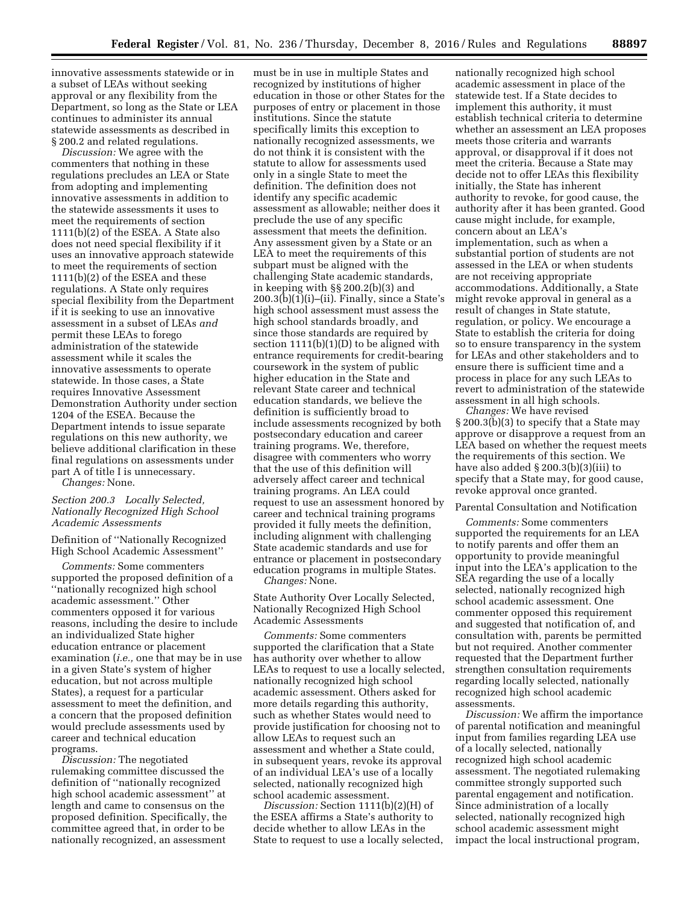innovative assessments statewide or in a subset of LEAs without seeking approval or any flexibility from the Department, so long as the State or LEA continues to administer its annual statewide assessments as described in § 200.2 and related regulations.

*Discussion:* We agree with the commenters that nothing in these regulations precludes an LEA or State from adopting and implementing innovative assessments in addition to the statewide assessments it uses to meet the requirements of section 1111(b)(2) of the ESEA. A State also does not need special flexibility if it uses an innovative approach statewide to meet the requirements of section 1111(b)(2) of the ESEA and these regulations. A State only requires special flexibility from the Department if it is seeking to use an innovative assessment in a subset of LEAs *and* permit these LEAs to forego administration of the statewide assessment while it scales the innovative assessments to operate statewide. In those cases, a State requires Innovative Assessment Demonstration Authority under section 1204 of the ESEA. Because the Department intends to issue separate regulations on this new authority, we believe additional clarification in these final regulations on assessments under part A of title I is unnecessary.

*Changes:* None.

### *Section 200.3 Locally Selected, Nationally Recognized High School Academic Assessments*

#### Definition of "Nationally Recognized High School Academic Assessment"

*Comments:* Some commenters supported the proposed definition of a "nationally recognized high school academic assessment." Other commenters opposed it for various reasons, including the desire to include an individualized State higher education entrance or placement examination (*i.e.,* one that may be in use in a given State's system of higher education, but not across multiple States), a request for a particular assessment to meet the definition, and a concern that the proposed definition would preclude assessments used by career and technical education programs.

*Discussion:* The negotiated rulemaking committee discussed the definition of "nationally recognized high school academic assessment" at length and came to consensus on the proposed definition. Specifically, the committee agreed that, in order to be nationally recognized, an assessment must be in use in multiple States and recognized by institutions of higher education in those or other States for the purposes of entry or placement in those institutions. Since the statute specifically limits this exception to nationally recognized assessments, we do not think it is consistent with the statute to allow for assessments used only in a single State to meet the definition. The definition does not identify any specific academic assessment as allowable; neither does it preclude the use of any specific assessment that meets the definition. Any assessment given by a State or an LEA to meet the requirements of this subpart must be aligned with the challenging State academic standards, in keeping with §§ 200.2(b)(3) and 200.3(b)(1)(i)–(ii). Finally, since a State's high school assessment must assess the high school standards broadly, and since those standards are required by section 1111(b)(1)(D) to be aligned with entrance requirements for credit-bearing coursework in the system of public higher education in the State and relevant State career and technical education standards, we believe the definition is sufficiently broad to include assessments recognized by both postsecondary education and career training programs. We, therefore, disagree with commenters who worry that the use of this definition will adversely affect career and technical training programs. An LEA could request to use an assessment honored by career and technical training programs provided it fully meets the definition, including alignment with challenging State academic standards and use for entrance or placement in postsecondary education programs in multiple States.

*Changes:* None.

#### State Authority Over Locally Selected, Nationally Recognized High School Academic Assessments

*Comments:* Some commenters supported the clarification that a State has authority over whether to allow LEAs to request to use a locally selected, nationally recognized high school academic assessment. Others asked for more details regarding this authority, such as whether States would need to provide justification for choosing not to allow LEAs to request such an assessment and whether a State could, in subsequent years, revoke its approval of an individual LEA's use of a locally selected, nationally recognized high school academic assessment.

*Discussion:* Section 1111(b)(2)(H) of the ESEA affirms a State's authority to decide whether to allow LEAs in the State to request to use a locally selected, nationally recognized high school academic assessment in place of the statewide test. If a State decides to implement this authority, it must establish technical criteria to determine whether an assessment an LEA proposes meets those criteria and warrants approval, or disapproval if it does not meet the criteria. Because a State may decide not to offer LEAs this flexibility initially, the State has inherent authority to revoke, for good cause, the authority after it has been granted. Good cause might include, for example, concern about an LEA's implementation, such as when a substantial portion of students are not assessed in the LEA or when students are not receiving appropriate accommodations. Additionally, a State might revoke approval in general as a result of changes in State statute, regulation, or policy. We encourage a State to establish the criteria for doing so to ensure transparency in the system for LEAs and other stakeholders and to ensure there is sufficient time and a process in place for any such LEAs to revert to administration of the statewide assessment in all high schools.

*Changes:* We have revised § 200.3(b)(3) to specify that a State may approve or disapprove a request from an LEA based on whether the request meets the requirements of this section. We have also added § 200.3(b)(3)(iii) to specify that a State may, for good cause, revoke approval once granted.

#### Parental Consultation and Notification

*Comments:* Some commenters supported the requirements for an LEA to notify parents and offer them an opportunity to provide meaningful input into the LEA's application to the SEA regarding the use of a locally selected, nationally recognized high school academic assessment. One commenter opposed this requirement and suggested that notification of, and consultation with, parents be permitted but not required. Another commenter requested that the Department further strengthen consultation requirements regarding locally selected, nationally recognized high school academic assessments.

*Discussion:* We affirm the importance of parental notification and meaningful input from families regarding LEA use of a locally selected, nationally recognized high school academic assessment. The negotiated rulemaking committee strongly supported such parental engagement and notification. Since administration of a locally selected, nationally recognized high school academic assessment might impact the local instructional program,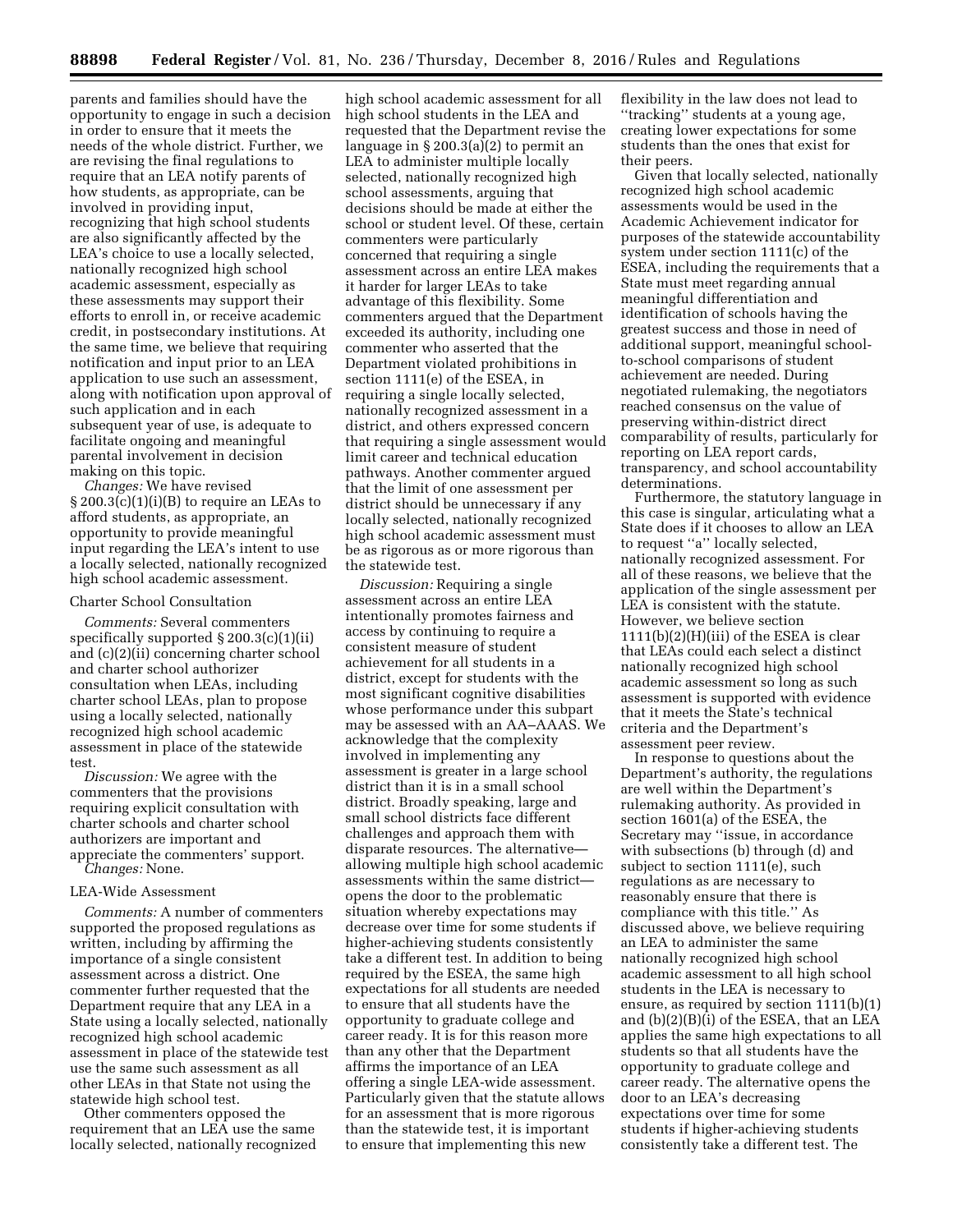parents and families should have the opportunity to engage in such a decision in order to ensure that it meets the needs of the whole district. Further, we are revising the final regulations to require that an LEA notify parents of how students, as appropriate, can be involved in providing input, recognizing that high school students are also significantly affected by the LEA's choice to use a locally selected, nationally recognized high school academic assessment, especially as these assessments may support their efforts to enroll in, or receive academic credit, in postsecondary institutions. At the same time, we believe that requiring notification and input prior to an LEA application to use such an assessment, along with notification upon approval of such application and in each subsequent year of use, is adequate to facilitate ongoing and meaningful parental involvement in decision making on this topic.

*Changes:* We have revised § 200.3(c)(1)(i)(B) to require an LEAs to afford students, as appropriate, an opportunity to provide meaningful input regarding the LEA's intent to use a locally selected, nationally recognized high school academic assessment.

### Charter School Consultation

*Comments:* Several commenters specifically supported § 200.3(c)(1)(ii) and (c)(2)(ii) concerning charter school and charter school authorizer consultation when LEAs, including charter school LEAs, plan to propose using a locally selected, nationally recognized high school academic assessment in place of the statewide test.

*Discussion:* We agree with the commenters that the provisions requiring explicit consultation with charter schools and charter school authorizers are important and appreciate the commenters' support.

*Changes:* None.

### LEA-Wide Assessment

*Comments:* A number of commenters supported the proposed regulations as written, including by affirming the importance of a single consistent assessment across a district. One commenter further requested that the Department require that any LEA in a State using a locally selected, nationally recognized high school academic assessment in place of the statewide test use the same such assessment as all other LEAs in that State not using the statewide high school test.

Other commenters opposed the requirement that an LEA use the same locally selected, nationally recognized high school academic assessment for all high school students in the LEA and requested that the Department revise the language in § 200.3(a)(2) to permit an LEA to administer multiple locally selected, nationally recognized high school assessments, arguing that decisions should be made at either the school or student level. Of these, certain commenters were particularly concerned that requiring a single assessment across an entire LEA makes it harder for larger LEAs to take advantage of this flexibility. Some commenters argued that the Department exceeded its authority, including one commenter who asserted that the Department violated prohibitions in section 1111(e) of the ESEA, in requiring a single locally selected, nationally recognized assessment in a district, and others expressed concern that requiring a single assessment would limit career and technical education pathways. Another commenter argued that the limit of one assessment per district should be unnecessary if any locally selected, nationally recognized high school academic assessment must be as rigorous as or more rigorous than the statewide test.

*Discussion:* Requiring a single assessment across an entire LEA intentionally promotes fairness and access by continuing to require a consistent measure of student achievement for all students in a district, except for students with the most significant cognitive disabilities whose performance under this subpart may be assessed with an AA–AAAS. We acknowledge that the complexity involved in implementing any assessment is greater in a large school district than it is in a small school district. Broadly speaking, large and small school districts face different challenges and approach them with disparate resources. The alternative—allowing multiple high school academic assessments within the same district—opens the door to the problematic situation whereby expectations may decrease over time for some students if higher-achieving students consistently take a different test. In addition to being required by the ESEA, the same high expectations for all students are needed to ensure that all students have the opportunity to graduate college and career ready. It is for this reason more than any other that the Department affirms the importance of an LEA offering a single LEA-wide assessment. Particularly given that the statute allows for an assessment that is more rigorous than the statewide test, it is important to ensure that implementing this new flexibility in the law does not lead to "tracking" students at a young age, creating lower expectations for some students than the ones that exist for their peers.

Given that locally selected, nationally recognized high school academic assessments would be used in the Academic Achievement indicator for purposes of the statewide accountability system under section 1111(c) of the ESEA, including the requirements that a State must meet regarding annual meaningful differentiation and identification of schools having the greatest success and those in need of additional support, meaningful school-to-school comparisons of student achievement are needed. During negotiated rulemaking, the negotiators reached consensus on the value of preserving within-district direct comparability of results, particularly for reporting on LEA report cards, transparency, and school accountability determinations.

Furthermore, the statutory language in this case is singular, articulating what a State does if it chooses to allow an LEA to request "a" locally selected, nationally recognized assessment. For all of these reasons, we believe that the application of the single assessment per LEA is consistent with the statute. However, we believe section 1111(b)(2)(H)(iii) of the ESEA is clear that LEAs could each select a distinct nationally recognized high school academic assessment so long as such assessment is supported with evidence that it meets the State's technical criteria and the Department's assessment peer review.

In response to questions about the Department's authority, the regulations are well within the Department's rulemaking authority. As provided in section 1601(a) of the ESEA, the Secretary may "issue, in accordance with subsections (b) through (d) and subject to section 1111(e), such regulations as are necessary to reasonably ensure that there is compliance with this title." As discussed above, we believe requiring an LEA to administer the same nationally recognized high school academic assessment to all high school students in the LEA is necessary to ensure, as required by section 1111(b)(1) and (b)(2)(B)(i) of the ESEA, that an LEA applies the same high expectations to all students so that all students have the opportunity to graduate college and career ready. The alternative opens the door to an LEA's decreasing expectations over time for some students if higher-achieving students consistently take a different test. The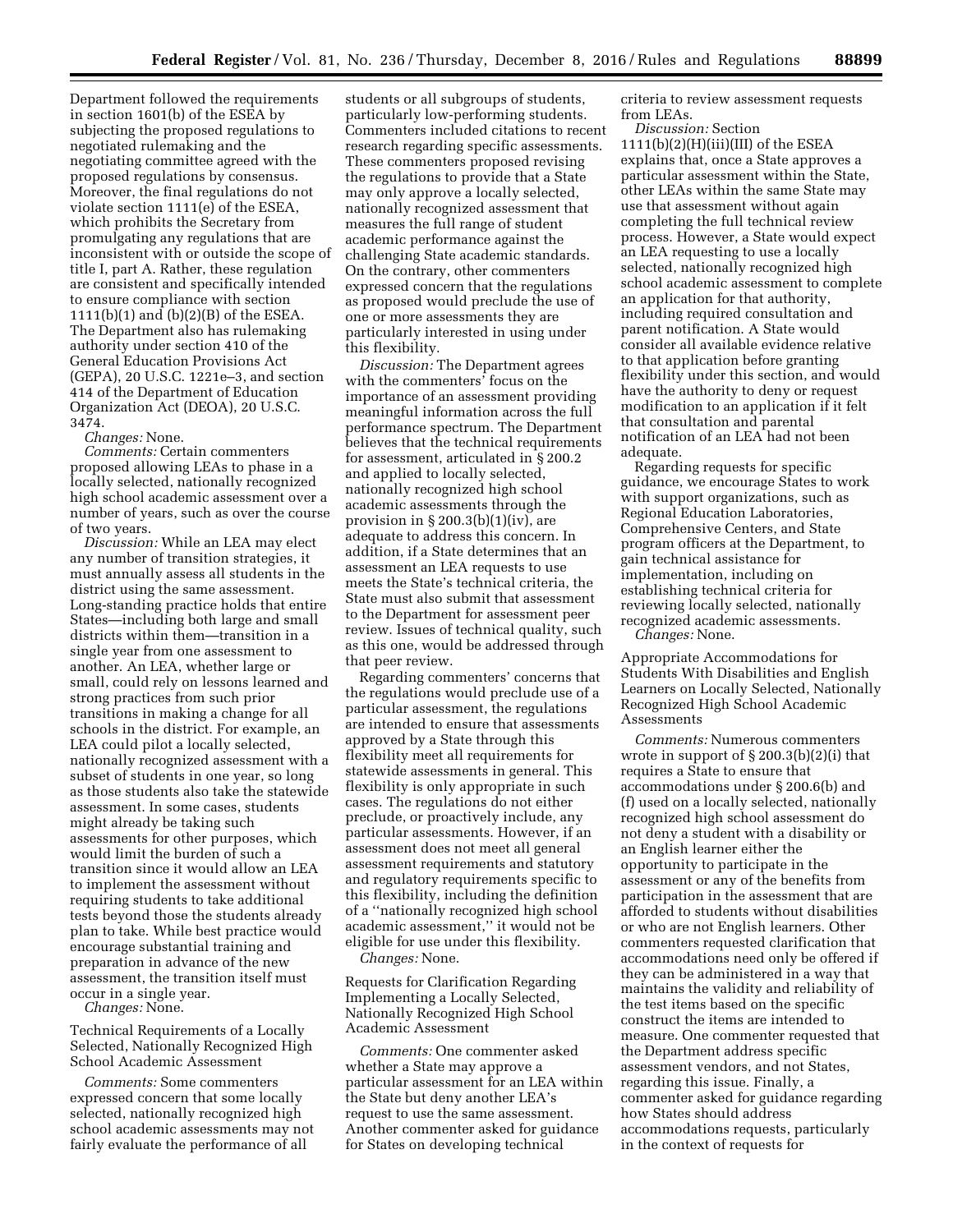Department followed the requirements in section 1601(b) of the ESEA by subjecting the proposed regulations to negotiated rulemaking and the negotiating committee agreed with the proposed regulations by consensus. Moreover, the final regulations do not violate section 1111(e) of the ESEA, which prohibits the Secretary from promulgating any regulations that are inconsistent with or outside the scope of title I, part A. Rather, these regulation are consistent and specifically intended to ensure compliance with section 1111(b)(1) and (b)(2)(B) of the ESEA. The Department also has rulemaking authority under section 410 of the General Education Provisions Act (GEPA), 20 U.S.C. 1221e–3, and section 414 of the Department of Education Organization Act (DEOA), 20 U.S.C. 3474.

*Changes:* None.

*Comments:* Certain commenters proposed allowing LEAs to phase in a locally selected, nationally recognized high school academic assessment over a number of years, such as over the course of two years.

*Discussion:* While an LEA may elect any number of transition strategies, it must annually assess all students in the district using the same assessment. Long-standing practice holds that entire States—including both large and small districts within them—transition in a single year from one assessment to another. An LEA, whether large or small, could rely on lessons learned and strong practices from such prior transitions in making a change for all schools in the district. For example, an LEA could pilot a locally selected, nationally recognized assessment with a subset of students in one year, so long as those students also take the statewide assessment. In some cases, students might already be taking such assessments for other purposes, which would limit the burden of such a transition since it would allow an LEA to implement the assessment without requiring students to take additional tests beyond those the students already plan to take. While best practice would encourage substantial training and preparation in advance of the new assessment, the transition itself must occur in a single year.

*Changes:* None.

Technical Requirements of a Locally Selected, Nationally Recognized High School Academic Assessment

*Comments:* Some commenters expressed concern that some locally selected, nationally recognized high school academic assessments may not fairly evaluate the performance of all students or all subgroups of students, particularly low-performing students. Commenters included citations to recent research regarding specific assessments. These commenters proposed revising the regulations to provide that a State may only approve a locally selected, nationally recognized assessment that measures the full range of student academic performance against the challenging State academic standards. On the contrary, other commenters expressed concern that the regulations as proposed would preclude the use of one or more assessments they are particularly interested in using under this flexibility.

*Discussion:* The Department agrees with the commenters' focus on the importance of an assessment providing meaningful information across the full performance spectrum. The Department believes that the technical requirements for assessment, articulated in § 200.2 and applied to locally selected, nationally recognized high school academic assessments through the provision in § 200.3(b)(1)(iv), are adequate to address this concern. In addition, if a State determines that an assessment an LEA requests to use meets the State's technical criteria, the State must also submit that assessment to the Department for assessment peer review. Issues of technical quality, such as this one, would be addressed through that peer review.

Regarding commenters' concerns that the regulations would preclude use of a particular assessment, the regulations are intended to ensure that assessments approved by a State through this flexibility meet all requirements for statewide assessments in general. This flexibility is only appropriate in such cases. The regulations do not either preclude, or proactively include, any particular assessments. However, if an assessment does not meet all general assessment requirements and statutory and regulatory requirements specific to this flexibility, including the definition of a ''nationally recognized high school academic assessment,'' it would not be eligible for use under this flexibility.

*Changes:* None.

Requests for Clarification Regarding Implementing a Locally Selected, Nationally Recognized High School Academic Assessment

*Comments:* One commenter asked whether a State may approve a particular assessment for an LEA within the State but deny another LEA's request to use the same assessment. Another commenter asked for guidance for States on developing technical criteria to review assessment requests from LEAs.

*Discussion:* Section 1111(b)(2)(H)(iii)(III) of the ESEA explains that, once a State approves a particular assessment within the State, other LEAs within the same State may use that assessment without again completing the full technical review process. However, a State would expect an LEA requesting to use a locally selected, nationally recognized high school academic assessment to complete an application for that authority, including required consultation and parent notification. A State would consider all available evidence relative to that application before granting flexibility under this section, and would have the authority to deny or request modification to an application if it felt that consultation and parental notification of an LEA had not been adequate.

Regarding requests for specific guidance, we encourage States to work with support organizations, such as Regional Education Laboratories, Comprehensive Centers, and State program officers at the Department, to gain technical assistance for implementation, including on establishing technical criteria for reviewing locally selected, nationally recognized academic assessments.

*Changes:* None.

Appropriate Accommodations for Students With Disabilities and English Learners on Locally Selected, Nationally Recognized High School Academic Assessments

*Comments:* Numerous commenters wrote in support of § 200.3(b)(2)(i) that requires a State to ensure that accommodations under § 200.6(b) and (f) used on a locally selected, nationally recognized high school assessment do not deny a student with a disability or an English learner either the opportunity to participate in the assessment or any of the benefits from participation in the assessment that are afforded to students without disabilities or who are not English learners. Other commenters requested clarification that accommodations need only be offered if they can be administered in a way that maintains the validity and reliability of the test items based on the specific construct the items are intended to measure. One commenter requested that the Department address specific assessment vendors, and not States, regarding this issue. Finally, a commenter asked for guidance regarding how States should address accommodations requests, particularly in the context of requests for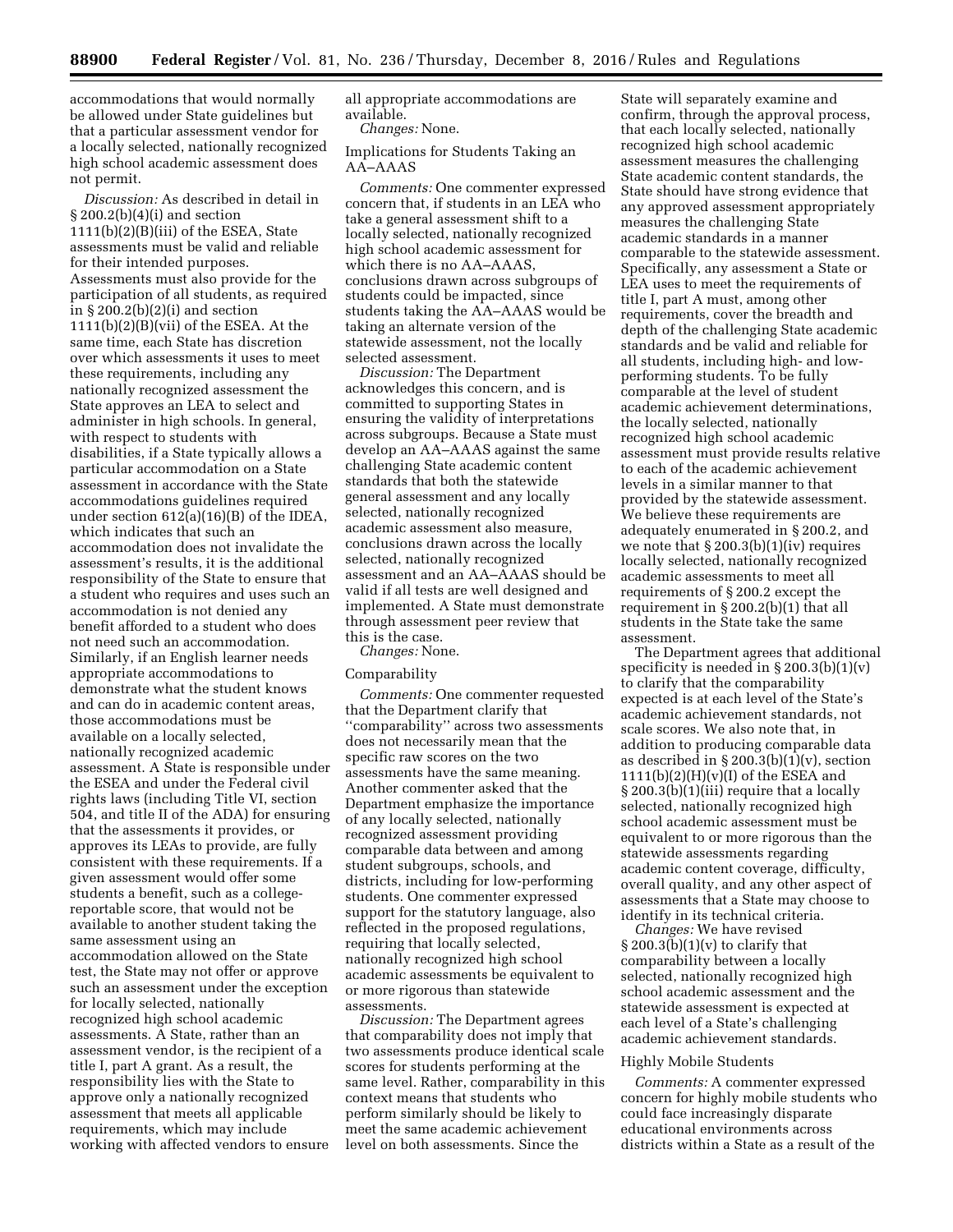accommodations that would normally be allowed under State guidelines but that a particular assessment vendor for a locally selected, nationally recognized high school academic assessment does not permit.

*Discussion:* As described in detail in § 200.2(b)(4)(i) and section 1111(b)(2)(B)(iii) of the ESEA, State assessments must be valid and reliable for their intended purposes. Assessments must also provide for the participation of all students, as required in § 200.2(b)(2)(i) and section 1111(b)(2)(B)(vii) of the ESEA. At the same time, each State has discretion over which assessments it uses to meet these requirements, including any nationally recognized assessment the State approves an LEA to select and administer in high schools. In general, with respect to students with disabilities, if a State typically allows a particular accommodation on a State assessment in accordance with the State accommodations guidelines required under section 612(a)(16)(B) of the IDEA, which indicates that such an accommodation does not invalidate the assessment's results, it is the additional responsibility of the State to ensure that a student who requires and uses such an accommodation is not denied any benefit afforded to a student who does not need such an accommodation. Similarly, if an English learner needs appropriate accommodations to demonstrate what the student knows and can do in academic content areas, those accommodations must be available on a locally selected, nationally recognized academic assessment. A State is responsible under the ESEA and under the Federal civil rights laws (including Title VI, section 504, and title II of the ADA) for ensuring that the assessments it provides, or approves its LEAs to provide, are fully consistent with these requirements. If a given assessment would offer some students a benefit, such as a college-reportable score, that would not be available to another student taking the same assessment using an accommodation allowed on the State test, the State may not offer or approve such an assessment under the exception for locally selected, nationally recognized high school academic assessments. A State, rather than an assessment vendor, is the recipient of a title I, part A grant. As a result, the responsibility lies with the State to approve only a nationally recognized assessment that meets all applicable requirements, which may include working with affected vendors to ensure all appropriate accommodations are available.

*Changes:* None.

Implications for Students Taking an AA–AAAS

*Comments:* One commenter expressed concern that, if students in an LEA who take a general assessment shift to a locally selected, nationally recognized high school academic assessment for which there is no AA–AAAS, conclusions drawn across subgroups of students could be impacted, since students taking the AA–AAAS would be taking an alternate version of the statewide assessment, not the locally selected assessment.

*Discussion:* The Department acknowledges this concern, and is committed to supporting States in ensuring the validity of interpretations across subgroups. Because a State must develop an AA–AAAS against the same challenging State academic content standards that both the statewide general assessment and any locally selected, nationally recognized academic assessment also measure, conclusions drawn across the locally selected, nationally recognized assessment and an AA–AAAS should be valid if all tests are well designed and implemented. A State must demonstrate through assessment peer review that this is the case.

*Changes:* None.

Comparability

*Comments:* One commenter requested that the Department clarify that "comparability" across two assessments does not necessarily mean that the specific raw scores on the two assessments have the same meaning. Another commenter asked that the Department emphasize the importance of any locally selected, nationally recognized assessment providing comparable data between and among student subgroups, schools, and districts, including for low-performing students. One commenter expressed support for the statutory language, also reflected in the proposed regulations, requiring that locally selected, nationally recognized high school academic assessments be equivalent to or more rigorous than statewide assessments.

*Discussion:* The Department agrees that comparability does not imply that two assessments produce identical scale scores for students performing at the same level. Rather, comparability in this context means that students who perform similarly should be likely to meet the same academic achievement level on both assessments. Since the State will separately examine and confirm, through the approval process, that each locally selected, nationally recognized high school academic assessment measures the challenging State academic content standards, the State should have strong evidence that any approved assessment appropriately measures the challenging State academic standards in a manner comparable to the statewide assessment. Specifically, any assessment a State or LEA uses to meet the requirements of title I, part A must, among other requirements, cover the breadth and depth of the challenging State academic standards and be valid and reliable for all students, including high- and low-performing students. To be fully comparable at the level of student academic achievement determinations, the locally selected, nationally recognized high school academic assessment must provide results relative to each of the academic achievement levels in a similar manner to that provided by the statewide assessment. We believe these requirements are adequately enumerated in § 200.2, and we note that § 200.3(b)(1)(iv) requires locally selected, nationally recognized academic assessments to meet all requirements of § 200.2 except the requirement in § 200.2(b)(1) that all students in the State take the same assessment.

The Department agrees that additional specificity is needed in § 200.3(b)(1)(v) to clarify that the comparability expected is at each level of the State's academic achievement standards, not scale scores. We also note that, in addition to producing comparable data as described in § 200.3(b)(1)(v), section 1111(b)(2)(H)(v)(I) of the ESEA and § 200.3(b)(1)(iii) require that a locally selected, nationally recognized high school academic assessment must be equivalent to or more rigorous than the statewide assessments regarding academic content coverage, difficulty, overall quality, and any other aspect of assessments that a State may choose to identify in its technical criteria.

*Changes:* We have revised § 200.3(b)(1)(v) to clarify that comparability between a locally selected, nationally recognized high school academic assessment and the statewide assessment is expected at each level of a State's challenging academic achievement standards.

Highly Mobile Students

*Comments:* A commenter expressed concern for highly mobile students who could face increasingly disparate educational environments across districts within a State as a result of the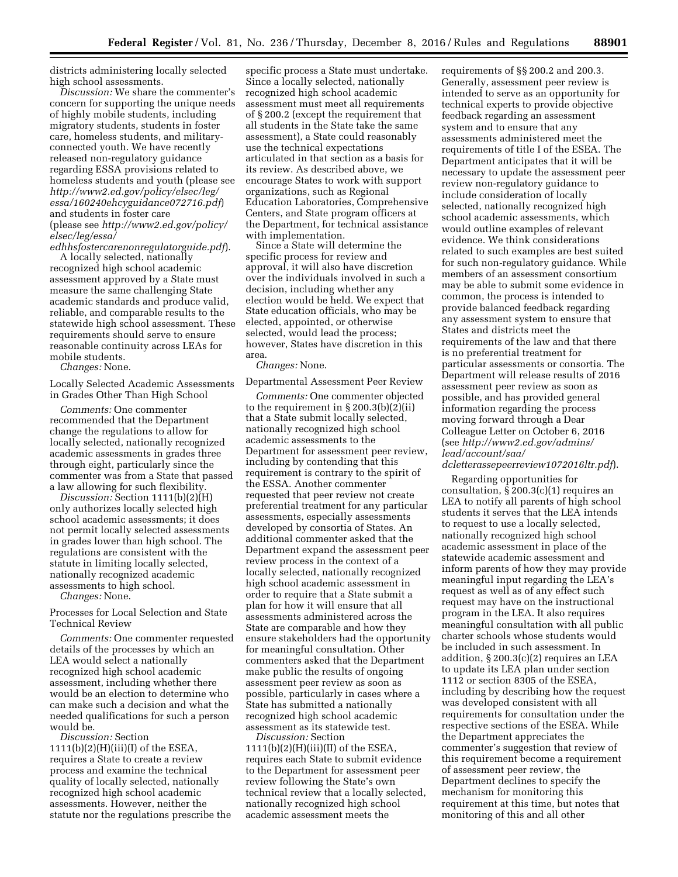districts administering locally selected high school assessments.

*Discussion:* We share the commenter's concern for supporting the unique needs of highly mobile students, including migratory students, students in foster care, homeless students, and military-connected youth. We have recently released non-regulatory guidance regarding ESSA provisions related to homeless students and youth (please see *http://www2.ed.gov/policy/elsec/leg/essa/160240ehcyguidance072716.pdf*) and students in foster care (please see *http://www2.ed.gov/policy/elsec/leg/essa/edhhsfostercarenonregulatorguide.pdf*).

A locally selected, nationally recognized high school academic assessment approved by a State must measure the same challenging State academic standards and produce valid, reliable, and comparable results to the statewide high school assessment. These requirements should serve to ensure reasonable continuity across LEAs for mobile students.

*Changes:* None.

Locally Selected Academic Assessments in Grades Other Than High School

*Comments:* One commenter recommended that the Department change the regulations to allow for locally selected, nationally recognized academic assessments in grades three through eight, particularly since the commenter was from a State that passed a law allowing for such flexibility.

*Discussion:* Section 1111(b)(2)(H) only authorizes locally selected high school academic assessments; it does not permit locally selected assessments in grades lower than high school. The regulations are consistent with the statute in limiting locally selected, nationally recognized academic assessments to high school.

*Changes:* None.

Processes for Local Selection and State Technical Review

*Comments:* One commenter requested details of the processes by which an LEA would select a nationally recognized high school academic assessment, including whether there would be an election to determine who can make such a decision and what the needed qualifications for such a person would be.

*Discussion:* Section 1111(b)(2)(H)(iii)(I) of the ESEA, requires a State to create a review process and examine the technical quality of locally selected, nationally recognized high school academic assessments. However, neither the statute nor the regulations prescribe the specific process a State must undertake. Since a locally selected, nationally recognized high school academic assessment must meet all requirements of § 200.2 (except the requirement that all students in the State take the same assessment), a State could reasonably use the technical expectations articulated in that section as a basis for its review. As described above, we encourage States to work with support organizations, such as Regional Education Laboratories, Comprehensive Centers, and State program officers at the Department, for technical assistance with implementation.

Since a State will determine the specific process for review and approval, it will also have discretion over the individuals involved in such a decision, including whether any election would be held. We expect that State education officials, who may be elected, appointed, or otherwise selected, would lead the process; however, States have discretion in this area.

*Changes:* None.

Departmental Assessment Peer Review

*Comments:* One commenter objected to the requirement in § 200.3(b)(2)(ii) that a State submit locally selected, nationally recognized high school academic assessments to the Department for assessment peer review, including by contending that this requirement is contrary to the spirit of the ESSA. Another commenter requested that peer review not create preferential treatment for any particular assessments, especially assessments developed by consortia of States. An additional commenter asked that the Department expand the assessment peer review process in the context of a locally selected, nationally recognized high school academic assessment in order to require that a State submit a plan for how it will ensure that all assessments administered across the State are comparable and how they ensure stakeholders had the opportunity for meaningful consultation. Other commenters asked that the Department make public the results of ongoing assessment peer review as soon as possible, particularly in cases where a State has submitted a nationally recognized high school academic assessment as its statewide test.

*Discussion:* Section 1111(b)(2)(H)(iii)(II) of the ESEA, requires each State to submit evidence to the Department for assessment peer review following the State's own technical review that a locally selected, nationally recognized high school academic assessment meets the requirements of §§ 200.2 and 200.3. Generally, assessment peer review is intended to serve as an opportunity for technical experts to provide objective feedback regarding an assessment system and to ensure that any assessments administered meet the requirements of title I of the ESEA. The Department anticipates that it will be necessary to update the assessment peer review non-regulatory guidance to include consideration of locally selected, nationally recognized high school academic assessments, which would outline examples of relevant evidence. We think considerations related to such examples are best suited for such non-regulatory guidance. While members of an assessment consortium may be able to submit some evidence in common, the process is intended to provide balanced feedback regarding any assessment system to ensure that States and districts meet the requirements of the law and that there is no preferential treatment for particular assessments or consortia. The Department will release results of 2016 assessment peer review as soon as possible, and has provided general information regarding the process moving forward through a Dear Colleague Letter on October 6, 2016 (see *http://www2.ed.gov/admins/lead/account/saa/dcletterassepeerreview1072016ltr.pdf*).

Regarding opportunities for consultation, § 200.3(c)(1) requires an LEA to notify all parents of high school students it serves that the LEA intends to request to use a locally selected, nationally recognized high school academic assessment in place of the statewide academic assessment and inform parents of how they may provide meaningful input regarding the LEA's request as well as of any effect such request may have on the instructional program in the LEA. It also requires meaningful consultation with all public charter schools whose students would be included in such assessment. In addition, § 200.3(c)(2) requires an LEA to update its LEA plan under section 1112 or section 8305 of the ESEA, including by describing how the request was developed consistent with all requirements for consultation under the respective sections of the ESEA. While the Department appreciates the commenter's suggestion that review of this requirement become a requirement of assessment peer review, the Department declines to specify the mechanism for monitoring this requirement at this time, but notes that monitoring of this and all other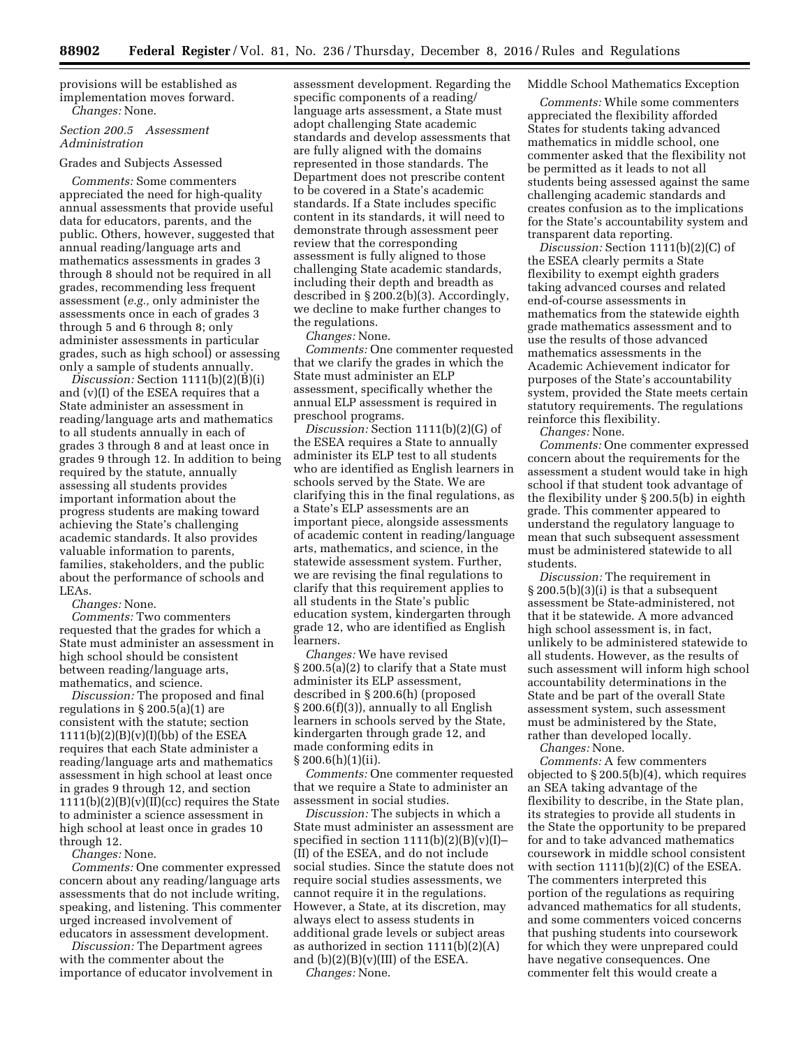provisions will be established as implementation moves forward.

*Changes:* None.

### *Section 200.5 Assessment Administration*

Grades and Subjects Assessed

*Comments:* Some commenters appreciated the need for high-quality annual assessments that provide useful data for educators, parents, and the public. Others, however, suggested that annual reading/language arts and mathematics assessments in grades 3 through 8 should not be required in all grades, recommending less frequent assessment (*e.g.,* only administer the assessments once in each of grades 3 through 5 and 6 through 8; only administer assessments in particular grades, such as high school) or assessing only a sample of students annually.

*Discussion:* Section 1111(b)(2)(B)(i) and (v)(I) of the ESEA requires that a State administer an assessment in reading/language arts and mathematics to all students annually in each of grades 3 through 8 and at least once in grades 9 through 12. In addition to being required by the statute, annually assessing all students provides important information about the progress students are making toward achieving the State's challenging academic standards. It also provides valuable information to parents, families, stakeholders, and the public about the performance of schools and LEAs.

*Changes:* None.

*Comments:* Two commenters requested that the grades for which a State must administer an assessment in high school should be consistent between reading/language arts, mathematics, and science.

*Discussion:* The proposed and final regulations in § 200.5(a)(1) are consistent with the statute; section 1111(b)(2)(B)(v)(I)(bb) of the ESEA requires that each State administer a reading/language arts and mathematics assessment in high school at least once in grades 9 through 12, and section 1111(b)(2)(B)(v)(II)(cc) requires the State to administer a science assessment in high school at least once in grades 10 through 12.

*Changes:* None.

*Comments:* One commenter expressed concern about any reading/language arts assessments that do not include writing, speaking, and listening. This commenter urged increased involvement of educators in assessment development.

*Discussion:* The Department agrees with the commenter about the importance of educator involvement in assessment development. Regarding the specific components of a reading/language arts assessment, a State must adopt challenging State academic standards and develop assessments that are fully aligned with the domains represented in those standards. The Department does not prescribe content to be covered in a State's academic standards. If a State includes specific content in its standards, it will need to demonstrate through assessment peer review that the corresponding assessment is fully aligned to those challenging State academic standards, including their depth and breadth as described in § 200.2(b)(3). Accordingly, we decline to make further changes to the regulations.

*Changes:* None.

*Comments:* One commenter requested that we clarify the grades in which the State must administer an ELP assessment, specifically whether the annual ELP assessment is required in preschool programs.

*Discussion:* Section 1111(b)(2)(G) of the ESEA requires a State to annually administer its ELP test to all students who are identified as English learners in schools served by the State. We are clarifying this in the final regulations, as a State's ELP assessments are an important piece, alongside assessments of academic content in reading/language arts, mathematics, and science, in the statewide assessment system. Further, we are revising the final regulations to clarify that this requirement applies to all students in the State's public education system, kindergarten through grade 12, who are identified as English learners.

*Changes:* We have revised § 200.5(a)(2) to clarify that a State must administer its ELP assessment, described in § 200.6(h) (proposed § 200.6(f)(3)), annually to all English learners in schools served by the State, kindergarten through grade 12, and made conforming edits in § 200.6(h)(1)(ii).

*Comments:* One commenter requested that we require a State to administer an assessment in social studies.

*Discussion:* The subjects in which a State must administer an assessment are specified in section 1111(b)(2)(B)(v)(I)–(II) of the ESEA, and do not include social studies. Since the statute does not require social studies assessments, we cannot require it in the regulations. However, a State, at its discretion, may always elect to assess students in additional grade levels or subject areas as authorized in section 1111(b)(2)(A) and (b)(2)(B)(v)(III) of the ESEA.

*Changes:* None.

Middle School Mathematics Exception

*Comments:* While some commenters appreciated the flexibility afforded States for students taking advanced mathematics in middle school, one commenter asked that the flexibility not be permitted as it leads to not all students being assessed against the same challenging academic standards and creates confusion as to the implications for the State's accountability system and transparent data reporting.

*Discussion:* Section 1111(b)(2)(C) of the ESEA clearly permits a State flexibility to exempt eighth graders taking advanced courses and related end-of-course assessments in mathematics from the statewide eighth grade mathematics assessment and to use the results of those advanced mathematics assessments in the Academic Achievement indicator for purposes of the State's accountability system, provided the State meets certain statutory requirements. The regulations reinforce this flexibility.

*Changes:* None.

*Comments:* One commenter expressed concern about the requirements for the assessment a student would take in high school if that student took advantage of the flexibility under § 200.5(b) in eighth grade. This commenter appeared to understand the regulatory language to mean that such subsequent assessment must be administered statewide to all students.

*Discussion:* The requirement in § 200.5(b)(3)(i) is that a subsequent assessment be State-administered, not that it be statewide. A more advanced high school assessment is, in fact, unlikely to be administered statewide to all students. However, as the results of such assessment will inform high school accountability determinations in the State and be part of the overall State assessment system, such assessment must be administered by the State, rather than developed locally.

*Changes:* None.

*Comments:* A few commenters objected to § 200.5(b)(4), which requires an SEA taking advantage of the flexibility to describe, in the State plan, its strategies to provide all students in the State the opportunity to be prepared for and to take advanced mathematics coursework in middle school consistent with section 1111(b)(2)(C) of the ESEA. The commenters interpreted this portion of the regulations as requiring advanced mathematics for all students, and some commenters voiced concerns that pushing students into coursework for which they were unprepared could have negative consequences. One commenter felt this would create a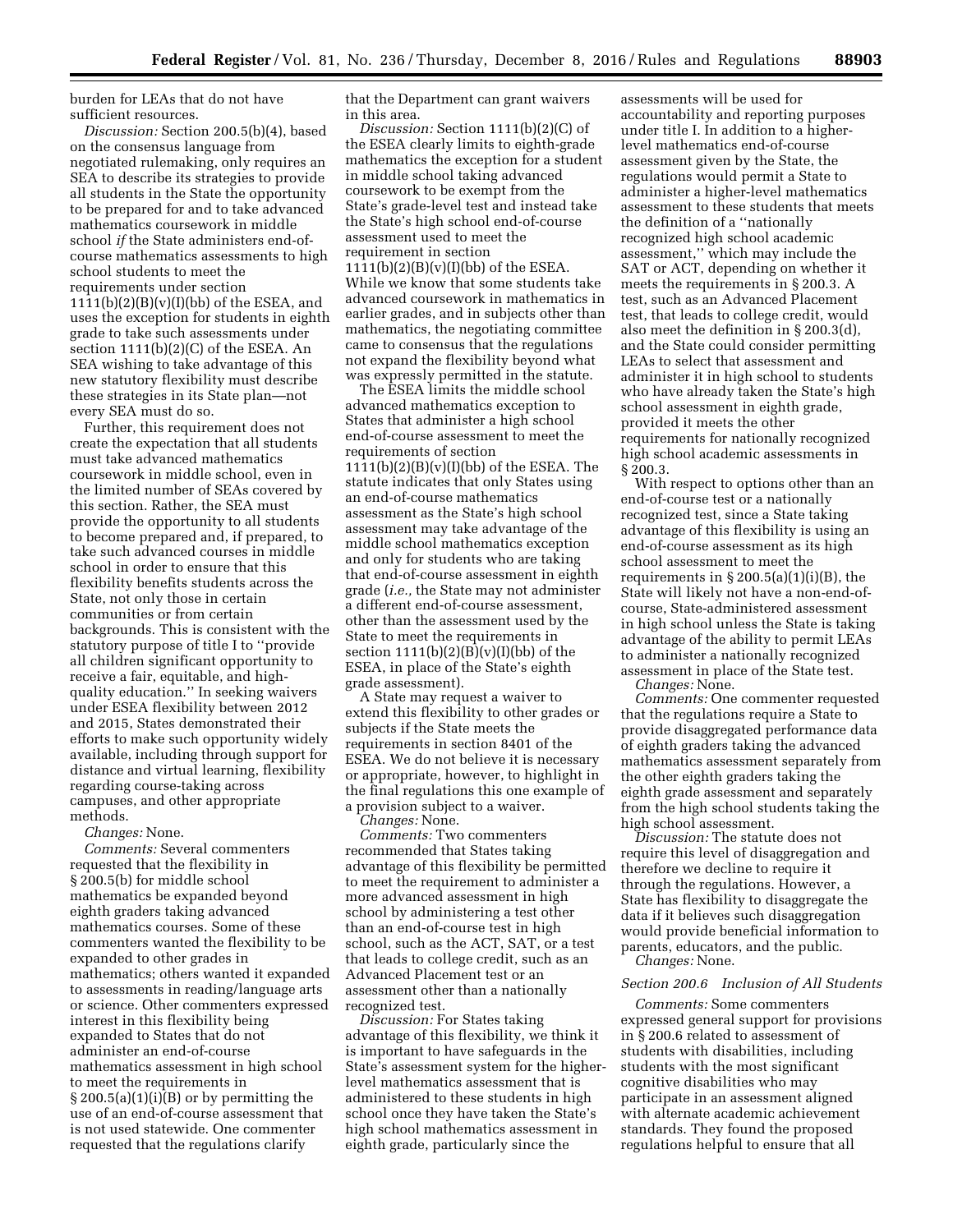burden for LEAs that do not have sufficient resources.

*Discussion:* Section 200.5(b)(4), based on the consensus language from negotiated rulemaking, only requires an SEA to describe its strategies to provide all students in the State the opportunity to be prepared for and to take advanced mathematics coursework in middle school *if* the State administers end-of-course mathematics assessments to high school students to meet the requirements under section 1111(b)(2)(B)(v)(I)(bb) of the ESEA, and uses the exception for students in eighth grade to take such assessments under section 1111(b)(2)(C) of the ESEA. An SEA wishing to take advantage of this new statutory flexibility must describe these strategies in its State plan—not every SEA must do so.

Further, this requirement does not create the expectation that all students must take advanced mathematics coursework in middle school, even in the limited number of SEAs covered by this section. Rather, the SEA must provide the opportunity to all students to become prepared and, if prepared, to take such advanced courses in middle school in order to ensure that this flexibility benefits students across the State, not only those in certain communities or from certain backgrounds. This is consistent with the statutory purpose of title I to ''provide all children significant opportunity to receive a fair, equitable, and high-quality education.'' In seeking waivers under ESEA flexibility between 2012 and 2015, States demonstrated their efforts to make such opportunity widely available, including through support for distance and virtual learning, flexibility regarding course-taking across campuses, and other appropriate methods.

*Changes:* None.

*Comments:* Several commenters requested that the flexibility in § 200.5(b) for middle school mathematics be expanded beyond eighth graders taking advanced mathematics courses. Some of these commenters wanted the flexibility to be expanded to other grades in mathematics; others wanted it expanded to assessments in reading/language arts or science. Other commenters expressed interest in this flexibility being expanded to States that do not administer an end-of-course mathematics assessment in high school to meet the requirements in § 200.5(a)(1)(i)(B) or by permitting the use of an end-of-course assessment that is not used statewide. One commenter requested that the regulations clarify that the Department can grant waivers in this area.

*Discussion:* Section 1111(b)(2)(C) of the ESEA clearly limits to eighth-grade mathematics the exception for a student in middle school taking advanced coursework to be exempt from the State's grade-level test and instead take the State's high school end-of-course assessment used to meet the requirement in section 1111(b)(2)(B)(v)(I)(bb) of the ESEA. While we know that some students take advanced coursework in mathematics in earlier grades, and in subjects other than mathematics, the negotiating committee came to consensus that the regulations not expand the flexibility beyond what was expressly permitted in the statute.

The ESEA limits the middle school advanced mathematics exception to States that administer a high school end-of-course assessment to meet the requirements of section 1111(b)(2)(B)(v)(I)(bb) of the ESEA. The statute indicates that only States using an end-of-course mathematics assessment as the State's high school assessment may take advantage of the middle school mathematics exception and only for students who are taking that end-of-course assessment in eighth grade (*i.e.,* the State may not administer a different end-of-course assessment, other than the assessment used by the State to meet the requirements in section 1111(b)(2)(B)(v)(I)(bb) of the ESEA, in place of the State's eighth grade assessment).

A State may request a waiver to extend this flexibility to other grades or subjects if the State meets the requirements in section 8401 of the ESEA. We do not believe it is necessary or appropriate, however, to highlight in the final regulations this one example of a provision subject to a waiver.

*Changes:* None.

*Comments:* Two commenters recommended that States taking advantage of this flexibility be permitted to meet the requirement to administer a more advanced assessment in high school by administering a test other than an end-of-course test in high school, such as the ACT, SAT, or a test that leads to college credit, such as an Advanced Placement test or an assessment other than a nationally recognized test.

*Discussion:* For States taking advantage of this flexibility, we think it is important to have safeguards in the State's assessment system for the higher-level mathematics assessment that is administered to these students in high school once they have taken the State's high school mathematics assessment in eighth grade, particularly since the assessments will be used for accountability and reporting purposes under title I. In addition to a higher-level mathematics end-of-course assessment given by the State, the regulations would permit a State to administer a higher-level mathematics assessment to these students that meets the definition of a ''nationally recognized high school academic assessment,'' which may include the SAT or ACT, depending on whether it meets the requirements in § 200.3. A test, such as an Advanced Placement test, that leads to college credit, would also meet the definition in § 200.3(d), and the State could consider permitting LEAs to select that assessment and administer it in high school to students who have already taken the State's high school assessment in eighth grade, provided it meets the other requirements for nationally recognized high school academic assessments in § 200.3.

With respect to options other than an end-of-course test or a nationally recognized test, since a State taking advantage of this flexibility is using an end-of-course assessment as its high school assessment to meet the requirements in § 200.5(a)(1)(i)(B), the State will likely not have a non-end-of-course, State-administered assessment in high school unless the State is taking advantage of the ability to permit LEAs to administer a nationally recognized assessment in place of the State test.

*Changes:* None.

*Comments:* One commenter requested that the regulations require a State to provide disaggregated performance data of eighth graders taking the advanced mathematics assessment separately from the other eighth graders taking the eighth grade assessment and separately from the high school students taking the high school assessment.

*Discussion:* The statute does not require this level of disaggregation and therefore we decline to require it through the regulations. However, a State has flexibility to disaggregate the data if it believes such disaggregation would provide beneficial information to parents, educators, and the public.

*Changes:* None.

### *Section 200.6 Inclusion of All Students*

*Comments:* Some commenters expressed general support for provisions in § 200.6 related to assessment of students with disabilities, including students with the most significant cognitive disabilities who may participate in an assessment aligned with alternate academic achievement standards. They found the proposed regulations helpful to ensure that all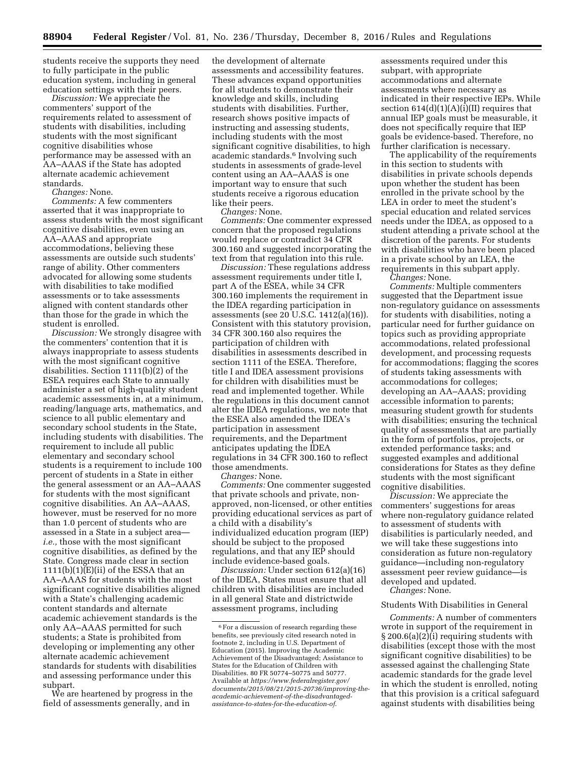students receive the supports they need to fully participate in the public education system, including in general education settings with their peers.

*Discussion:* We appreciate the commenters' support of the requirements related to assessment of students with disabilities, including students with the most significant cognitive disabilities whose performance may be assessed with an AA–AAAS if the State has adopted alternate academic achievement standards.

*Changes:* None.

*Comments:* A few commenters asserted that it was inappropriate to assess students with the most significant cognitive disabilities, even using an AA–AAAS and appropriate accommodations, believing these assessments are outside such students' range of ability. Other commenters advocated for allowing some students with disabilities to take modified assessments or to take assessments aligned with content standards other than those for the grade in which the student is enrolled.

*Discussion:* We strongly disagree with the commenters' contention that it is always inappropriate to assess students with the most significant cognitive disabilities. Section 1111(b)(2) of the ESEA requires each State to annually administer a set of high-quality student academic assessments in, at a minimum, reading/language arts, mathematics, and science to all public elementary and secondary school students in the State, including students with disabilities. The requirement to include all public elementary and secondary school students is a requirement to include 100 percent of students in a State in either the general assessment or an AA–AAAS for students with the most significant cognitive disabilities. An AA–AAAS, however, must be reserved for no more than 1.0 percent of students who are assessed in a State in a subject area—*i.e.,* those with the most significant cognitive disabilities, as defined by the State. Congress made clear in section 1111(b)(1)(E)(ii) of the ESSA that an AA–AAAS for students with the most significant cognitive disabilities aligned with a State's challenging academic content standards and alternate academic achievement standards is the only AA–AAAS permitted for such students; a State is prohibited from developing or implementing any other alternate academic achievement standards for students with disabilities and assessing performance under this subpart.

We are heartened by progress in the field of assessments generally, and in the development of alternate assessments and accessibility features. These advances expand opportunities for all students to demonstrate their knowledge and skills, including students with disabilities. Further, research shows positive impacts of instructing and assessing students, including students with the most significant cognitive disabilities, to high academic standards.[6] Involving such students in assessments of grade-level content using an AA–AAAS is one important way to ensure that such students receive a rigorous education like their peers.

*Changes:* None.

*Comments:* One commenter expressed concern that the proposed regulations would replace or contradict 34 CFR 300.160 and suggested incorporating the text from that regulation into this rule.

*Discussion:* These regulations address assessment requirements under title I, part A of the ESEA, while 34 CFR 300.160 implements the requirement in the IDEA regarding participation in assessments (see 20 U.S.C. 1412(a)(16)). Consistent with this statutory provision, 34 CFR 300.160 also requires the participation of children with disabilities in assessments described in section 1111 of the ESEA. Therefore, title I and IDEA assessment provisions for children with disabilities must be read and implemented together. While the regulations in this document cannot alter the IDEA regulations, we note that the ESEA also amended the IDEA's participation in assessment requirements, and the Department anticipates updating the IDEA regulations in 34 CFR 300.160 to reflect those amendments.

*Changes:* None.

*Comments:* One commenter suggested that private schools and private, non-approved, non-licensed, or other entities providing educational services as part of a child with a disability's individualized education program (IEP) should be subject to the proposed regulations, and that any IEP should include evidence-based goals.

*Discussion:* Under section 612(a)(16) of the IDEA, States must ensure that all children with disabilities are included in all general State and districtwide assessment programs, including assessments required under this subpart, with appropriate accommodations and alternate assessments where necessary as indicated in their respective IEPs. While section 614(d)(1)(A)(i)(II) requires that annual IEP goals must be measurable, it does not specifically require that IEP goals be evidence-based. Therefore, no further clarification is necessary.

The applicability of the requirements in this section to students with disabilities in private schools depends upon whether the student has been enrolled in the private school by the LEA in order to meet the student's special education and related services needs under the IDEA, as opposed to a student attending a private school at the discretion of the parents. For students with disabilities who have been placed in a private school by an LEA, the requirements in this subpart apply.

*Changes:* None.

*Comments:* Multiple commenters suggested that the Department issue non-regulatory guidance on assessments for students with disabilities, noting a particular need for further guidance on topics such as providing appropriate accommodations, related professional development, and processing requests for accommodations; flagging the scores of students taking assessments with accommodations for colleges; developing an AA–AAAS; providing accessible information to parents; measuring student growth for students with disabilities; ensuring the technical quality of assessments that are partially in the form of portfolios, projects, or extended performance tasks; and suggested examples and additional considerations for States as they define students with the most significant cognitive disabilities.

*Discussion:* We appreciate the commenters' suggestions for areas where non-regulatory guidance related to assessment of students with disabilities is particularly needed, and we will take these suggestions into consideration as future non-regulatory guidance—including non-regulatory assessment peer review guidance—is developed and updated.

*Changes:* None.

### Students With Disabilities in General

*Comments:* A number of commenters wrote in support of the requirement in § 200.6(a)(2)(i) requiring students with disabilities (except those with the most significant cognitive disabilities) to be assessed against the challenging State academic standards for the grade level in which the student is enrolled, noting that this provision is a critical safeguard against students with disabilities being

[6] For a discussion of research regarding these benefits, see previously cited research noted in footnote 2, including in U.S. Department of Education (2015). Improving the Academic Achievement of the Disadvantaged; Assistance to States for the Education of Children with Disabilities. 80 FR 50774–50775 and 50777. Available at *https://www.federalregister.gov/documents/2015/08/21/2015-20736/improving-the-academic-achievement-of-the-disadvantaged-assistance-to-states-for-the-education-of.*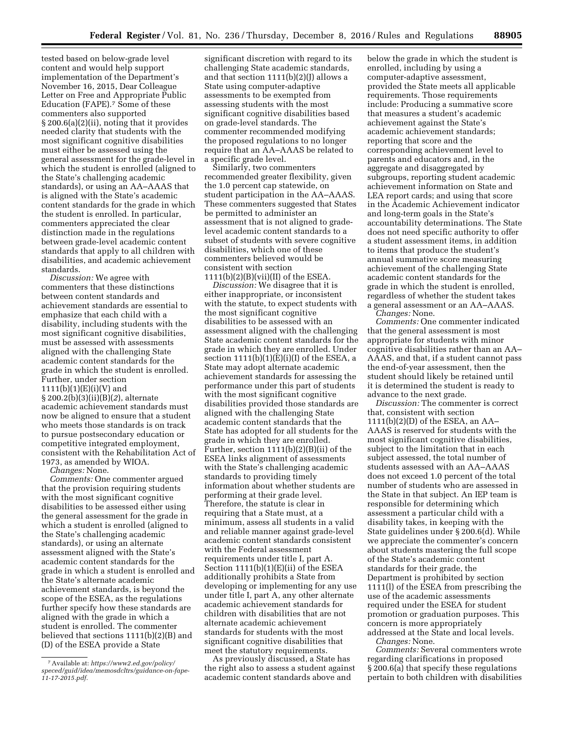tested based on below-grade level content and would help support implementation of the Department's November 16, 2015, Dear Colleague Letter on Free and Appropriate Public Education (FAPE).[7] Some of these commenters also supported § 200.6(a)(2)(ii), noting that it provides needed clarity that students with the most significant cognitive disabilities must either be assessed using the general assessment for the grade-level in which the student is enrolled (aligned to the State's challenging academic standards), or using an AA–AAAS that is aligned with the State's academic content standards for the grade in which the student is enrolled. In particular, commenters appreciated the clear distinction made in the regulations between grade-level academic content standards that apply to all children with disabilities, and academic achievement standards.

*Discussion:* We agree with commenters that these distinctions between content standards and achievement standards are essential to emphasize that each child with a disability, including students with the most significant cognitive disabilities, must be assessed with assessments aligned with the challenging State academic content standards for the grade in which the student is enrolled. Further, under section 1111(b)(1)(E)(i)(V) and § 200.2(b)(3)(ii)(B)(*2*), alternate academic achievement standards must now be aligned to ensure that a student who meets those standards is on track to pursue postsecondary education or competitive integrated employment, consistent with the Rehabilitation Act of 1973, as amended by WIOA.

*Changes:* None.

*Comments:* One commenter argued that the provision requiring students with the most significant cognitive disabilities to be assessed either using the general assessment for the grade in which a student is enrolled (aligned to the State's challenging academic standards), or using an alternate assessment aligned with the State's academic content standards for the grade in which a student is enrolled and the State's alternate academic achievement standards, is beyond the scope of the ESEA, as the regulations further specify how these standards are aligned with the grade in which a student is enrolled. The commenter believed that sections 1111(b)(2)(B) and (D) of the ESEA provide a State significant discretion with regard to its challenging State academic standards, and that section 1111(b)(2)(J) allows a State using computer-adaptive assessments to be exempted from assessing students with the most significant cognitive disabilities based on grade-level standards. The commenter recommended modifying the proposed regulations to no longer require that an AA–AAAS be related to a specific grade level.

Similarly, two commenters recommended greater flexibility, given the 1.0 percent cap statewide, on student participation in the AA–AAAS. These commenters suggested that States be permitted to administer an assessment that is not aligned to grade-level academic content standards to a subset of students with severe cognitive disabilities, which one of these commenters believed would be consistent with section 1111(b)(2)(B)(vii)(II) of the ESEA.

*Discussion:* We disagree that it is either inappropriate, or inconsistent with the statute, to expect students with the most significant cognitive disabilities to be assessed with an assessment aligned with the challenging State academic content standards for the grade in which they are enrolled. Under section 1111(b)(1)(E)(i)(I) of the ESEA, a State may adopt alternate academic achievement standards for assessing the performance under this part of students with the most significant cognitive disabilities provided those standards are aligned with the challenging State academic content standards that the State has adopted for all students for the grade in which they are enrolled. Further, section 1111(b)(2)(B)(ii) of the ESEA links alignment of assessments with the State's challenging academic standards to providing timely information about whether students are performing at their grade level. Therefore, the statute is clear in requiring that a State must, at a minimum, assess all students in a valid and reliable manner against grade-level academic content standards consistent with the Federal assessment requirements under title I, part A. Section 1111(b)(1)(E)(ii) of the ESEA additionally prohibits a State from developing or implementing for any use under title I, part A, any other alternate academic achievement standards for children with disabilities that are not alternate academic achievement standards for students with the most significant cognitive disabilities that meet the statutory requirements.

As previously discussed, a State has the right also to assess a student against academic content standards above and below the grade in which the student is enrolled, including by using a computer-adaptive assessment, provided the State meets all applicable requirements. Those requirements include: Producing a summative score that measures a student's academic achievement against the State's academic achievement standards; reporting that score and the corresponding achievement level to parents and educators and, in the aggregate and disaggregated by subgroups, reporting student academic achievement information on State and LEA report cards; and using that score in the Academic Achievement indicator and long-term goals in the State's accountability determinations. The State does not need specific authority to offer a student assessment items, in addition to items that produce the student's annual summative score measuring achievement of the challenging State academic content standards for the grade in which the student is enrolled, regardless of whether the student takes a general assessment or an AA–AAAS.

*Changes:* None.

*Comments:* One commenter indicated that the general assessment is most appropriate for students with minor cognitive disabilities rather than an AA–AAAS, and that, if a student cannot pass the end-of-year assessment, then the student should likely be retained until it is determined the student is ready to advance to the next grade.

*Discussion:* The commenter is correct that, consistent with section 1111(b)(2)(D) of the ESEA, an AA–AAAS is reserved for students with the most significant cognitive disabilities, subject to the limitation that in each subject assessed, the total number of students assessed with an AA–AAAS does not exceed 1.0 percent of the total number of students who are assessed in the State in that subject. An IEP team is responsible for determining which assessment a particular child with a disability takes, in keeping with the State guidelines under § 200.6(d). While we appreciate the commenter's concern about students mastering the full scope of the State's academic content standards for their grade, the Department is prohibited by section 1111(l) of the ESEA from prescribing the use of the academic assessments required under the ESEA for student promotion or graduation purposes. This concern is more appropriately addressed at the State and local levels.

*Changes:* None.

*Comments:* Several commenters wrote regarding clarifications in proposed § 200.6(a) that specify these regulations pertain to both children with disabilities

---

[7] Available at: *https://www2.ed.gov/policy/speced/guid/idea/memosdcltrs/guidance-on-fape-11-17-2015.pdf.*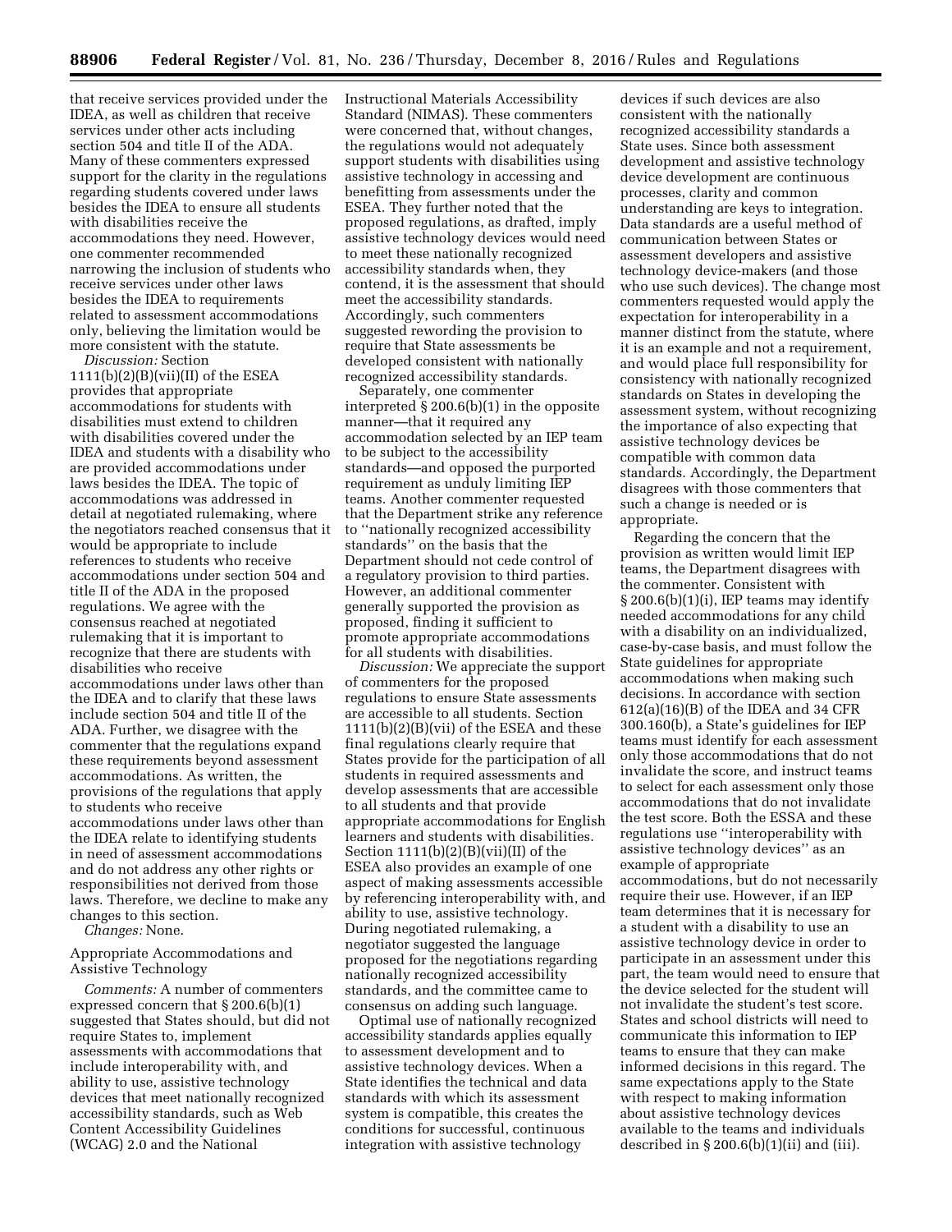that receive services provided under the IDEA, as well as children that receive services under other acts including section 504 and title II of the ADA. Many of these commenters expressed support for the clarity in the regulations regarding students covered under laws besides the IDEA to ensure all students with disabilities receive the accommodations they need. However, one commenter recommended narrowing the inclusion of students who receive services under other laws besides the IDEA to requirements related to assessment accommodations only, believing the limitation would be more consistent with the statute.

*Discussion:* Section 1111(b)(2)(B)(vii)(II) of the ESEA provides that appropriate accommodations for students with disabilities must extend to children with disabilities covered under the IDEA and students with a disability who are provided accommodations under laws besides the IDEA. The topic of accommodations was addressed in detail at negotiated rulemaking, where the negotiators reached consensus that it would be appropriate to include references to students who receive accommodations under section 504 and title II of the ADA in the proposed regulations. We agree with the consensus reached at negotiated rulemaking that it is important to recognize that there are students with disabilities who receive accommodations under laws other than the IDEA and to clarify that these laws include section 504 and title II of the ADA. Further, we disagree with the commenter that the regulations expand these requirements beyond assessment accommodations. As written, the provisions of the regulations that apply to students who receive accommodations under laws other than the IDEA relate to identifying students in need of assessment accommodations and do not address any other rights or responsibilities not derived from those laws. Therefore, we decline to make any changes to this section.

*Changes:* None.

Appropriate Accommodations and Assistive Technology

*Comments:* A number of commenters expressed concern that § 200.6(b)(1) suggested that States should, but did not require States to, implement assessments with accommodations that include interoperability with, and ability to use, assistive technology devices that meet nationally recognized accessibility standards, such as Web Content Accessibility Guidelines (WCAG) 2.0 and the National Instructional Materials Accessibility Standard (NIMAS). These commenters were concerned that, without changes, the regulations would not adequately support students with disabilities using assistive technology in accessing and benefitting from assessments under the ESEA. They further noted that the proposed regulations, as drafted, imply assistive technology devices would need to meet these nationally recognized accessibility standards when, they contend, it is the assessment that should meet the accessibility standards. Accordingly, such commenters suggested rewording the provision to require that State assessments be developed consistent with nationally recognized accessibility standards.

Separately, one commenter interpreted § 200.6(b)(1) in the opposite manner—that it required any accommodation selected by an IEP team to be subject to the accessibility standards—and opposed the purported requirement as unduly limiting IEP teams. Another commenter requested that the Department strike any reference to ''nationally recognized accessibility standards'' on the basis that the Department should not cede control of a regulatory provision to third parties. However, an additional commenter generally supported the provision as proposed, finding it sufficient to promote appropriate accommodations for all students with disabilities.

*Discussion:* We appreciate the support of commenters for the proposed regulations to ensure State assessments are accessible to all students. Section 1111(b)(2)(B)(vii) of the ESEA and these final regulations clearly require that States provide for the participation of all students in required assessments and develop assessments that are accessible to all students and that provide appropriate accommodations for English learners and students with disabilities. Section 1111(b)(2)(B)(vii)(II) of the ESEA also provides an example of one aspect of making assessments accessible by referencing interoperability with, and ability to use, assistive technology. During negotiated rulemaking, a negotiator suggested the language proposed for the negotiations regarding nationally recognized accessibility standards, and the committee came to consensus on adding such language.

Optimal use of nationally recognized accessibility standards applies equally to assessment development and to assistive technology devices. When a State identifies the technical and data standards with which its assessment system is compatible, this creates the conditions for successful, continuous integration with assistive technology devices if such devices are also consistent with the nationally recognized accessibility standards a State uses. Since both assessment development and assistive technology device development are continuous processes, clarity and common understanding are keys to integration. Data standards are a useful method of communication between States or assessment developers and assistive technology device-makers (and those who use such devices). The change most commenters requested would apply the expectation for interoperability in a manner distinct from the statute, where it is an example and not a requirement, and would place full responsibility for consistency with nationally recognized standards on States in developing the assessment system, without recognizing the importance of also expecting that assistive technology devices be compatible with common data standards. Accordingly, the Department disagrees with those commenters that such a change is needed or is appropriate.

Regarding the concern that the provision as written would limit IEP teams, the Department disagrees with the commenter. Consistent with § 200.6(b)(1)(i), IEP teams may identify needed accommodations for any child with a disability on an individualized, case-by-case basis, and must follow the State guidelines for appropriate accommodations when making such decisions. In accordance with section 612(a)(16)(B) of the IDEA and 34 CFR 300.160(b), a State's guidelines for IEP teams must identify for each assessment only those accommodations that do not invalidate the score, and instruct teams to select for each assessment only those accommodations that do not invalidate the test score. Both the ESSA and these regulations use ''interoperability with assistive technology devices'' as an example of appropriate accommodations, but do not necessarily require their use. However, if an IEP team determines that it is necessary for a student with a disability to use an assistive technology device in order to participate in an assessment under this part, the team would need to ensure that the device selected for the student will not invalidate the student's test score. States and school districts will need to communicate this information to IEP teams to ensure that they can make informed decisions in this regard. The same expectations apply to the State with respect to making information about assistive technology devices available to the teams and individuals described in § 200.6(b)(1)(ii) and (iii).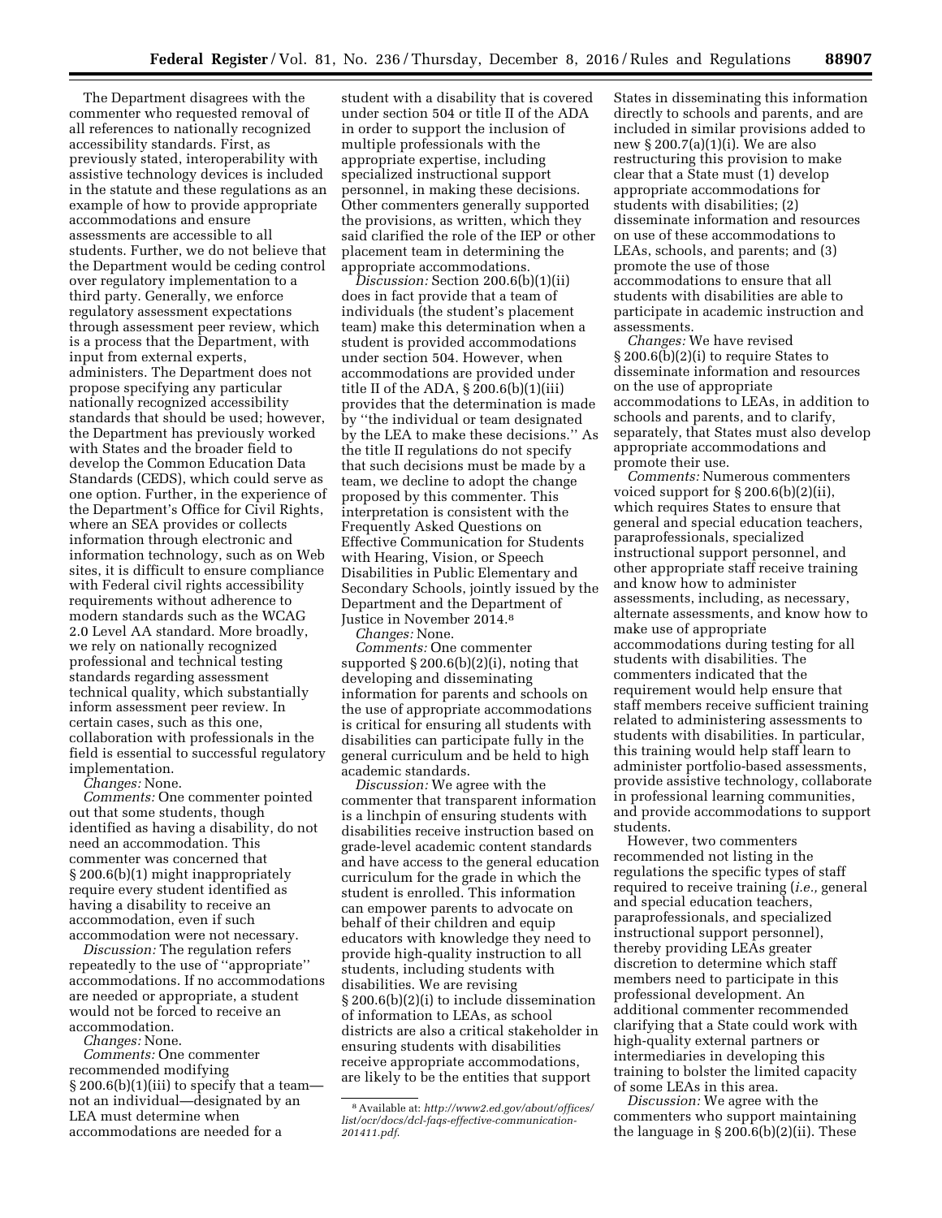The Department disagrees with the commenter who requested removal of all references to nationally recognized accessibility standards. First, as previously stated, interoperability with assistive technology devices is included in the statute and these regulations as an example of how to provide appropriate accommodations and ensure assessments are accessible to all students. Further, we do not believe that the Department would be ceding control over regulatory implementation to a third party. Generally, we enforce regulatory assessment expectations through assessment peer review, which is a process that the Department, with input from external experts, administers. The Department does not propose specifying any particular nationally recognized accessibility standards that should be used; however, the Department has previously worked with States and the broader field to develop the Common Education Data Standards (CEDS), which could serve as one option. Further, in the experience of the Department's Office for Civil Rights, where an SEA provides or collects information through electronic and information technology, such as on Web sites, it is difficult to ensure compliance with Federal civil rights accessibility requirements without adherence to modern standards such as the WCAG 2.0 Level AA standard. More broadly, we rely on nationally recognized professional and technical testing standards regarding assessment technical quality, which substantially inform assessment peer review. In certain cases, such as this one, collaboration with professionals in the field is essential to successful regulatory implementation.

*Changes:* None.

*Comments:* One commenter pointed out that some students, though identified as having a disability, do not need an accommodation. This commenter was concerned that § 200.6(b)(1) might inappropriately require every student identified as having a disability to receive an accommodation, even if such accommodation were not necessary.

*Discussion:* The regulation refers repeatedly to the use of "appropriate" accommodations. If no accommodations are needed or appropriate, a student would not be forced to receive an accommodation.

*Changes:* None.

*Comments:* One commenter recommended modifying § 200.6(b)(1)(iii) to specify that a team—not an individual—designated by an LEA must determine when accommodations are needed for a student with a disability that is covered under section 504 or title II of the ADA in order to support the inclusion of multiple professionals with the appropriate expertise, including specialized instructional support personnel, in making these decisions. Other commenters generally supported the provisions, as written, which they said clarified the role of the IEP or other placement team in determining the appropriate accommodations.

*Discussion:* Section 200.6(b)(1)(ii) does in fact provide that a team of individuals (the student's placement team) make this determination when a student is provided accommodations under section 504. However, when accommodations are provided under title II of the ADA, § 200.6(b)(1)(iii) provides that the determination is made by "the individual or team designated by the LEA to make these decisions." As the title II regulations do not specify that such decisions must be made by a team, we decline to adopt the change proposed by this commenter. This interpretation is consistent with the Frequently Asked Questions on Effective Communication for Students with Hearing, Vision, or Speech Disabilities in Public Elementary and Secondary Schools, jointly issued by the Department and the Department of Justice in November 2014.[8]

*Changes:* None.

*Comments:* One commenter supported § 200.6(b)(2)(i), noting that developing and disseminating information for parents and schools on the use of appropriate accommodations is critical for ensuring all students with disabilities can participate fully in the general curriculum and be held to high academic standards.

*Discussion:* We agree with the commenter that transparent information is a linchpin of ensuring students with disabilities receive instruction based on grade-level academic content standards and have access to the general education curriculum for the grade in which the student is enrolled. This information can empower parents to advocate on behalf of their children and equip educators with knowledge they need to provide high-quality instruction to all students, including students with disabilities. We are revising § 200.6(b)(2)(i) to include dissemination of information to LEAs, as school districts are also a critical stakeholder in ensuring students with disabilities receive appropriate accommodations, are likely to be the entities that support States in disseminating this information directly to schools and parents, and are included in similar provisions added to new § 200.7(a)(1)(i). We are also restructuring this provision to make clear that a State must (1) develop appropriate accommodations for students with disabilities; (2) disseminate information and resources on use of these accommodations to LEAs, schools, and parents; and (3) promote the use of those accommodations to ensure that all students with disabilities are able to participate in academic instruction and assessments.

*Changes:* We have revised § 200.6(b)(2)(i) to require States to disseminate information and resources on the use of appropriate accommodations to LEAs, in addition to schools and parents, and to clarify, separately, that States must also develop appropriate accommodations and promote their use.

*Comments:* Numerous commenters voiced support for § 200.6(b)(2)(ii), which requires States to ensure that general and special education teachers, paraprofessionals, specialized instructional support personnel, and other appropriate staff receive training and know how to administer assessments, including, as necessary, alternate assessments, and know how to make use of appropriate accommodations during testing for all students with disabilities. The commenters indicated that the requirement would help ensure that staff members receive sufficient training related to administering assessments to students with disabilities. In particular, this training would help staff learn to administer portfolio-based assessments, provide assistive technology, collaborate in professional learning communities, and provide accommodations to support students.

However, two commenters recommended not listing in the regulations the specific types of staff required to receive training (*i.e.,* general and special education teachers, paraprofessionals, and specialized instructional support personnel), thereby providing LEAs greater discretion to determine which staff members need to participate in this professional development. An additional commenter recommended clarifying that a State could work with high-quality external partners or intermediaries in developing this training to bolster the limited capacity of some LEAs in this area.

*Discussion:* We agree with the commenters who support maintaining the language in § 200.6(b)(2)(ii). These

---

[8] Available at: *http://www2.ed.gov/about/offices/list/ocr/docs/dcl-faqs-effective-communication-201411.pdf.*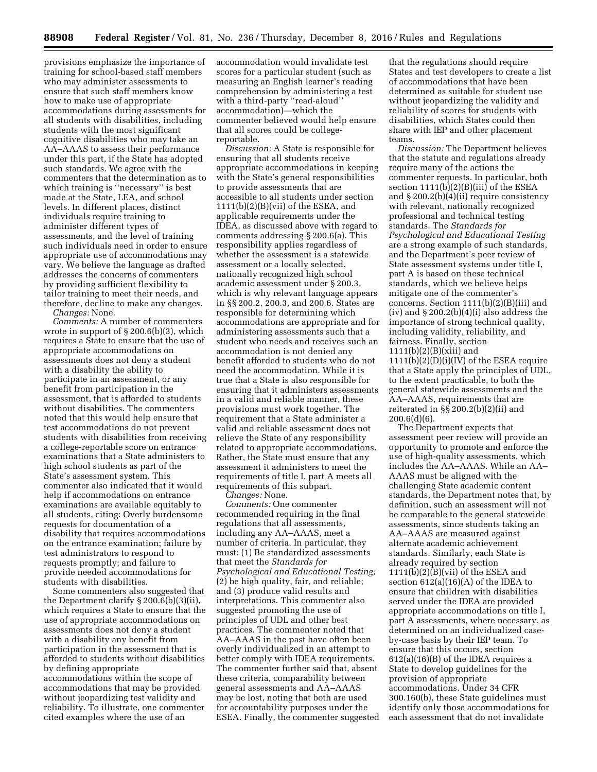provisions emphasize the importance of training for school-based staff members who may administer assessments to ensure that such staff members know how to make use of appropriate accommodations during assessments for all students with disabilities, including students with the most significant cognitive disabilities who may take an AA–AAAS to assess their performance under this part, if the State has adopted such standards. We agree with the commenters that the determination as to which training is ''necessary'' is best made at the State, LEA, and school levels. In different places, distinct individuals require training to administer different types of assessments, and the level of training such individuals need in order to ensure appropriate use of accommodations may vary. We believe the language as drafted addresses the concerns of commenters by providing sufficient flexibility to tailor training to meet their needs, and therefore, decline to make any changes.

*Changes:* None.

*Comments:* A number of commenters wrote in support of § 200.6(b)(3), which requires a State to ensure that the use of appropriate accommodations on assessments does not deny a student with a disability the ability to participate in an assessment, or any benefit from participation in the assessment, that is afforded to students without disabilities. The commenters noted that this would help ensure that test accommodations do not prevent students with disabilities from receiving a college-reportable score on entrance examinations that a State administers to high school students as part of the State's assessment system. This commenter also indicated that it would help if accommodations on entrance examinations are available equitably to all students, citing: Overly burdensome requests for documentation of a disability that requires accommodations on the entrance examination; failure by test administrators to respond to requests promptly; and failure to provide needed accommodations for students with disabilities.

Some commenters also suggested that the Department clarify § 200.6(b)(3)(ii), which requires a State to ensure that the use of appropriate accommodations on assessments does not deny a student with a disability any benefit from participation in the assessment that is afforded to students without disabilities by defining appropriate accommodations within the scope of accommodations that may be provided without jeopardizing test validity and reliability. To illustrate, one commenter cited examples where the use of an accommodation would invalidate test scores for a particular student (such as measuring an English learner's reading comprehension by administering a test with a third-party ''read-aloud'' accommodation)—which the commenter believed would help ensure that all scores could be college-reportable.

*Discussion:* A State is responsible for ensuring that all students receive appropriate accommodations in keeping with the State's general responsibilities to provide assessments that are accessible to all students under section 1111(b)(2)(B)(vii) of the ESEA, and applicable requirements under the IDEA, as discussed above with regard to comments addressing § 200.6(a). This responsibility applies regardless of whether the assessment is a statewide assessment or a locally selected, nationally recognized high school academic assessment under § 200.3, which is why relevant language appears in §§ 200.2, 200.3, and 200.6. States are responsible for determining which accommodations are appropriate and for administering assessments such that a student who needs and receives such an accommodation is not denied any benefit afforded to students who do not need the accommodation. While it is true that a State is also responsible for ensuring that it administers assessments in a valid and reliable manner, these provisions must work together. The requirement that a State administer a valid and reliable assessment does not relieve the State of any responsibility related to appropriate accommodations. Rather, the State must ensure that any assessment it administers to meet the requirements of title I, part A meets all requirements of this subpart.

*Changes:* None.

*Comments:* One commenter recommended requiring in the final regulations that all assessments, including any AA–AAAS, meet a number of criteria. In particular, they must: (1) Be standardized assessments that meet the *Standards for Psychological and Educational Testing;* (2) be high quality, fair, and reliable; and (3) produce valid results and interpretations. This commenter also suggested promoting the use of principles of UDL and other best practices. The commenter noted that AA–AAAS in the past have often been overly individualized in an attempt to better comply with IDEA requirements. The commenter further said that, absent these criteria, comparability between general assessments and AA–AAAS may be lost, noting that both are used for accountability purposes under the ESEA. Finally, the commenter suggested that the regulations should require States and test developers to create a list of accommodations that have been determined as suitable for student use without jeopardizing the validity and reliability of scores for students with disabilities, which States could then share with IEP and other placement teams.

*Discussion:* The Department believes that the statute and regulations already require many of the actions the commenter requests. In particular, both section 1111(b)(2)(B)(iii) of the ESEA and § 200.2(b)(4)(ii) require consistency with relevant, nationally recognized professional and technical testing standards. The *Standards for Psychological and Educational Testing* are a strong example of such standards, and the Department's peer review of State assessment systems under title I, part A is based on these technical standards, which we believe helps mitigate one of the commenter's concerns. Section 1111(b)(2)(B)(iii) and (iv) and § 200.2(b)(4)(i) also address the importance of strong technical quality, including validity, reliability, and fairness. Finally, section 1111(b)(2)(B)(xiii) and 1111(b)(2)(D)(i)(IV) of the ESEA require that a State apply the principles of UDL, to the extent practicable, to both the general statewide assessments and the AA–AAAS, requirements that are reiterated in §§ 200.2(b)(2)(ii) and 200.6(d)(6).

The Department expects that assessment peer review will provide an opportunity to promote and enforce the use of high-quality assessments, which includes the AA–AAAS. While an AA–AAAS must be aligned with the challenging State academic content standards, the Department notes that, by definition, such an assessment will not be comparable to the general statewide assessments, since students taking an AA–AAAS are measured against alternate academic achievement standards. Similarly, each State is already required by section 1111(b)(2)(B)(vii) of the ESEA and section 612(a)(16)(A) of the IDEA to ensure that children with disabilities served under the IDEA are provided appropriate accommodations on title I, part A assessments, where necessary, as determined on an individualized case-by-case basis by their IEP team. To ensure that this occurs, section 612(a)(16)(B) of the IDEA requires a State to develop guidelines for the provision of appropriate accommodations. Under 34 CFR 300.160(b), these State guidelines must identify only those accommodations for each assessment that do not invalidate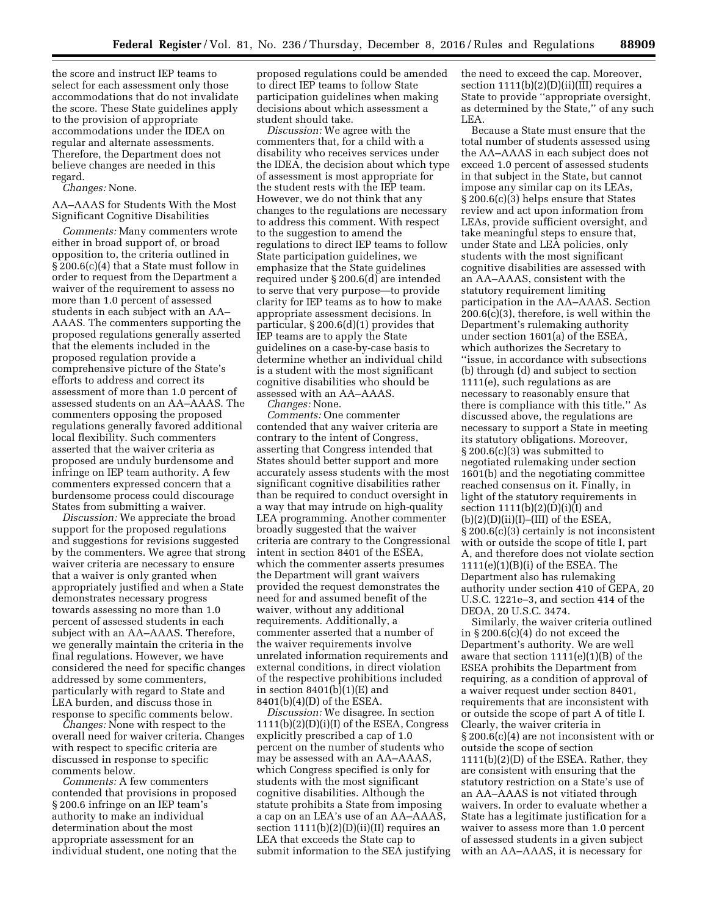the score and instruct IEP teams to select for each assessment only those accommodations that do not invalidate the score. These State guidelines apply to the provision of appropriate accommodations under the IDEA on regular and alternate assessments. Therefore, the Department does not believe changes are needed in this regard.

*Changes:* None.

AA–AAAS for Students With the Most Significant Cognitive Disabilities

*Comments:* Many commenters wrote either in broad support of, or broad opposition to, the criteria outlined in § 200.6(c)(4) that a State must follow in order to request from the Department a waiver of the requirement to assess no more than 1.0 percent of assessed students in each subject with an AA–AAAS. The commenters supporting the proposed regulations generally asserted that the elements included in the proposed regulation provide a comprehensive picture of the State's efforts to address and correct its assessment of more than 1.0 percent of assessed students on an AA–AAAS. The commenters opposing the proposed regulations generally favored additional local flexibility. Such commenters asserted that the waiver criteria as proposed are unduly burdensome and infringe on IEP team authority. A few commenters expressed concern that a burdensome process could discourage States from submitting a waiver.

*Discussion:* We appreciate the broad support for the proposed regulations and suggestions for revisions suggested by the commenters. We agree that strong waiver criteria are necessary to ensure that a waiver is only granted when appropriately justified and when a State demonstrates necessary progress towards assessing no more than 1.0 percent of assessed students in each subject with an AA–AAAS. Therefore, we generally maintain the criteria in the final regulations. However, we have considered the need for specific changes addressed by some commenters, particularly with regard to State and LEA burden, and discuss those in response to specific comments below.

*Changes:* None with respect to the overall need for waiver criteria. Changes with respect to specific criteria are discussed in response to specific comments below.

*Comments:* A few commenters contended that provisions in proposed § 200.6 infringe on an IEP team's authority to make an individual determination about the most appropriate assessment for an individual student, one noting that the proposed regulations could be amended to direct IEP teams to follow State participation guidelines when making decisions about which assessment a student should take.

*Discussion:* We agree with the commenters that, for a child with a disability who receives services under the IDEA, the decision about which type of assessment is most appropriate for the student rests with the IEP team. However, we do not think that any changes to the regulations are necessary to address this comment. With respect to the suggestion to amend the regulations to direct IEP teams to follow State participation guidelines, we emphasize that the State guidelines required under § 200.6(d) are intended to serve that very purpose—to provide clarity for IEP teams as to how to make appropriate assessment decisions. In particular, § 200.6(d)(1) provides that IEP teams are to apply the State guidelines on a case-by-case basis to determine whether an individual child is a student with the most significant cognitive disabilities who should be assessed with an AA–AAAS.

*Changes:* None.

*Comments:* One commenter contended that any waiver criteria are contrary to the intent of Congress, asserting that Congress intended that States should better support and more accurately assess students with the most significant cognitive disabilities rather than be required to conduct oversight in a way that may intrude on high-quality LEA programming. Another commenter broadly suggested that the waiver criteria are contrary to the Congressional intent in section 8401 of the ESEA, which the commenter asserts presumes the Department will grant waivers provided the request demonstrates the need for and assumed benefit of the waiver, without any additional requirements. Additionally, a commenter asserted that a number of the waiver requirements involve unrelated information requirements and external conditions, in direct violation of the respective prohibitions included in section 8401(b)(1)(E) and 8401(b)(4)(D) of the ESEA.

*Discussion:* We disagree. In section 1111(b)(2)(D)(i)(I) of the ESEA, Congress explicitly prescribed a cap of 1.0 percent on the number of students who may be assessed with an AA–AAAS, which Congress specified is only for students with the most significant cognitive disabilities. Although the statute prohibits a State from imposing a cap on an LEA's use of an AA–AAAS, section 1111(b)(2)(D)(ii)(II) requires an LEA that exceeds the State cap to submit information to the SEA justifying the need to exceed the cap. Moreover, section 1111(b)(2)(D)(ii)(III) requires a State to provide "appropriate oversight, as determined by the State," of any such LEA.

Because a State must ensure that the total number of students assessed using the AA–AAAS in each subject does not exceed 1.0 percent of assessed students in that subject in the State, but cannot impose any similar cap on its LEAs, § 200.6(c)(3) helps ensure that States review and act upon information from LEAs, provide sufficient oversight, and take meaningful steps to ensure that, under State and LEA policies, only students with the most significant cognitive disabilities are assessed with an AA–AAAS, consistent with the statutory requirement limiting participation in the AA–AAAS. Section 200.6(c)(3), therefore, is well within the Department's rulemaking authority under section 1601(a) of the ESEA, which authorizes the Secretary to "issue, in accordance with subsections (b) through (d) and subject to section 1111(e), such regulations as are necessary to reasonably ensure that there is compliance with this title." As discussed above, the regulations are necessary to support a State in meeting its statutory obligations. Moreover, § 200.6(c)(3) was submitted to negotiated rulemaking under section 1601(b) and the negotiating committee reached consensus on it. Finally, in light of the statutory requirements in section 1111(b)(2)(D)(i)(I) and (b)(2)(D)(ii)(I)–(III) of the ESEA, § 200.6(c)(3) certainly is not inconsistent with or outside the scope of title I, part A, and therefore does not violate section 1111(e)(1)(B)(i) of the ESEA. The Department also has rulemaking authority under section 410 of GEPA, 20 U.S.C. 1221e–3, and section 414 of the DEOA, 20 U.S.C. 3474.

Similarly, the waiver criteria outlined in § 200.6(c)(4) do not exceed the Department's authority. We are well aware that section 1111(e)(1)(B) of the ESEA prohibits the Department from requiring, as a condition of approval of a waiver request under section 8401, requirements that are inconsistent with or outside the scope of part A of title I. Clearly, the waiver criteria in § 200.6(c)(4) are not inconsistent with or outside the scope of section 1111(b)(2)(D) of the ESEA. Rather, they are consistent with ensuring that the statutory restriction on a State's use of an AA–AAAS is not vitiated through waivers. In order to evaluate whether a State has a legitimate justification for a waiver to assess more than 1.0 percent of assessed students in a given subject with an AA–AAAS, it is necessary for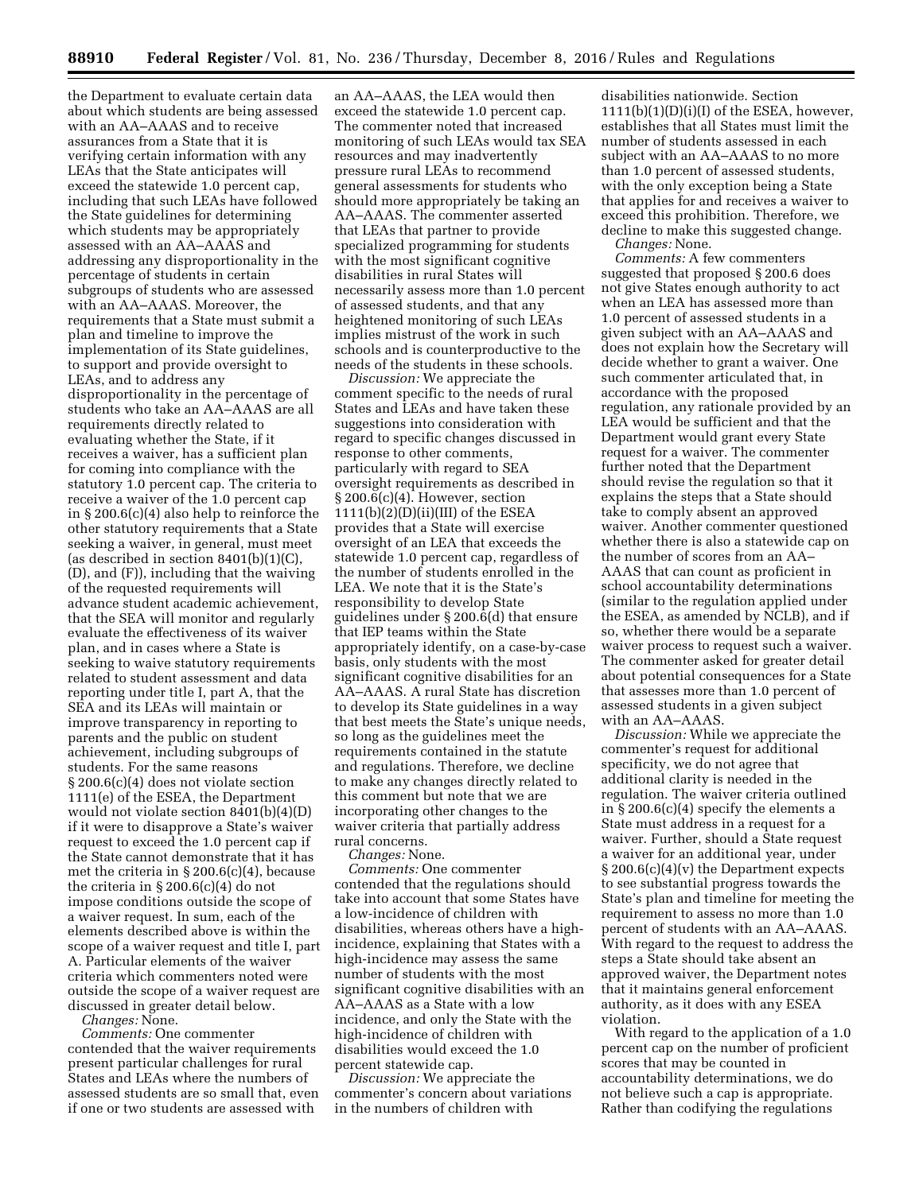the Department to evaluate certain data about which students are being assessed with an AA–AAAS and to receive assurances from a State that it is verifying certain information with any LEAs that the State anticipates will exceed the statewide 1.0 percent cap, including that such LEAs have followed the State guidelines for determining which students may be appropriately assessed with an AA–AAAS and addressing any disproportionality in the percentage of students in certain subgroups of students who are assessed with an AA–AAAS. Moreover, the requirements that a State must submit a plan and timeline to improve the implementation of its State guidelines, to support and provide oversight to LEAs, and to address any disproportionality in the percentage of students who take an AA–AAAS are all requirements directly related to evaluating whether the State, if it receives a waiver, has a sufficient plan for coming into compliance with the statutory 1.0 percent cap. The criteria to receive a waiver of the 1.0 percent cap in § 200.6(c)(4) also help to reinforce the other statutory requirements that a State seeking a waiver, in general, must meet (as described in section 8401(b)(1)(C), (D), and (F)), including that the waiving of the requested requirements will advance student academic achievement, that the SEA will monitor and regularly evaluate the effectiveness of its waiver plan, and in cases where a State is seeking to waive statutory requirements related to student assessment and data reporting under title I, part A, that the SEA and its LEAs will maintain or improve transparency in reporting to parents and the public on student achievement, including subgroups of students. For the same reasons § 200.6(c)(4) does not violate section 1111(e) of the ESEA, the Department would not violate section 8401(b)(4)(D) if it were to disapprove a State's waiver request to exceed the 1.0 percent cap if the State cannot demonstrate that it has met the criteria in § 200.6(c)(4), because the criteria in § 200.6(c)(4) do not impose conditions outside the scope of a waiver request. In sum, each of the elements described above is within the scope of a waiver request and title I, part A. Particular elements of the waiver criteria which commenters noted were outside the scope of a waiver request are discussed in greater detail below.

*Changes:* None.

*Comments:* One commenter contended that the waiver requirements present particular challenges for rural States and LEAs where the numbers of assessed students are so small that, even if one or two students are assessed with an AA–AAAS, the LEA would then exceed the statewide 1.0 percent cap. The commenter noted that increased monitoring of such LEAs would tax SEA resources and may inadvertently pressure rural LEAs to recommend general assessments for students who should more appropriately be taking an AA–AAAS. The commenter asserted that LEAs that partner to provide specialized programming for students with the most significant cognitive disabilities in rural States will necessarily assess more than 1.0 percent of assessed students, and that any heightened monitoring of such LEAs implies mistrust of the work in such schools and is counterproductive to the needs of the students in these schools.

*Discussion:* We appreciate the comment specific to the needs of rural States and LEAs and have taken these suggestions into consideration with regard to specific changes discussed in response to other comments, particularly with regard to SEA oversight requirements as described in § 200.6(c)(4). However, section 1111(b)(2)(D)(ii)(III) of the ESEA provides that a State will exercise oversight of an LEA that exceeds the statewide 1.0 percent cap, regardless of the number of students enrolled in the LEA. We note that it is the State's responsibility to develop State guidelines under § 200.6(d) that ensure that IEP teams within the State appropriately identify, on a case-by-case basis, only students with the most significant cognitive disabilities for an AA–AAAS. A rural State has discretion to develop its State guidelines in a way that best meets the State's unique needs, so long as the guidelines meet the requirements contained in the statute and regulations. Therefore, we decline to make any changes directly related to this comment but note that we are incorporating other changes to the waiver criteria that partially address rural concerns.

*Changes:* None.

*Comments:* One commenter contended that the regulations should take into account that some States have a low-incidence of children with disabilities, whereas others have a high-incidence, explaining that States with a high-incidence may assess the same number of students with the most significant cognitive disabilities with an AA–AAAS as a State with a low incidence, and only the State with the high-incidence of children with disabilities would exceed the 1.0 percent statewide cap.

*Discussion:* We appreciate the commenter's concern about variations in the numbers of children with disabilities nationwide. Section 1111(b)(1)(D)(i)(I) of the ESEA, however, establishes that all States must limit the number of students assessed in each subject with an AA–AAAS to no more than 1.0 percent of assessed students, with the only exception being a State that applies for and receives a waiver to exceed this prohibition. Therefore, we decline to make this suggested change.

*Changes:* None.

*Comments:* A few commenters suggested that proposed § 200.6 does not give States enough authority to act when an LEA has assessed more than 1.0 percent of assessed students in a given subject with an AA–AAAS and does not explain how the Secretary will decide whether to grant a waiver. One such commenter articulated that, in accordance with the proposed regulation, any rationale provided by an LEA would be sufficient and that the Department would grant every State request for a waiver. The commenter further noted that the Department should revise the regulation so that it explains the steps that a State should take to comply absent an approved waiver. Another commenter questioned whether there is also a statewide cap on the number of scores from an AA–AAAS that can count as proficient in school accountability determinations (similar to the regulation applied under the ESEA, as amended by NCLB), and if so, whether there would be a separate waiver process to request such a waiver. The commenter asked for greater detail about potential consequences for a State that assesses more than 1.0 percent of assessed students in a given subject with an AA–AAAS.

*Discussion:* While we appreciate the commenter's request for additional specificity, we do not agree that additional clarity is needed in the regulation. The waiver criteria outlined in § 200.6(c)(4) specify the elements a State must address in a request for a waiver. Further, should a State request a waiver for an additional year, under § 200.6(c)(4)(v) the Department expects to see substantial progress towards the State's plan and timeline for meeting the requirement to assess no more than 1.0 percent of students with an AA–AAAS. With regard to the request to address the steps a State should take absent an approved waiver, the Department notes that it maintains general enforcement authority, as it does with any ESEA violation.

With regard to the application of a 1.0 percent cap on the number of proficient scores that may be counted in accountability determinations, we do not believe such a cap is appropriate. Rather than codifying the regulations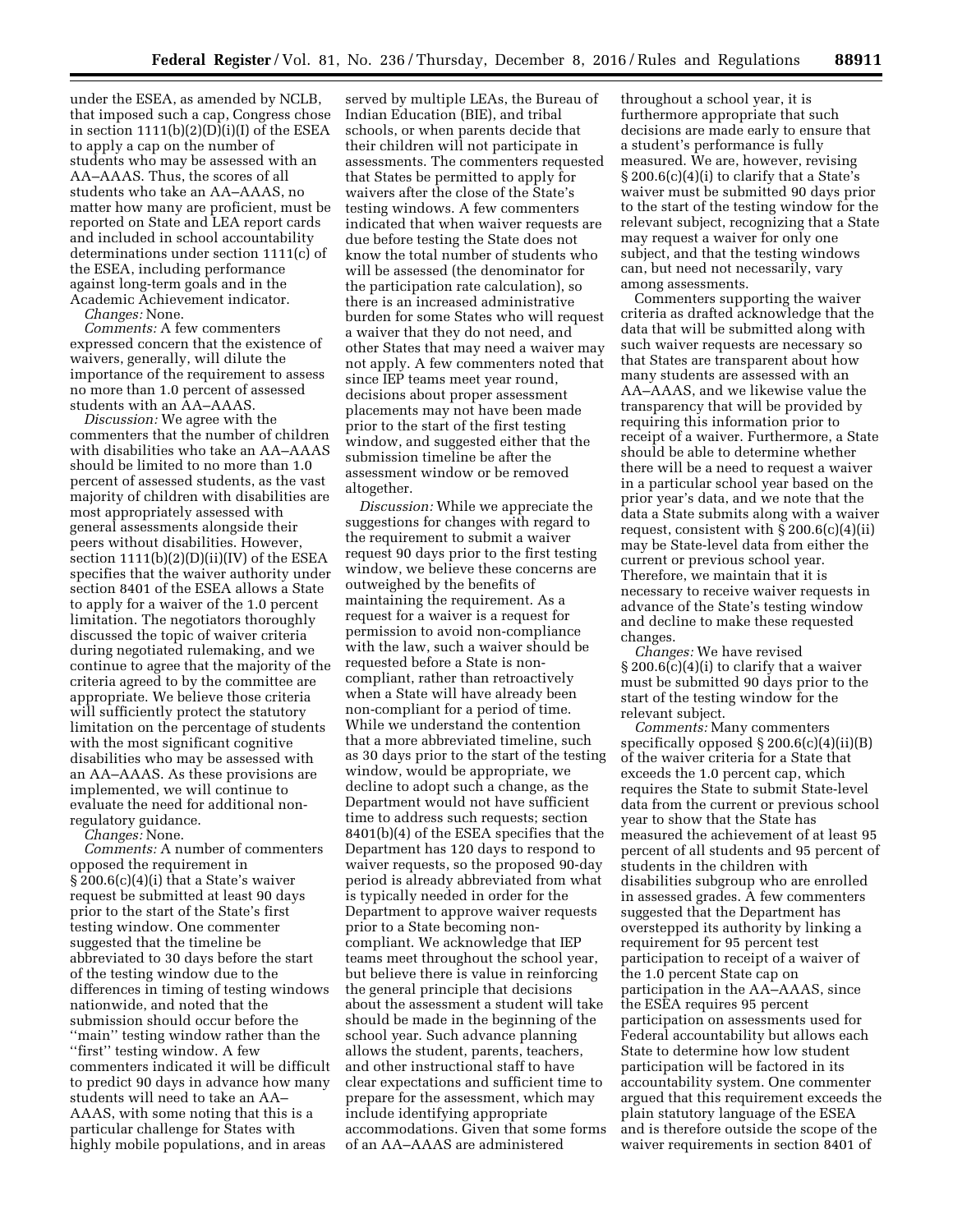under the ESEA, as amended by NCLB, that imposed such a cap, Congress chose in section 1111(b)(2)(D)(i)(I) of the ESEA to apply a cap on the number of students who may be assessed with an AA–AAAS. Thus, the scores of all students who take an AA–AAAS, no matter how many are proficient, must be reported on State and LEA report cards and included in school accountability determinations under section 1111(c) of the ESEA, including performance against long-term goals and in the Academic Achievement indicator.

*Changes:* None.

*Comments:* A few commenters expressed concern that the existence of waivers, generally, will dilute the importance of the requirement to assess no more than 1.0 percent of assessed students with an AA–AAAS.

*Discussion:* We agree with the commenters that the number of children with disabilities who take an AA–AAAS should be limited to no more than 1.0 percent of assessed students, as the vast majority of children with disabilities are most appropriately assessed with general assessments alongside their peers without disabilities. However, section 1111(b)(2)(D)(ii)(IV) of the ESEA specifies that the waiver authority under section 8401 of the ESEA allows a State to apply for a waiver of the 1.0 percent limitation. The negotiators thoroughly discussed the topic of waiver criteria during negotiated rulemaking, and we continue to agree that the majority of the criteria agreed to by the committee are appropriate. We believe those criteria will sufficiently protect the statutory limitation on the percentage of students with the most significant cognitive disabilities who may be assessed with an AA–AAAS. As these provisions are implemented, we will continue to evaluate the need for additional non-regulatory guidance.

*Changes:* None.

*Comments:* A number of commenters opposed the requirement in § 200.6(c)(4)(i) that a State's waiver request be submitted at least 90 days prior to the start of the State's first testing window. One commenter suggested that the timeline be abbreviated to 30 days before the start of the testing window due to the differences in timing of testing windows nationwide, and noted that the submission should occur before the "main" testing window rather than the "first" testing window. A few commenters indicated it will be difficult to predict 90 days in advance how many students will need to take an AA–AAAS, with some noting that this is a particular challenge for States with highly mobile populations, and in areas served by multiple LEAs, the Bureau of Indian Education (BIE), and tribal schools, or when parents decide that their children will not participate in assessments. The commenters requested that States be permitted to apply for waivers after the close of the State's testing windows. A few commenters indicated that when waiver requests are due before testing the State does not know the total number of students who will be assessed (the denominator for the participation rate calculation), so there is an increased administrative burden for some States who will request a waiver that they do not need, and other States that may need a waiver may not apply. A few commenters noted that since IEP teams meet year round, decisions about proper assessment placements may not have been made prior to the start of the first testing window, and suggested either that the submission timeline be after the assessment window or be removed altogether.

*Discussion:* While we appreciate the suggestions for changes with regard to the requirement to submit a waiver request 90 days prior to the first testing window, we believe these concerns are outweighed by the benefits of maintaining the requirement. As a request for a waiver is a request for permission to avoid non-compliance with the law, such a waiver should be requested before a State is non-compliant, rather than retroactively when a State will have already been non-compliant for a period of time. While we understand the contention that a more abbreviated timeline, such as 30 days prior to the start of the testing window, would be appropriate, we decline to adopt such a change, as the Department would not have sufficient time to address such requests; section 8401(b)(4) of the ESEA specifies that the Department has 120 days to respond to waiver requests, so the proposed 90-day period is already abbreviated from what is typically needed in order for the Department to approve waiver requests prior to a State becoming non-compliant. We acknowledge that IEP teams meet throughout the school year, but believe there is value in reinforcing the general principle that decisions about the assessment a student will take should be made in the beginning of the school year. Such advance planning allows the student, parents, teachers, and other instructional staff to have clear expectations and sufficient time to prepare for the assessment, which may include identifying appropriate accommodations. Given that some forms of an AA–AAAS are administered throughout a school year, it is furthermore appropriate that such decisions are made early to ensure that a student's performance is fully measured. We are, however, revising § 200.6(c)(4)(i) to clarify that a State's waiver must be submitted 90 days prior to the start of the testing window for the relevant subject, recognizing that a State may request a waiver for only one subject, and that the testing windows can, but need not necessarily, vary among assessments.

Commenters supporting the waiver criteria as drafted acknowledge that the data that will be submitted along with such waiver requests are necessary so that States are transparent about how many students are assessed with an AA–AAAS, and we likewise value the transparency that will be provided by requiring this information prior to receipt of a waiver. Furthermore, a State should be able to determine whether there will be a need to request a waiver in a particular school year based on the prior year's data, and we note that the data a State submits along with a waiver request, consistent with § 200.6(c)(4)(ii) may be State-level data from either the current or previous school year. Therefore, we maintain that it is necessary to receive waiver requests in advance of the State's testing window and decline to make these requested changes.

*Changes:* We have revised § 200.6(c)(4)(i) to clarify that a waiver must be submitted 90 days prior to the start of the testing window for the relevant subject.

*Comments:* Many commenters specifically opposed § 200.6(c)(4)(ii)(B) of the waiver criteria for a State that exceeds the 1.0 percent cap, which requires the State to submit State-level data from the current or previous school year to show that the State has measured the achievement of at least 95 percent of all students and 95 percent of students in the children with disabilities subgroup who are enrolled in assessed grades. A few commenters suggested that the Department has overstepped its authority by linking a requirement for 95 percent test participation to receipt of a waiver of the 1.0 percent State cap on participation in the AA–AAAS, since the ESEA requires 95 percent participation on assessments used for Federal accountability but allows each State to determine how low student participation will be factored in its accountability system. One commenter argued that this requirement exceeds the plain statutory language of the ESEA and is therefore outside the scope of the waiver requirements in section 8401 of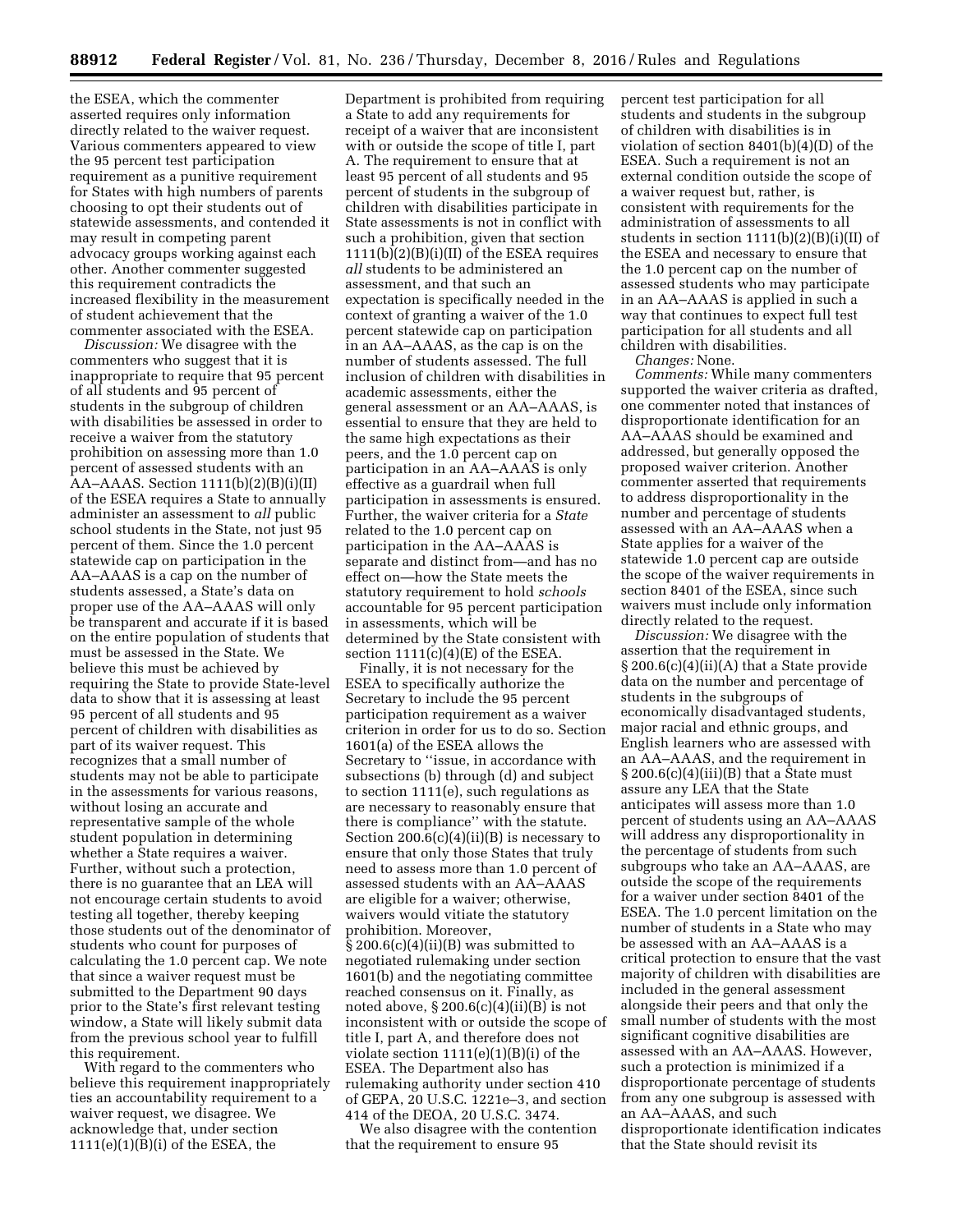the ESEA, which the commenter asserted requires only information directly related to the waiver request. Various commenters appeared to view the 95 percent test participation requirement as a punitive requirement for States with high numbers of parents choosing to opt their students out of statewide assessments, and contended it may result in competing parent advocacy groups working against each other. Another commenter suggested this requirement contradicts the increased flexibility in the measurement of student achievement that the commenter associated with the ESEA.

*Discussion:* We disagree with the commenters who suggest that it is inappropriate to require that 95 percent of all students and 95 percent of students in the subgroup of children with disabilities be assessed in order to receive a waiver from the statutory prohibition on assessing more than 1.0 percent of assessed students with an AA–AAAS. Section 1111(b)(2)(B)(i)(II) of the ESEA requires a State to annually administer an assessment to *all* public school students in the State, not just 95 percent of them. Since the 1.0 percent statewide cap on participation in the AA–AAAS is a cap on the number of students assessed, a State's data on proper use of the AA–AAAS will only be transparent and accurate if it is based on the entire population of students that must be assessed in the State. We believe this must be achieved by requiring the State to provide State-level data to show that it is assessing at least 95 percent of all students and 95 percent of children with disabilities as part of its waiver request. This recognizes that a small number of students may not be able to participate in the assessments for various reasons, without losing an accurate and representative sample of the whole student population in determining whether a State requires a waiver. Further, without such a protection, there is no guarantee that an LEA will not encourage certain students to avoid testing all together, thereby keeping those students out of the denominator of students who count for purposes of calculating the 1.0 percent cap. We note that since a waiver request must be submitted to the Department 90 days prior to the State's first relevant testing window, a State will likely submit data from the previous school year to fulfill this requirement.

With regard to the commenters who believe this requirement inappropriately ties an accountability requirement to a waiver request, we disagree. We acknowledge that, under section 1111(e)(1)(B)(i) of the ESEA, the Department is prohibited from requiring a State to add any requirements for receipt of a waiver that are inconsistent with or outside the scope of title I, part A. The requirement to ensure that at least 95 percent of all students and 95 percent of students in the subgroup of children with disabilities participate in State assessments is not in conflict with such a prohibition, given that section 1111(b)(2)(B)(i)(II) of the ESEA requires *all* students to be administered an assessment, and that such an expectation is specifically needed in the context of granting a waiver of the 1.0 percent statewide cap on participation in an AA–AAAS, as the cap is on the number of students assessed. The full inclusion of children with disabilities in academic assessments, either the general assessment or an AA–AAAS, is essential to ensure that they are held to the same high expectations as their peers, and the 1.0 percent cap on participation in an AA–AAAS is only effective as a guardrail when full participation in assessments is ensured. Further, the waiver criteria for a *State* related to the 1.0 percent cap on participation in the AA–AAAS is separate and distinct from—and has no effect on—how the State meets the statutory requirement to hold *schools* accountable for 95 percent participation in assessments, which will be determined by the State consistent with section 1111(c)(4)(E) of the ESEA.

Finally, it is not necessary for the ESEA to specifically authorize the Secretary to include the 95 percent participation requirement as a waiver criterion in order for us to do so. Section 1601(a) of the ESEA allows the Secretary to "issue, in accordance with subsections (b) through (d) and subject to section 1111(e), such regulations as are necessary to reasonably ensure that there is compliance" with the statute. Section 200.6(c)(4)(ii)(B) is necessary to ensure that only those States that truly need to assess more than 1.0 percent of assessed students with an AA–AAAS are eligible for a waiver; otherwise, waivers would vitiate the statutory prohibition. Moreover, § 200.6(c)(4)(ii)(B) was submitted to negotiated rulemaking under section 1601(b) and the negotiating committee reached consensus on it. Finally, as noted above, § 200.6(c)(4)(ii)(B) is not inconsistent with or outside the scope of title I, part A, and therefore does not violate section 1111(e)(1)(B)(i) of the ESEA. The Department also has rulemaking authority under section 410 of GEPA, 20 U.S.C. 1221e–3, and section 414 of the DEOA, 20 U.S.C. 3474.

We also disagree with the contention that the requirement to ensure 95 percent test participation for all students and students in the subgroup of children with disabilities is in violation of section 8401(b)(4)(D) of the ESEA. Such a requirement is not an external condition outside the scope of a waiver request but, rather, is consistent with requirements for the administration of assessments to all students in section 1111(b)(2)(B)(i)(II) of the ESEA and necessary to ensure that the 1.0 percent cap on the number of assessed students who may participate in an AA–AAAS is applied in such a way that continues to expect full test participation for all students and all children with disabilities.

*Changes:* None.

*Comments:* While many commenters supported the waiver criteria as drafted, one commenter noted that instances of disproportionate identification for an AA–AAAS should be examined and addressed, but generally opposed the proposed waiver criterion. Another commenter asserted that requirements to address disproportionality in the number and percentage of students assessed with an AA–AAAS when a State applies for a waiver of the statewide 1.0 percent cap are outside the scope of the waiver requirements in section 8401 of the ESEA, since such waivers must include only information directly related to the request.

*Discussion:* We disagree with the assertion that the requirement in § 200.6(c)(4)(ii)(A) that a State provide data on the number and percentage of students in the subgroups of economically disadvantaged students, major racial and ethnic groups, and English learners who are assessed with an AA–AAAS, and the requirement in § 200.6(c)(4)(iii)(B) that a State must assure any LEA that the State anticipates will assess more than 1.0 percent of students using an AA–AAAS will address any disproportionality in the percentage of students from such subgroups who take an AA–AAAS, are outside the scope of the requirements for a waiver under section 8401 of the ESEA. The 1.0 percent limitation on the number of students in a State who may be assessed with an AA–AAAS is a critical protection to ensure that the vast majority of children with disabilities are included in the general assessment alongside their peers and that only the small number of students with the most significant cognitive disabilities are assessed with an AA–AAAS. However, such a protection is minimized if a disproportionate percentage of students from any one subgroup is assessed with an AA–AAAS, and such disproportionate identification indicates that the State should revisit its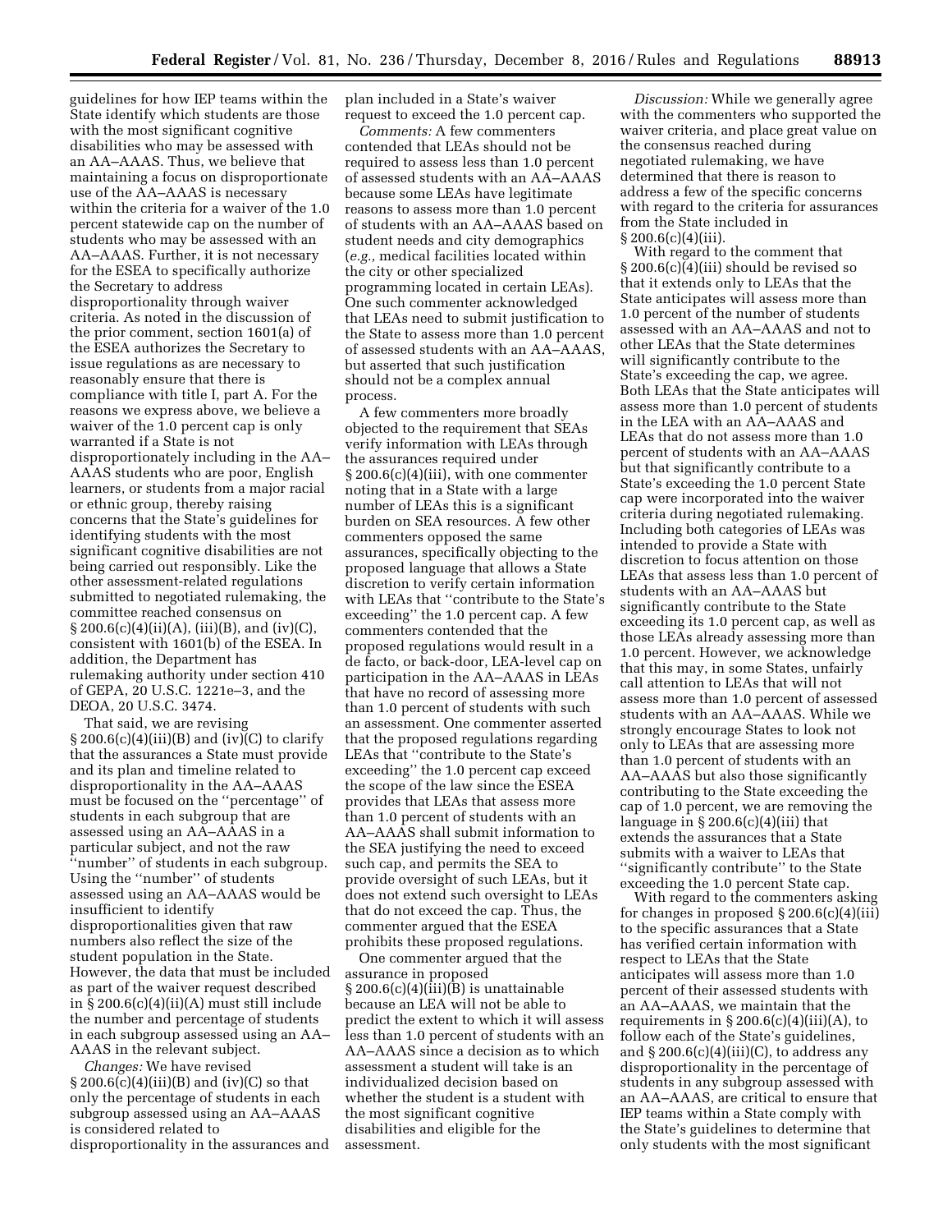guidelines for how IEP teams within the State identify which students are those with the most significant cognitive disabilities who may be assessed with an AA–AAAS. Thus, we believe that maintaining a focus on disproportionate use of the AA–AAAS is necessary within the criteria for a waiver of the 1.0 percent statewide cap on the number of students who may be assessed with an AA–AAAS. Further, it is not necessary for the ESEA to specifically authorize the Secretary to address disproportionality through waiver criteria. As noted in the discussion of the prior comment, section 1601(a) of the ESEA authorizes the Secretary to issue regulations as are necessary to reasonably ensure that there is compliance with title I, part A. For the reasons we express above, we believe a waiver of the 1.0 percent cap is only warranted if a State is not disproportionately including in the AA–AAAS students who are poor, English learners, or students from a major racial or ethnic group, thereby raising concerns that the State's guidelines for identifying students with the most significant cognitive disabilities are not being carried out responsibly. Like the other assessment-related regulations submitted to negotiated rulemaking, the committee reached consensus on § 200.6(c)(4)(ii)(A), (iii)(B), and (iv)(C), consistent with 1601(b) of the ESEA. In addition, the Department has rulemaking authority under section 410 of GEPA, 20 U.S.C. 1221e–3, and the DEOA, 20 U.S.C. 3474.

That said, we are revising § 200.6(c)(4)(iii)(B) and (iv)(C) to clarify that the assurances a State must provide and its plan and timeline related to disproportionality in the AA–AAAS must be focused on the "percentage" of students in each subgroup that are assessed using an AA–AAAS in a particular subject, and not the raw "number" of students in each subgroup. Using the "number" of students assessed using an AA–AAAS would be insufficient to identify disproportionalities given that raw numbers also reflect the size of the student population in the State. However, the data that must be included as part of the waiver request described in § 200.6(c)(4)(ii)(A) must still include the number and percentage of students in each subgroup assessed using an AA–AAAS in the relevant subject.

*Changes:* We have revised § 200.6(c)(4)(iii)(B) and (iv)(C) so that only the percentage of students in each subgroup assessed using an AA–AAAS is considered related to disproportionality in the assurances and plan included in a State's waiver request to exceed the 1.0 percent cap.

*Comments:* A few commenters contended that LEAs should not be required to assess less than 1.0 percent of assessed students with an AA–AAAS because some LEAs have legitimate reasons to assess more than 1.0 percent of students with an AA–AAAS based on student needs and city demographics (*e.g.,* medical facilities located within the city or other specialized programming located in certain LEAs). One such commenter acknowledged that LEAs need to submit justification to the State to assess more than 1.0 percent of assessed students with an AA–AAAS, but asserted that such justification should not be a complex annual process.

A few commenters more broadly objected to the requirement that SEAs verify information with LEAs through the assurances required under § 200.6(c)(4)(iii), with one commenter noting that in a State with a large number of LEAs this is a significant burden on SEA resources. A few other commenters opposed the same assurances, specifically objecting to the proposed language that allows a State discretion to verify certain information with LEAs that "contribute to the State's exceeding" the 1.0 percent cap. A few commenters contended that the proposed regulations would result in a de facto, or back-door, LEA-level cap on participation in the AA–AAAS in LEAs that have no record of assessing more than 1.0 percent of students with such an assessment. One commenter asserted that the proposed regulations regarding LEAs that "contribute to the State's exceeding" the 1.0 percent cap exceed the scope of the law since the ESEA provides that LEAs that assess more than 1.0 percent of students with an AA–AAAS shall submit information to the SEA justifying the need to exceed such cap, and permits the SEA to provide oversight of such LEAs, but it does not extend such oversight to LEAs that do not exceed the cap. Thus, the commenter argued that the ESEA prohibits these proposed regulations.

One commenter argued that the assurance in proposed § 200.6(c)(4)(iii)(B) is unattainable because an LEA will not be able to predict the extent to which it will assess less than 1.0 percent of students with an AA–AAAS since a decision as to which assessment a student will take is an individualized decision based on whether the student is a student with the most significant cognitive disabilities and eligible for the assessment.

*Discussion:* While we generally agree with the commenters who supported the waiver criteria, and place great value on the consensus reached during negotiated rulemaking, we have determined that there is reason to address a few of the specific concerns with regard to the criteria for assurances from the State included in § 200.6(c)(4)(iii).

With regard to the comment that § 200.6(c)(4)(iii) should be revised so that it extends only to LEAs that the State anticipates will assess more than 1.0 percent of the number of students assessed with an AA–AAAS and not to other LEAs that the State determines will significantly contribute to the State's exceeding the cap, we agree. Both LEAs that the State anticipates will assess more than 1.0 percent of students in the LEA with an AA–AAAS and LEAs that do not assess more than 1.0 percent of students with an AA–AAAS but that significantly contribute to a State's exceeding the 1.0 percent State cap were incorporated into the waiver criteria during negotiated rulemaking. Including both categories of LEAs was intended to provide a State with discretion to focus attention on those LEAs that assess less than 1.0 percent of students with an AA–AAAS but significantly contribute to the State exceeding its 1.0 percent cap, as well as those LEAs already assessing more than 1.0 percent. However, we acknowledge that this may, in some States, unfairly call attention to LEAs that will not assess more than 1.0 percent of assessed students with an AA–AAAS. While we strongly encourage States to look not only to LEAs that are assessing more than 1.0 percent of students with an AA–AAAS but also those significantly contributing to the State exceeding the cap of 1.0 percent, we are removing the language in § 200.6(c)(4)(iii) that extends the assurances that a State submits with a waiver to LEAs that "significantly contribute" to the State exceeding the 1.0 percent State cap.

With regard to the commenters asking for changes in proposed § 200.6(c)(4)(iii) to the specific assurances that a State has verified certain information with respect to LEAs that the State anticipates will assess more than 1.0 percent of their assessed students with an AA–AAAS, we maintain that the requirements in § 200.6(c)(4)(iii)(A), to follow each of the State's guidelines, and § 200.6(c)(4)(iii)(C), to address any disproportionality in the percentage of students in any subgroup assessed with an AA–AAAS, are critical to ensure that IEP teams within a State comply with the State's guidelines to determine that only students with the most significant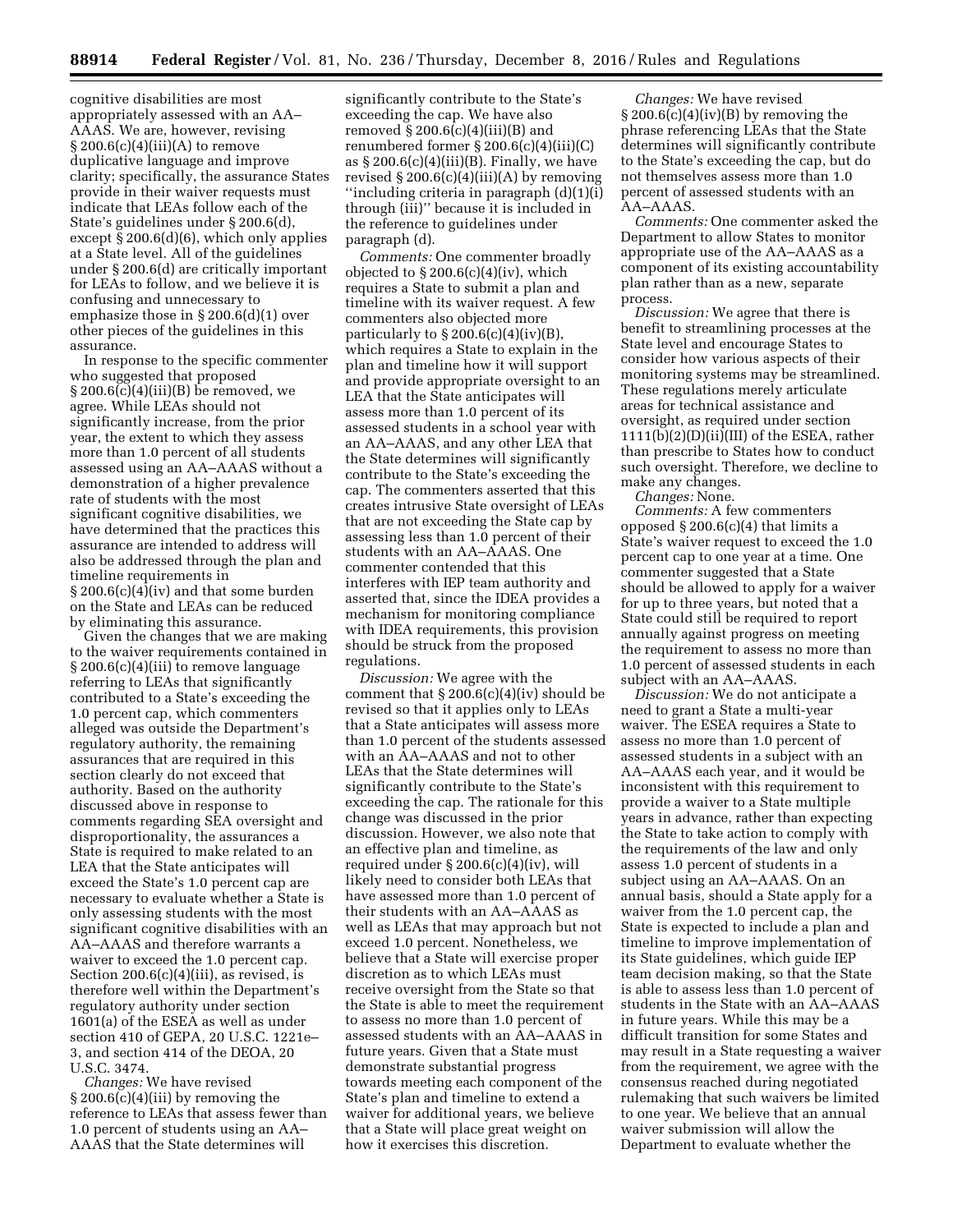cognitive disabilities are most appropriately assessed with an AA–AAAS. We are, however, revising § 200.6(c)(4)(iii)(A) to remove duplicative language and improve clarity; specifically, the assurance States provide in their waiver requests must indicate that LEAs follow each of the State's guidelines under § 200.6(d), except § 200.6(d)(6), which only applies at a State level. All of the guidelines under § 200.6(d) are critically important for LEAs to follow, and we believe it is confusing and unnecessary to emphasize those in § 200.6(d)(1) over other pieces of the guidelines in this assurance.

In response to the specific commenter who suggested that proposed § 200.6(c)(4)(iii)(B) be removed, we agree. While LEAs should not significantly increase, from the prior year, the extent to which they assess more than 1.0 percent of all students assessed using an AA–AAAS without a demonstration of a higher prevalence rate of students with the most significant cognitive disabilities, we have determined that the practices this assurance are intended to address will also be addressed through the plan and timeline requirements in § 200.6(c)(4)(iv) and that some burden on the State and LEAs can be reduced by eliminating this assurance.

Given the changes that we are making to the waiver requirements contained in § 200.6(c)(4)(iii) to remove language referring to LEAs that significantly contributed to a State's exceeding the 1.0 percent cap, which commenters alleged was outside the Department's regulatory authority, the remaining assurances that are required in this section clearly do not exceed that authority. Based on the authority discussed above in response to comments regarding SEA oversight and disproportionality, the assurances a State is required to make related to an LEA that the State anticipates will exceed the State's 1.0 percent cap are necessary to evaluate whether a State is only assessing students with the most significant cognitive disabilities with an AA–AAAS and therefore warrants a waiver to exceed the 1.0 percent cap. Section 200.6(c)(4)(iii), as revised, is therefore well within the Department's regulatory authority under section 1601(a) of the ESEA as well as under section 410 of GEPA, 20 U.S.C. 1221e–3, and section 414 of the DEOA, 20 U.S.C. 3474.

*Changes:* We have revised § 200.6(c)(4)(iii) by removing the reference to LEAs that assess fewer than 1.0 percent of students using an AA–AAAS that the State determines will significantly contribute to the State's exceeding the cap. We have also removed § 200.6(c)(4)(iii)(B) and renumbered former § 200.6(c)(4)(iii)(C) as § 200.6(c)(4)(iii)(B). Finally, we have revised § 200.6(c)(4)(iii)(A) by removing "including criteria in paragraph (d)(1)(i) through (iii)" because it is included in the reference to guidelines under paragraph (d).

*Comments:* One commenter broadly objected to § 200.6(c)(4)(iv), which requires a State to submit a plan and timeline with its waiver request. A few commenters also objected more particularly to § 200.6(c)(4)(iv)(B), which requires a State to explain in the plan and timeline how it will support and provide appropriate oversight to an LEA that the State anticipates will assess more than 1.0 percent of its assessed students in a school year with an AA–AAAS, and any other LEA that the State determines will significantly contribute to the State's exceeding the cap. The commenters asserted that this creates intrusive State oversight of LEAs that are not exceeding the State cap by assessing less than 1.0 percent of their students with an AA–AAAS. One commenter contended that this interferes with IEP team authority and asserted that, since the IDEA provides a mechanism for monitoring compliance with IDEA requirements, this provision should be struck from the proposed regulations.

*Discussion:* We agree with the comment that § 200.6(c)(4)(iv) should be revised so that it applies only to LEAs that a State anticipates will assess more than 1.0 percent of the students assessed with an AA–AAAS and not to other LEAs that the State determines will significantly contribute to the State's exceeding the cap. The rationale for this change was discussed in the prior discussion. However, we also note that an effective plan and timeline, as required under § 200.6(c)(4)(iv), will likely need to consider both LEAs that have assessed more than 1.0 percent of their students with an AA–AAAS as well as LEAs that may approach but not exceed 1.0 percent. Nonetheless, we believe that a State will exercise proper discretion as to which LEAs must receive oversight from the State so that the State is able to meet the requirement to assess no more than 1.0 percent of assessed students with an AA–AAAS in future years. Given that a State must demonstrate substantial progress towards meeting each component of the State's plan and timeline to extend a waiver for additional years, we believe that a State will place great weight on how it exercises this discretion.

*Changes:* We have revised § 200.6(c)(4)(iv)(B) by removing the phrase referencing LEAs that the State determines will significantly contribute to the State's exceeding the cap, but do not themselves assess more than 1.0 percent of assessed students with an AA–AAAS.

*Comments:* One commenter asked the Department to allow States to monitor appropriate use of the AA–AAAS as a component of its existing accountability plan rather than as a new, separate process.

*Discussion:* We agree that there is benefit to streamlining processes at the State level and encourage States to consider how various aspects of their monitoring systems may be streamlined. These regulations merely articulate areas for technical assistance and oversight, as required under section 1111(b)(2)(D)(ii)(III) of the ESEA, rather than prescribe to States how to conduct such oversight. Therefore, we decline to make any changes.

*Changes:* None.

*Comments:* A few commenters opposed § 200.6(c)(4) that limits a State's waiver request to exceed the 1.0 percent cap to one year at a time. One commenter suggested that a State should be allowed to apply for a waiver for up to three years, but noted that a State could still be required to report annually against progress on meeting the requirement to assess no more than 1.0 percent of assessed students in each subject with an AA–AAAS.

*Discussion:* We do not anticipate a need to grant a State a multi-year waiver. The ESEA requires a State to assess no more than 1.0 percent of assessed students in a subject with an AA–AAAS each year, and it would be inconsistent with this requirement to provide a waiver to a State multiple years in advance, rather than expecting the State to take action to comply with the requirements of the law and only assess 1.0 percent of students in a subject using an AA–AAAS. On an annual basis, should a State apply for a waiver from the 1.0 percent cap, the State is expected to include a plan and timeline to improve implementation of its State guidelines, which guide IEP team decision making, so that the State is able to assess less than 1.0 percent of students in the State with an AA–AAAS in future years. While this may be a difficult transition for some States and may result in a State requesting a waiver from the requirement, we agree with the consensus reached during negotiated rulemaking that such waivers be limited to one year. We believe that an annual waiver submission will allow the Department to evaluate whether the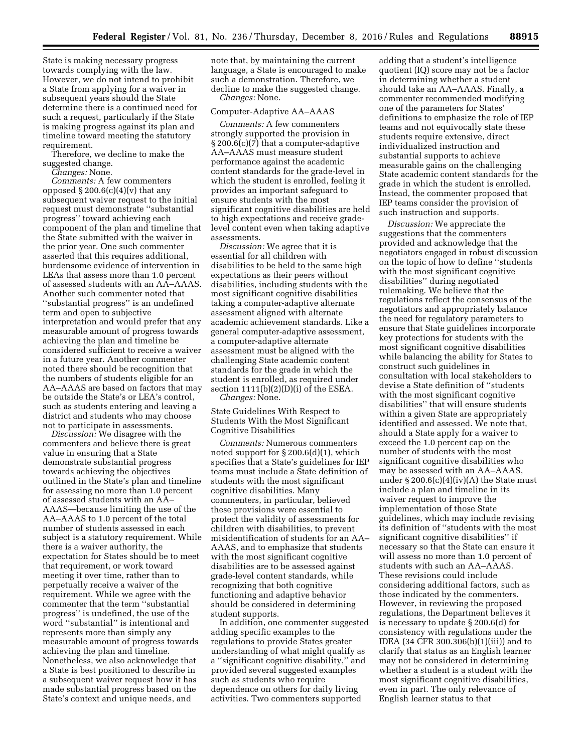State is making necessary progress towards complying with the law. However, we do not intend to prohibit a State from applying for a waiver in subsequent years should the State determine there is a continued need for such a request, particularly if the State is making progress against its plan and timeline toward meeting the statutory requirement.

Therefore, we decline to make the suggested change.

*Changes:* None.

*Comments:* A few commenters opposed § 200.6(c)(4)(v) that any subsequent waiver request to the initial request must demonstrate ''substantial progress'' toward achieving each component of the plan and timeline that the State submitted with the waiver in the prior year. One such commenter asserted that this requires additional, burdensome evidence of intervention in LEAs that assess more than 1.0 percent of assessed students with an AA–AAAS. Another such commenter noted that ''substantial progress'' is an undefined term and open to subjective interpretation and would prefer that any measurable amount of progress towards achieving the plan and timeline be considered sufficient to receive a waiver in a future year. Another commenter noted there should be recognition that the numbers of students eligible for an AA–AAAS are based on factors that may be outside the State's or LEA's control, such as students entering and leaving a district and students who may choose not to participate in assessments.

*Discussion:* We disagree with the commenters and believe there is great value in ensuring that a State demonstrate substantial progress towards achieving the objectives outlined in the State's plan and timeline for assessing no more than 1.0 percent of assessed students with an AA–AAAS—because limiting the use of the AA–AAAS to 1.0 percent of the total number of students assessed in each subject is a statutory requirement. While there is a waiver authority, the expectation for States should be to meet that requirement, or work toward meeting it over time, rather than to perpetually receive a waiver of the requirement. While we agree with the commenter that the term ''substantial progress'' is undefined, the use of the word ''substantial'' is intentional and represents more than simply any measurable amount of progress towards achieving the plan and timeline. Nonetheless, we also acknowledge that a State is best positioned to describe in a subsequent waiver request how it has made substantial progress based on the State's context and unique needs, and note that, by maintaining the current language, a State is encouraged to make such a demonstration. Therefore, we decline to make the suggested change.

*Changes:* None.

Computer-Adaptive AA–AAAS

*Comments:* A few commenters strongly supported the provision in § 200.6(c)(7) that a computer-adaptive AA–AAAS must measure student performance against the academic content standards for the grade-level in which the student is enrolled, feeling it provides an important safeguard to ensure students with the most significant cognitive disabilities are held to high expectations and receive grade-level content even when taking adaptive assessments.

*Discussion:* We agree that it is essential for all children with disabilities to be held to the same high expectations as their peers without disabilities, including students with the most significant cognitive disabilities taking a computer-adaptive alternate assessment aligned with alternate academic achievement standards. Like a general computer-adaptive assessment, a computer-adaptive alternate assessment must be aligned with the challenging State academic content standards for the grade in which the student is enrolled, as required under section 1111(b)(2)(D)(i) of the ESEA.

*Changes:* None.

State Guidelines With Respect to Students With the Most Significant Cognitive Disabilities

*Comments:* Numerous commenters noted support for § 200.6(d)(1), which specifies that a State's guidelines for IEP teams must include a State definition of students with the most significant cognitive disabilities. Many commenters, in particular, believed these provisions were essential to protect the validity of assessments for children with disabilities, to prevent misidentification of students for an AA–AAAS, and to emphasize that students with the most significant cognitive disabilities are to be assessed against grade-level content standards, while recognizing that both cognitive functioning and adaptive behavior should be considered in determining student supports.

In addition, one commenter suggested adding specific examples to the regulations to provide States greater understanding of what might qualify as a ''significant cognitive disability,'' and provided several suggested examples such as students who require dependence on others for daily living activities. Two commenters supported adding that a student's intelligence quotient (IQ) score may not be a factor in determining whether a student should take an AA–AAAS. Finally, a commenter recommended modifying one of the parameters for States' definitions to emphasize the role of IEP teams and not equivocally state these students require extensive, direct individualized instruction and substantial supports to achieve measurable gains on the challenging State academic content standards for the grade in which the student is enrolled. Instead, the commenter proposed that IEP teams consider the provision of such instruction and supports.

*Discussion:* We appreciate the suggestions that the commenters provided and acknowledge that the negotiators engaged in robust discussion on the topic of how to define ''students with the most significant cognitive disabilities'' during negotiated rulemaking. We believe that the regulations reflect the consensus of the negotiators and appropriately balance the need for regulatory parameters to ensure that State guidelines incorporate key protections for students with the most significant cognitive disabilities while balancing the ability for States to construct such guidelines in consultation with local stakeholders to devise a State definition of ''students with the most significant cognitive disabilities'' that will ensure students within a given State are appropriately identified and assessed. We note that, should a State apply for a waiver to exceed the 1.0 percent cap on the number of students with the most significant cognitive disabilities who may be assessed with an AA–AAAS, under § 200.6(c)(4)(iv)(A) the State must include a plan and timeline in its waiver request to improve the implementation of those State guidelines, which may include revising its definition of ''students with the most significant cognitive disabilities'' if necessary so that the State can ensure it will assess no more than 1.0 percent of students with such an AA–AAAS. These revisions could include considering additional factors, such as those indicated by the commenters. However, in reviewing the proposed regulations, the Department believes it is necessary to update § 200.6(d) for consistency with regulations under the IDEA (34 CFR 300.306(b)(1)(iii)) and to clarify that status as an English learner may not be considered in determining whether a student is a student with the most significant cognitive disabilities, even in part. The only relevance of English learner status to that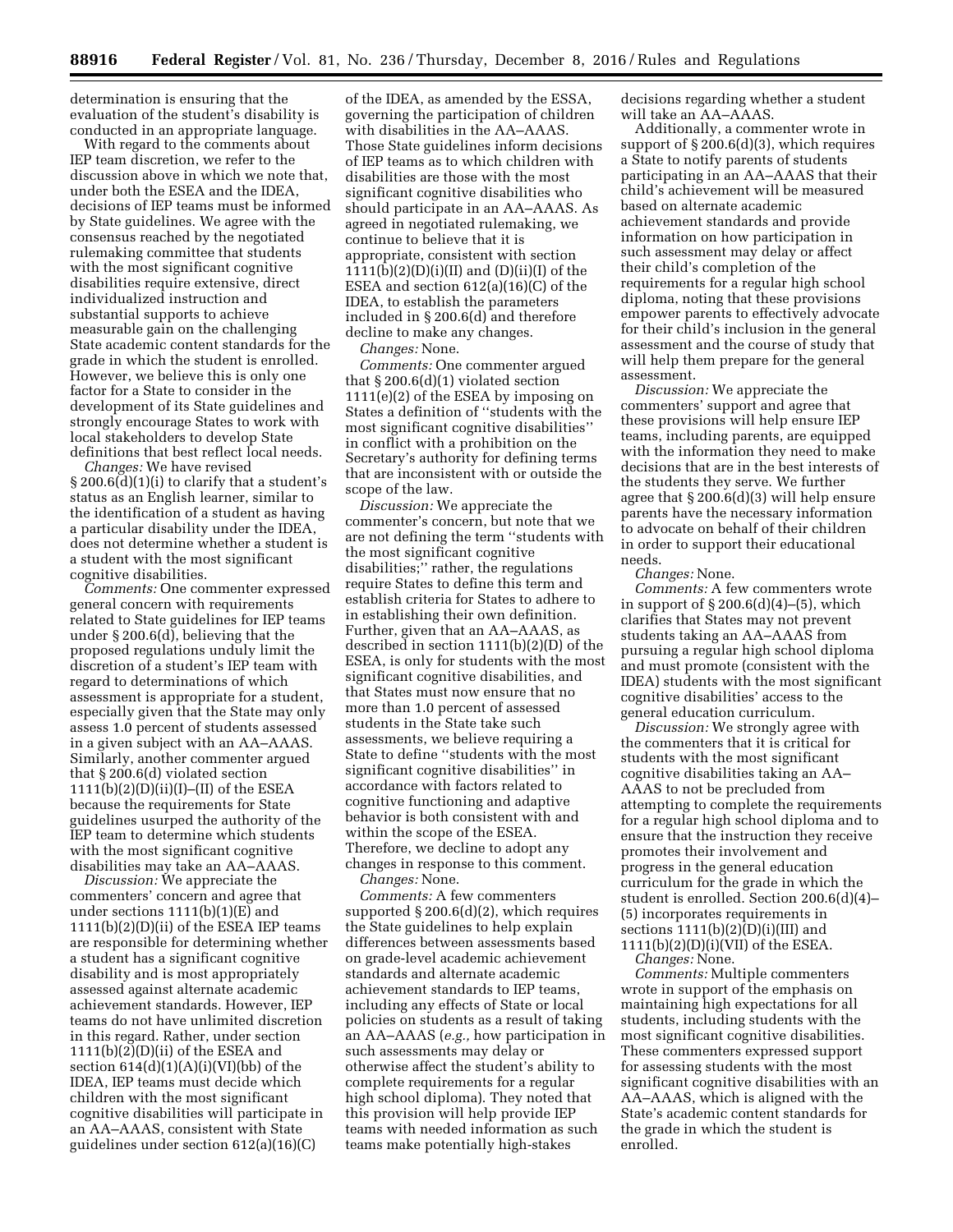determination is ensuring that the evaluation of the student's disability is conducted in an appropriate language.

With regard to the comments about IEP team discretion, we refer to the discussion above in which we note that, under both the ESEA and the IDEA, decisions of IEP teams must be informed by State guidelines. We agree with the consensus reached by the negotiated rulemaking committee that students with the most significant cognitive disabilities require extensive, direct individualized instruction and substantial supports to achieve measurable gain on the challenging State academic content standards for the grade in which the student is enrolled. However, we believe this is only one factor for a State to consider in the development of its State guidelines and strongly encourage States to work with local stakeholders to develop State definitions that best reflect local needs.

*Changes:* We have revised § 200.6(d)(1)(i) to clarify that a student's status as an English learner, similar to the identification of a student as having a particular disability under the IDEA, does not determine whether a student is a student with the most significant cognitive disabilities.

*Comments:* One commenter expressed general concern with requirements related to State guidelines for IEP teams under § 200.6(d), believing that the proposed regulations unduly limit the discretion of a student's IEP team with regard to determinations of which assessment is appropriate for a student, especially given that the State may only assess 1.0 percent of students assessed in a given subject with an AA–AAAS. Similarly, another commenter argued that § 200.6(d) violated section 1111(b)(2)(D)(ii)(I)–(II) of the ESEA because the requirements for State guidelines usurped the authority of the IEP team to determine which students with the most significant cognitive disabilities may take an AA–AAAS.

*Discussion:* We appreciate the commenters' concern and agree that under sections 1111(b)(1)(E) and 1111(b)(2)(D)(ii) of the ESEA IEP teams are responsible for determining whether a student has a significant cognitive disability and is most appropriately assessed against alternate academic achievement standards. However, IEP teams do not have unlimited discretion in this regard. Rather, under section 1111(b)(2)(D)(ii) of the ESEA and section 614(d)(1)(A)(i)(VI)(bb) of the IDEA, IEP teams must decide which children with the most significant cognitive disabilities will participate in an AA–AAAS, consistent with State guidelines under section 612(a)(16)(C) of the IDEA, as amended by the ESSA, governing the participation of children with disabilities in the AA–AAAS. Those State guidelines inform decisions of IEP teams as to which children with disabilities are those with the most significant cognitive disabilities who should participate in an AA–AAAS. As agreed in negotiated rulemaking, we continue to believe that it is appropriate, consistent with section 1111(b)(2)(D)(i)(II) and (D)(ii)(I) of the ESEA and section 612(a)(16)(C) of the IDEA, to establish the parameters included in § 200.6(d) and therefore decline to make any changes.

*Changes:* None.

*Comments:* One commenter argued that § 200.6(d)(1) violated section 1111(e)(2) of the ESEA by imposing on States a definition of "students with the most significant cognitive disabilities" in conflict with a prohibition on the Secretary's authority for defining terms that are inconsistent with or outside the scope of the law.

*Discussion:* We appreciate the commenter's concern, but note that we are not defining the term "students with the most significant cognitive disabilities;" rather, the regulations require States to define this term and establish criteria for States to adhere to in establishing their own definition. Further, given that an AA–AAAS, as described in section 1111(b)(2)(D) of the ESEA, is only for students with the most significant cognitive disabilities, and that States must now ensure that no more than 1.0 percent of assessed students in the State take such assessments, we believe requiring a State to define "students with the most significant cognitive disabilities" in accordance with factors related to cognitive functioning and adaptive behavior is both consistent with and within the scope of the ESEA. Therefore, we decline to adopt any changes in response to this comment.

*Changes:* None.

*Comments:* A few commenters supported § 200.6(d)(2), which requires the State guidelines to help explain differences between assessments based on grade-level academic achievement standards and alternate academic achievement standards to IEP teams, including any effects of State or local policies on students as a result of taking an AA–AAAS (*e.g.,* how participation in such assessments may delay or otherwise affect the student's ability to complete requirements for a regular high school diploma). They noted that this provision will help provide IEP teams with needed information as such teams make potentially high-stakes decisions regarding whether a student will take an AA–AAAS.

Additionally, a commenter wrote in support of § 200.6(d)(3), which requires a State to notify parents of students participating in an AA–AAAS that their child's achievement will be measured based on alternate academic achievement standards and provide information on how participation in such assessment may delay or affect their child's completion of the requirements for a regular high school diploma, noting that these provisions empower parents to effectively advocate for their child's inclusion in the general assessment and the course of study that will help them prepare for the general assessment.

*Discussion:* We appreciate the commenters' support and agree that these provisions will help ensure IEP teams, including parents, are equipped with the information they need to make decisions that are in the best interests of the students they serve. We further agree that § 200.6(d)(3) will help ensure parents have the necessary information to advocate on behalf of their children in order to support their educational needs.

*Changes:* None.

*Comments:* A few commenters wrote in support of § 200.6(d)(4)–(5), which clarifies that States may not prevent students taking an AA–AAAS from pursuing a regular high school diploma and must promote (consistent with the IDEA) students with the most significant cognitive disabilities' access to the general education curriculum.

*Discussion:* We strongly agree with the commenters that it is critical for students with the most significant cognitive disabilities taking an AA–AAAS to not be precluded from attempting to complete the requirements for a regular high school diploma and to ensure that the instruction they receive promotes their involvement and progress in the general education curriculum for the grade in which the student is enrolled. Section 200.6(d)(4)–(5) incorporates requirements in sections 1111(b)(2)(D)(i)(III) and 1111(b)(2)(D)(i)(VII) of the ESEA.

*Changes:* None.

*Comments:* Multiple commenters wrote in support of the emphasis on maintaining high expectations for all students, including students with the most significant cognitive disabilities. These commenters expressed support for assessing students with the most significant cognitive disabilities with an AA–AAAS, which is aligned with the State's academic content standards for the grade in which the student is enrolled.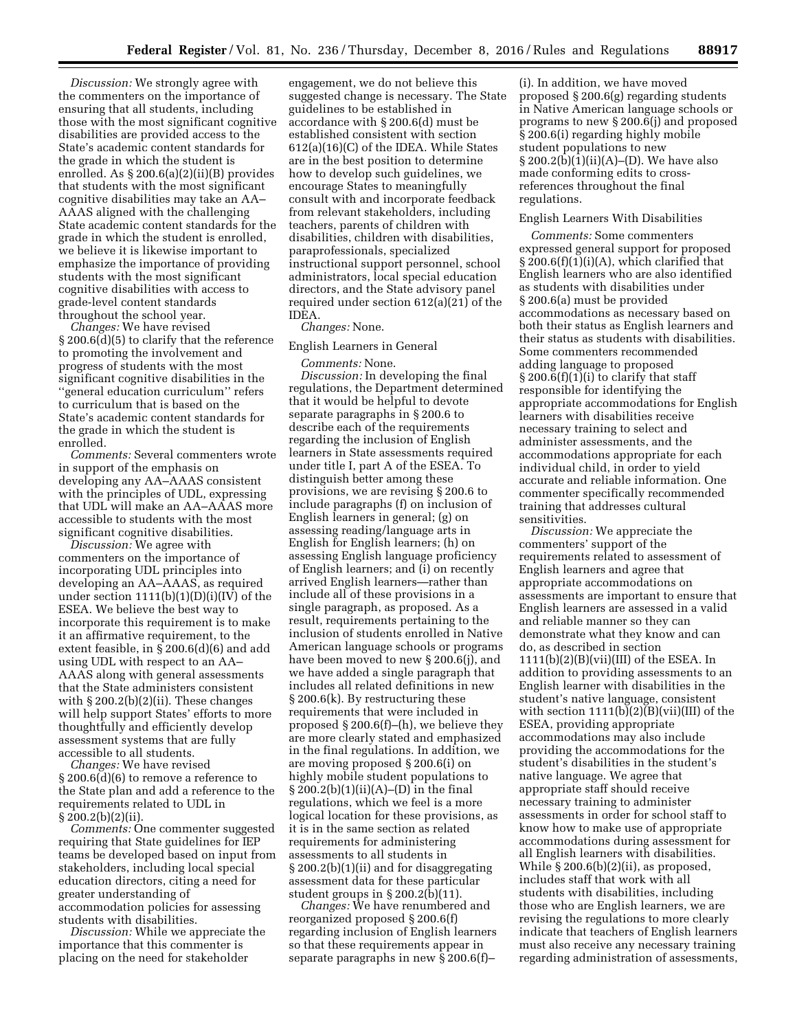*Discussion:* We strongly agree with the commenters on the importance of ensuring that all students, including those with the most significant cognitive disabilities are provided access to the State's academic content standards for the grade in which the student is enrolled. As § 200.6(a)(2)(ii)(B) provides that students with the most significant cognitive disabilities may take an AA–AAAS aligned with the challenging State academic content standards for the grade in which the student is enrolled, we believe it is likewise important to emphasize the importance of providing students with the most significant cognitive disabilities with access to grade-level content standards throughout the school year.

*Changes:* We have revised § 200.6(d)(5) to clarify that the reference to promoting the involvement and progress of students with the most significant cognitive disabilities in the ''general education curriculum'' refers to curriculum that is based on the State's academic content standards for the grade in which the student is enrolled.

*Comments:* Several commenters wrote in support of the emphasis on developing any AA–AAAS consistent with the principles of UDL, expressing that UDL will make an AA–AAAS more accessible to students with the most significant cognitive disabilities.

*Discussion:* We agree with commenters on the importance of incorporating UDL principles into developing an AA–AAAS, as required under section 1111(b)(1)(D)(i)(IV) of the ESEA. We believe the best way to incorporate this requirement is to make it an affirmative requirement, to the extent feasible, in § 200.6(d)(6) and add using UDL with respect to an AA–AAAS along with general assessments that the State administers consistent with § 200.2(b)(2)(ii). These changes will help support States' efforts to more thoughtfully and efficiently develop assessment systems that are fully accessible to all students.

*Changes:* We have revised § 200.6(d)(6) to remove a reference to the State plan and add a reference to the requirements related to UDL in § 200.2(b)(2)(ii).

*Comments:* One commenter suggested requiring that State guidelines for IEP teams be developed based on input from stakeholders, including local special education directors, citing a need for greater understanding of accommodation policies for assessing students with disabilities.

*Discussion:* While we appreciate the importance that this commenter is placing on the need for stakeholder engagement, we do not believe this suggested change is necessary. The State guidelines to be established in accordance with § 200.6(d) must be established consistent with section 612(a)(16)(C) of the IDEA. While States are in the best position to determine how to develop such guidelines, we encourage States to meaningfully consult with and incorporate feedback from relevant stakeholders, including teachers, parents of children with disabilities, children with disabilities, paraprofessionals, specialized instructional support personnel, school administrators, local special education directors, and the State advisory panel required under section 612(a)(21) of the IDEA.

*Changes:* None.

English Learners in General

*Comments:* None.

*Discussion:* In developing the final regulations, the Department determined that it would be helpful to devote separate paragraphs in § 200.6 to describe each of the requirements regarding the inclusion of English learners in State assessments required under title I, part A of the ESEA. To distinguish better among these provisions, we are revising § 200.6 to include paragraphs (f) on inclusion of English learners in general; (g) on assessing reading/language arts in English for English learners; (h) on assessing English language proficiency of English learners; and (i) on recently arrived English learners—rather than include all of these provisions in a single paragraph, as proposed. As a result, requirements pertaining to the inclusion of students enrolled in Native American language schools or programs have been moved to new § 200.6(j), and we have added a single paragraph that includes all related definitions in new § 200.6(k). By restructuring these requirements that were included in proposed § 200.6(f)–(h), we believe they are more clearly stated and emphasized in the final regulations. In addition, we are moving proposed § 200.6(i) on highly mobile student populations to § 200.2(b)(1)(ii)(A)–(D) in the final regulations, which we feel is a more logical location for these provisions, as it is in the same section as related requirements for administering assessments to all students in § 200.2(b)(1)(ii) and for disaggregating assessment data for these particular student groups in § 200.2(b)(11).

*Changes:* We have renumbered and reorganized proposed § 200.6(f) regarding inclusion of English learners so that these requirements appear in separate paragraphs in new § 200.6(f)–(i). In addition, we have moved proposed § 200.6(g) regarding students in Native American language schools or programs to new § 200.6(j) and proposed § 200.6(i) regarding highly mobile student populations to new § 200.2(b)(1)(ii)(A)–(D). We have also made conforming edits to cross-references throughout the final regulations.

English Learners With Disabilities

*Comments:* Some commenters expressed general support for proposed § 200.6(f)(1)(i)(A), which clarified that English learners who are also identified as students with disabilities under § 200.6(a) must be provided accommodations as necessary based on both their status as English learners and their status as students with disabilities. Some commenters recommended adding language to proposed § 200.6(f)(1)(i) to clarify that staff responsible for identifying the appropriate accommodations for English learners with disabilities receive necessary training to select and administer assessments, and the accommodations appropriate for each individual child, in order to yield accurate and reliable information. One commenter specifically recommended training that addresses cultural sensitivities.

*Discussion:* We appreciate the commenters' support of the requirements related to assessment of English learners and agree that appropriate accommodations on assessments are important to ensure that English learners are assessed in a valid and reliable manner so they can demonstrate what they know and can do, as described in section 1111(b)(2)(B)(vii)(III) of the ESEA. In addition to providing assessments to an English learner with disabilities in the student's native language, consistent with section 1111(b)(2)(B)(vii)(III) of the ESEA, providing appropriate accommodations may also include providing the accommodations for the student's disabilities in the student's native language. We agree that appropriate staff should receive necessary training to administer assessments in order for school staff to know how to make use of appropriate accommodations during assessment for all English learners with disabilities. While § 200.6(b)(2)(ii), as proposed, includes staff that work with all students with disabilities, including those who are English learners, we are revising the regulations to more clearly indicate that teachers of English learners must also receive any necessary training regarding administration of assessments,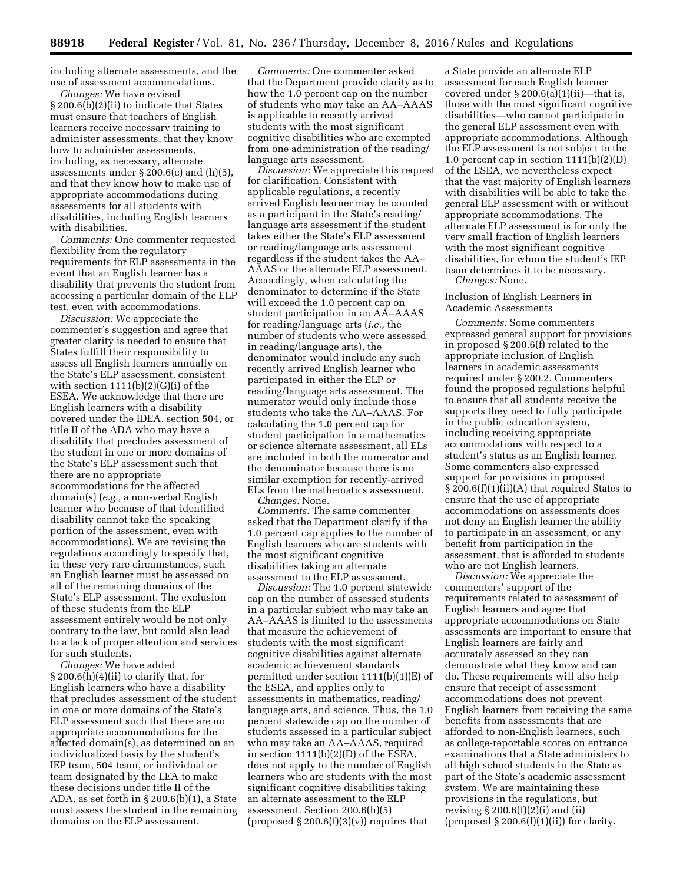including alternate assessments, and the use of assessment accommodations.

*Changes:* We have revised § 200.6(b)(2)(ii) to indicate that States must ensure that teachers of English learners receive necessary training to administer assessments, that they know how to administer assessments, including, as necessary, alternate assessments under § 200.6(c) and (h)(5), and that they know how to make use of appropriate accommodations during assessments for all students with disabilities, including English learners with disabilities.

*Comments:* One commenter requested flexibility from the regulatory requirements for ELP assessments in the event that an English learner has a disability that prevents the student from accessing a particular domain of the ELP test, even with accommodations.

*Discussion:* We appreciate the commenter's suggestion and agree that greater clarity is needed to ensure that States fulfill their responsibility to assess all English learners annually on the State's ELP assessment, consistent with section 1111(b)(2)(G)(i) of the ESEA. We acknowledge that there are English learners with a disability covered under the IDEA, section 504, or title II of the ADA who may have a disability that precludes assessment of the student in one or more domains of the State's ELP assessment such that there are no appropriate accommodations for the affected domain(s) (*e.g.,* a non-verbal English learner who because of that identified disability cannot take the speaking portion of the assessment, even with accommodations). We are revising the regulations accordingly to specify that, in these very rare circumstances, such an English learner must be assessed on all of the remaining domains of the State's ELP assessment. The exclusion of these students from the ELP assessment entirely would be not only contrary to the law, but could also lead to a lack of proper attention and services for such students.

*Changes:* We have added § 200.6(h)(4)(ii) to clarify that, for English learners who have a disability that precludes assessment of the student in one or more domains of the State's ELP assessment such that there are no appropriate accommodations for the affected domain(s), as determined on an individualized basis by the student's IEP team, 504 team, or individual or team designated by the LEA to make these decisions under title II of the ADA, as set forth in § 200.6(b)(1), a State must assess the student in the remaining domains on the ELP assessment.

*Comments:* One commenter asked that the Department provide clarity as to how the 1.0 percent cap on the number of students who may take an AA–AAAS is applicable to recently arrived students with the most significant cognitive disabilities who are exempted from one administration of the reading/language arts assessment.

*Discussion:* We appreciate this request for clarification. Consistent with applicable regulations, a recently arrived English learner may be counted as a participant in the State's reading/language arts assessment if the student takes either the State's ELP assessment or reading/language arts assessment regardless if the student takes the AA–AAAS or the alternate ELP assessment. Accordingly, when calculating the denominator to determine if the State will exceed the 1.0 percent cap on student participation in an AA–AAAS for reading/language arts (*i.e.,* the number of students who were assessed in reading/language arts), the denominator would include any such recently arrived English learner who participated in either the ELP or reading/language arts assessment. The numerator would only include those students who take the AA–AAAS. For calculating the 1.0 percent cap for student participation in a mathematics or science alternate assessment, all ELs are included in both the numerator and the denominator because there is no similar exemption for recently-arrived ELs from the mathematics assessment.

*Changes:* None.

*Comments:* The same commenter asked that the Department clarify if the 1.0 percent cap applies to the number of English learners who are students with the most significant cognitive disabilities taking an alternate assessment to the ELP assessment.

*Discussion:* The 1.0 percent statewide cap on the number of assessed students in a particular subject who may take an AA–AAAS is limited to the assessments that measure the achievement of students with the most significant cognitive disabilities against alternate academic achievement standards permitted under section 1111(b)(1)(E) of the ESEA, and applies only to assessments in mathematics, reading/language arts, and science. Thus, the 1.0 percent statewide cap on the number of students assessed in a particular subject who may take an AA–AAAS, required in section 1111(b)(2)(D) of the ESEA, does not apply to the number of English learners who are students with the most significant cognitive disabilities taking an alternate assessment to the ELP assessment. Section 200.6(h)(5) (proposed § 200.6(f)(3)(v)) requires that a State provide an alternate ELP assessment for each English learner covered under § 200.6(a)(1)(ii)—that is, those with the most significant cognitive disabilities—who cannot participate in the general ELP assessment even with appropriate accommodations. Although the ELP assessment is not subject to the 1.0 percent cap in section 1111(b)(2)(D) of the ESEA, we nevertheless expect that the vast majority of English learners with disabilities will be able to take the general ELP assessment with or without appropriate accommodations. The alternate ELP assessment is for only the very small fraction of English learners with the most significant cognitive disabilities, for whom the student's IEP team determines it to be necessary.

*Changes:* None.

Inclusion of English Learners in Academic Assessments

*Comments:* Some commenters expressed general support for provisions in proposed § 200.6(f) related to the appropriate inclusion of English learners in academic assessments required under § 200.2. Commenters found the proposed regulations helpful to ensure that all students receive the supports they need to fully participate in the public education system, including receiving appropriate accommodations with respect to a student's status as an English learner. Some commenters also expressed support for provisions in proposed § 200.6(f)(1)(ii)(A) that required States to ensure that the use of appropriate accommodations on assessments does not deny an English learner the ability to participate in an assessment, or any benefit from participation in the assessment, that is afforded to students who are not English learners.

*Discussion:* We appreciate the commenters' support of the requirements related to assessment of English learners and agree that appropriate accommodations on State assessments are important to ensure that English learners are fairly and accurately assessed so they can demonstrate what they know and can do. These requirements will also help ensure that receipt of assessment accommodations does not prevent English learners from receiving the same benefits from assessments that are afforded to non-English learners, such as college-reportable scores on entrance examinations that a State administers to all high school students in the State as part of the State's academic assessment system. We are maintaining these provisions in the regulations, but revising § 200.6(f)(2)(i) and (ii) (proposed § 200.6(f)(1)(ii)) for clarity.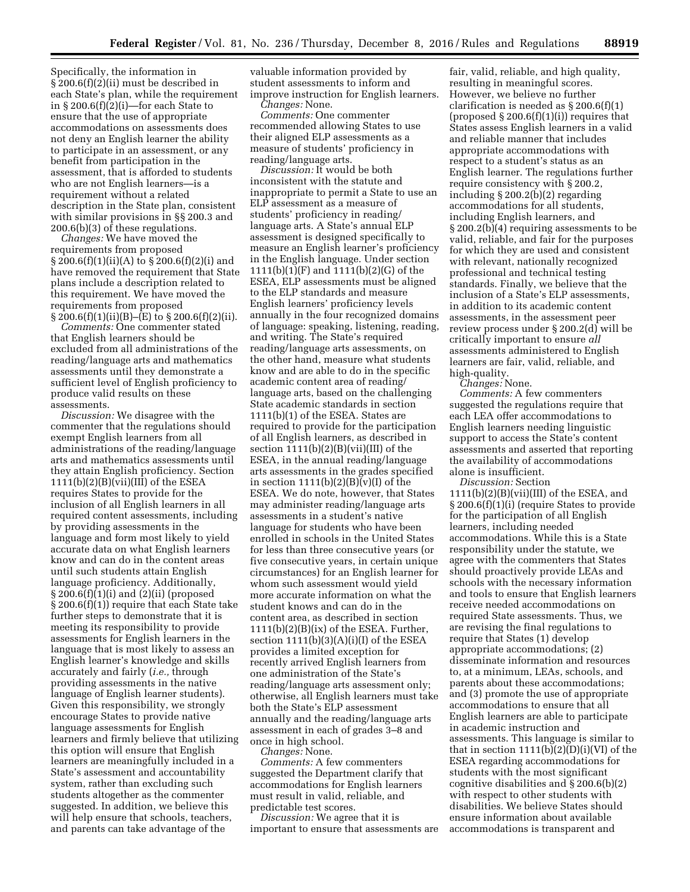Specifically, the information in § 200.6(f)(2)(ii) must be described in each State's plan, while the requirement in § 200.6(f)(2)(i)—for each State to ensure that the use of appropriate accommodations on assessments does not deny an English learner the ability to participate in an assessment, or any benefit from participation in the assessment, that is afforded to students who are not English learners—is a requirement without a related description in the State plan, consistent with similar provisions in §§ 200.3 and 200.6(b)(3) of these regulations.

*Changes:* We have moved the requirements from proposed § 200.6(f)(1)(ii)(A) to § 200.6(f)(2)(i) and have removed the requirement that State plans include a description related to this requirement. We have moved the requirements from proposed § 200.6(f)(1)(ii)(B)–(E) to § 200.6(f)(2)(ii).

*Comments:* One commenter stated that English learners should be excluded from all administrations of the reading/language arts and mathematics assessments until they demonstrate a sufficient level of English proficiency to produce valid results on these assessments.

*Discussion:* We disagree with the commenter that the regulations should exempt English learners from all administrations of the reading/language arts and mathematics assessments until they attain English proficiency. Section 1111(b)(2)(B)(vii)(III) of the ESEA requires States to provide for the inclusion of all English learners in all required content assessments, including by providing assessments in the language and form most likely to yield accurate data on what English learners know and can do in the content areas until such students attain English language proficiency. Additionally, § 200.6(f)(1)(i) and (2)(ii) (proposed § 200.6(f)(1)) require that each State take further steps to demonstrate that it is meeting its responsibility to provide assessments for English learners in the language that is most likely to assess an English learner's knowledge and skills accurately and fairly (*i.e.,* through providing assessments in the native language of English learner students). Given this responsibility, we strongly encourage States to provide native language assessments for English learners and firmly believe that utilizing this option will ensure that English learners are meaningfully included in a State's assessment and accountability system, rather than excluding such students altogether as the commenter suggested. In addition, we believe this will help ensure that schools, teachers, and parents can take advantage of the valuable information provided by student assessments to inform and improve instruction for English learners.

*Changes:* None.

*Comments:* One commenter recommended allowing States to use their aligned ELP assessments as a measure of students' proficiency in reading/language arts.

*Discussion:* It would be both inconsistent with the statute and inappropriate to permit a State to use an ELP assessment as a measure of students' proficiency in reading/language arts. A State's annual ELP assessment is designed specifically to measure an English learner's proficiency in the English language. Under section 1111(b)(1)(F) and 1111(b)(2)(G) of the ESEA, ELP assessments must be aligned to the ELP standards and measure English learners' proficiency levels annually in the four recognized domains of language: speaking, listening, reading, and writing. The State's required reading/language arts assessments, on the other hand, measure what students know and are able to do in the specific academic content area of reading/language arts, based on the challenging State academic standards in section 1111(b)(1) of the ESEA. States are required to provide for the participation of all English learners, as described in section 1111(b)(2)(B)(vii)(III) of the ESEA, in the annual reading/language arts assessments in the grades specified in section 1111(b)(2)(B)(v)(I) of the ESEA. We do note, however, that States may administer reading/language arts assessments in a student's native language for students who have been enrolled in schools in the United States for less than three consecutive years (or five consecutive years, in certain unique circumstances) for an English learner for whom such assessment would yield more accurate information on what the student knows and can do in the content area, as described in section 1111(b)(2)(B)(ix) of the ESEA. Further, section 1111(b)(3)(A)(i)(I) of the ESEA provides a limited exception for recently arrived English learners from one administration of the State's reading/language arts assessment only; otherwise, all English learners must take both the State's ELP assessment annually and the reading/language arts assessment in each of grades 3–8 and once in high school.

*Changes:* None.

*Comments:* A few commenters suggested the Department clarify that accommodations for English learners must result in valid, reliable, and predictable test scores.

*Discussion:* We agree that it is important to ensure that assessments are fair, valid, reliable, and high quality, resulting in meaningful scores. However, we believe no further clarification is needed as § 200.6(f)(1) (proposed § 200.6(f)(1)(i)) requires that States assess English learners in a valid and reliable manner that includes appropriate accommodations with respect to a student's status as an English learner. The regulations further require consistency with § 200.2, including § 200.2(b)(2) regarding accommodations for all students, including English learners, and § 200.2(b)(4) requiring assessments to be valid, reliable, and fair for the purposes for which they are used and consistent with relevant, nationally recognized professional and technical testing standards. Finally, we believe that the inclusion of a State's ELP assessments, in addition to its academic content assessments, in the assessment peer review process under § 200.2(d) will be critically important to ensure *all* assessments administered to English learners are fair, valid, reliable, and high-quality.

*Changes:* None.

*Comments:* A few commenters suggested the regulations require that each LEA offer accommodations to English learners needing linguistic support to access the State's content assessments and asserted that reporting the availability of accommodations alone is insufficient.

*Discussion:* Section 1111(b)(2)(B)(vii)(III) of the ESEA, and § 200.6(f)(1)(i) (require States to provide for the participation of all English learners, including needed accommodations. While this is a State responsibility under the statute, we agree with the commenters that States should proactively provide LEAs and schools with the necessary information and tools to ensure that English learners receive needed accommodations on required State assessments. Thus, we are revising the final regulations to require that States (1) develop appropriate accommodations; (2) disseminate information and resources to, at a minimum, LEAs, schools, and parents about these accommodations; and (3) promote the use of appropriate accommodations to ensure that all English learners are able to participate in academic instruction and assessments. This language is similar to that in section 1111(b)(2)(D)(i)(VI) of the ESEA regarding accommodations for students with the most significant cognitive disabilities and § 200.6(b)(2) with respect to other students with disabilities. We believe States should ensure information about available accommodations is transparent and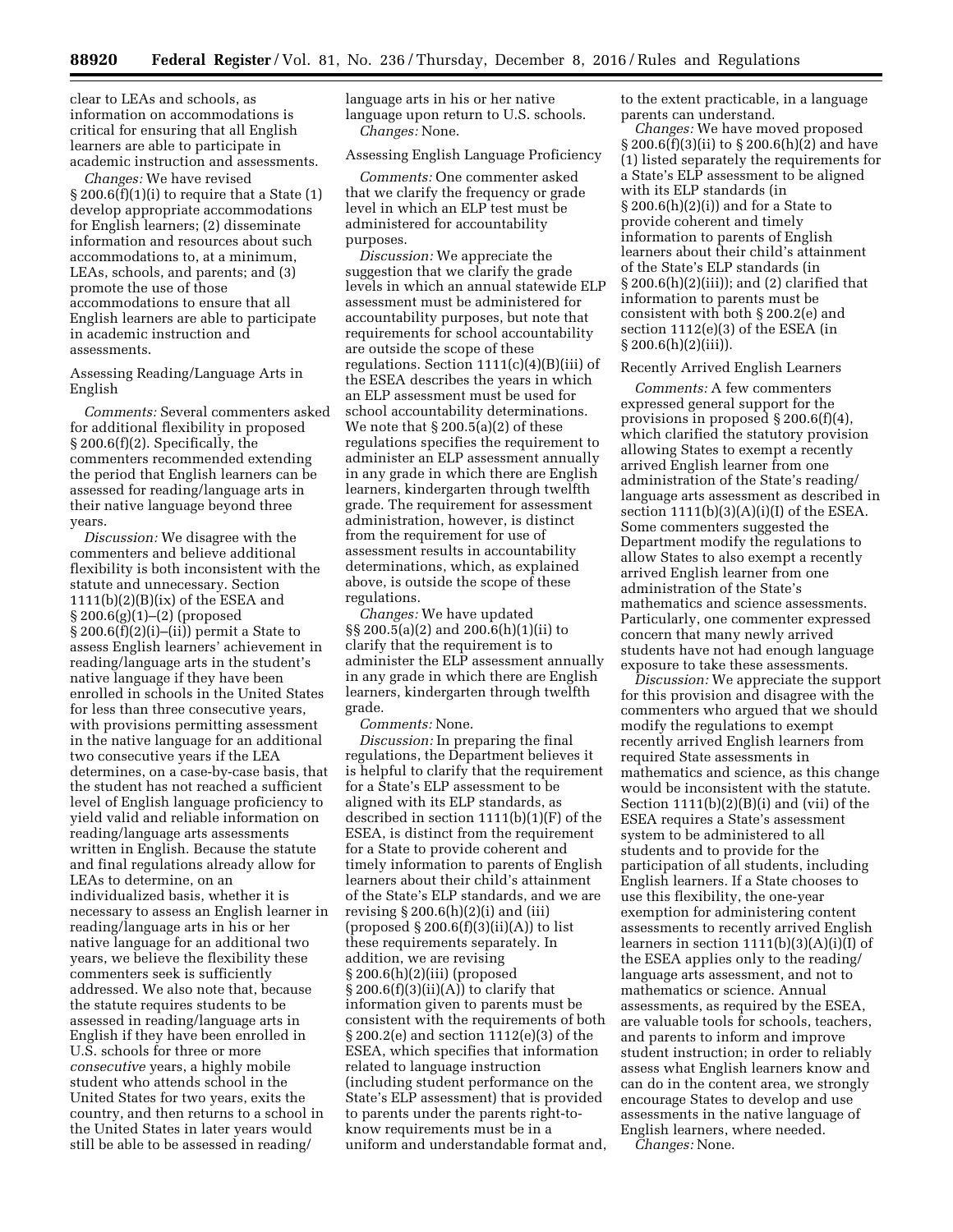clear to LEAs and schools, as information on accommodations is critical for ensuring that all English learners are able to participate in academic instruction and assessments.

*Changes:* We have revised § 200.6(f)(1)(i) to require that a State (1) develop appropriate accommodations for English learners; (2) disseminate information and resources about such accommodations to, at a minimum, LEAs, schools, and parents; and (3) promote the use of those accommodations to ensure that all English learners are able to participate in academic instruction and assessments.

Assessing Reading/Language Arts in English

*Comments:* Several commenters asked for additional flexibility in proposed § 200.6(f)(2). Specifically, the commenters recommended extending the period that English learners can be assessed for reading/language arts in their native language beyond three years.

*Discussion:* We disagree with the commenters and believe additional flexibility is both inconsistent with the statute and unnecessary. Section 1111(b)(2)(B)(ix) of the ESEA and § 200.6(g)(1)–(2) (proposed § 200.6(f)(2)(i)–(ii)) permit a State to assess English learners' achievement in reading/language arts in the student's native language if they have been enrolled in schools in the United States for less than three consecutive years, with provisions permitting assessment in the native language for an additional two consecutive years if the LEA determines, on a case-by-case basis, that the student has not reached a sufficient level of English language proficiency to yield valid and reliable information on reading/language arts assessments written in English. Because the statute and final regulations already allow for LEAs to determine, on an individualized basis, whether it is necessary to assess an English learner in reading/language arts in his or her native language for an additional two years, we believe the flexibility these commenters seek is sufficiently addressed. We also note that, because the statute requires students to be assessed in reading/language arts in English if they have been enrolled in U.S. schools for three or more *consecutive* years, a highly mobile student who attends school in the United States for two years, exits the country, and then returns to a school in the United States in later years would still be able to be assessed in reading/language arts in his or her native language upon return to U.S. schools.

*Changes:* None.

Assessing English Language Proficiency

*Comments:* One commenter asked that we clarify the frequency or grade level in which an ELP test must be administered for accountability purposes.

*Discussion:* We appreciate the suggestion that we clarify the grade levels in which an annual statewide ELP assessment must be administered for accountability purposes, but note that requirements for school accountability are outside the scope of these regulations. Section 1111(c)(4)(B)(iii) of the ESEA describes the years in which an ELP assessment must be used for school accountability determinations. We note that § 200.5(a)(2) of these regulations specifies the requirement to administer an ELP assessment annually in any grade in which there are English learners, kindergarten through twelfth grade. The requirement for assessment administration, however, is distinct from the requirement for use of assessment results in accountability determinations, which, as explained above, is outside the scope of these regulations.

*Changes:* We have updated §§ 200.5(a)(2) and 200.6(h)(1)(ii) to clarify that the requirement is to administer the ELP assessment annually in any grade in which there are English learners, kindergarten through twelfth grade.

*Comments:* None.

*Discussion:* In preparing the final regulations, the Department believes it is helpful to clarify that the requirement for a State's ELP assessment to be aligned with its ELP standards, as described in section 1111(b)(1)(F) of the ESEA, is distinct from the requirement for a State to provide coherent and timely information to parents of English learners about their child's attainment of the State's ELP standards, and we are revising § 200.6(h)(2)(i) and (iii) (proposed § 200.6(f)(3)(ii)(A)) to list these requirements separately. In addition, we are revising § 200.6(h)(2)(iii) (proposed § 200.6(f)(3)(ii)(A)) to clarify that information given to parents must be consistent with the requirements of both § 200.2(e) and section 1112(e)(3) of the ESEA, which specifies that information related to language instruction (including student performance on the State's ELP assessment) that is provided to parents under the parents right-to-know requirements must be in a uniform and understandable format and, to the extent practicable, in a language parents can understand.

*Changes:* We have moved proposed § 200.6(f)(3)(ii) to § 200.6(h)(2) and have (1) listed separately the requirements for a State's ELP assessment to be aligned with its ELP standards (in § 200.6(h)(2)(i)) and for a State to provide coherent and timely information to parents of English learners about their child's attainment of the State's ELP standards (in § 200.6(h)(2)(iii)); and (2) clarified that information to parents must be consistent with both § 200.2(e) and section 1112(e)(3) of the ESEA (in § 200.6(h)(2)(iii)).

Recently Arrived English Learners

*Comments:* A few commenters expressed general support for the provisions in proposed § 200.6(f)(4), which clarified the statutory provision allowing States to exempt a recently arrived English learner from one administration of the State's reading/language arts assessment as described in section 1111(b)(3)(A)(i)(I) of the ESEA. Some commenters suggested the Department modify the regulations to allow States to also exempt a recently arrived English learner from one administration of the State's mathematics and science assessments. Particularly, one commenter expressed concern that many newly arrived students have not had enough language exposure to take these assessments.

*Discussion:* We appreciate the support for this provision and disagree with the commenters who argued that we should modify the regulations to exempt recently arrived English learners from required State assessments in mathematics and science, as this change would be inconsistent with the statute. Section 1111(b)(2)(B)(i) and (vii) of the ESEA requires a State's assessment system to be administered to all students and to provide for the participation of all students, including English learners. If a State chooses to use this flexibility, the one-year exemption for administering content assessments to recently arrived English learners in section 1111(b)(3)(A)(i)(I) of the ESEA applies only to the reading/language arts assessment, and not to mathematics or science. Annual assessments, as required by the ESEA, are valuable tools for schools, teachers, and parents to inform and improve student instruction; in order to reliably assess what English learners know and can do in the content area, we strongly encourage States to develop and use assessments in the native language of English learners, where needed.

*Changes:* None.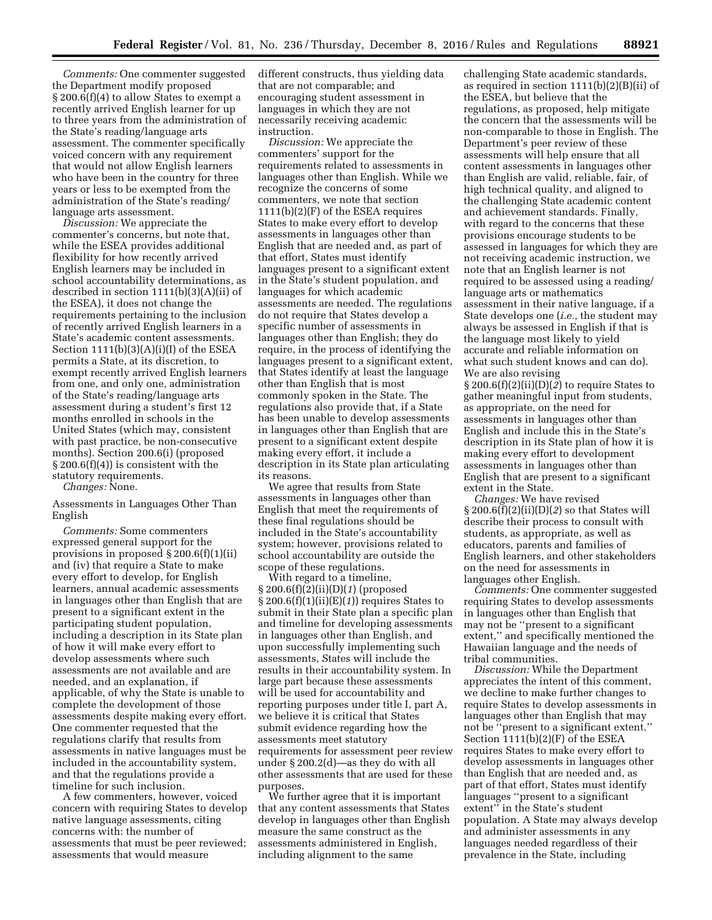*Comments:* One commenter suggested the Department modify proposed § 200.6(f)(4) to allow States to exempt a recently arrived English learner for up to three years from the administration of the State's reading/language arts assessment. The commenter specifically voiced concern with any requirement that would not allow English learners who have been in the country for three years or less to be exempted from the administration of the State's reading/language arts assessment.

*Discussion:* We appreciate the commenter's concerns, but note that, while the ESEA provides additional flexibility for how recently arrived English learners may be included in school accountability determinations, as described in section 1111(b)(3)(A)(ii) of the ESEA), it does not change the requirements pertaining to the inclusion of recently arrived English learners in a State's academic content assessments. Section 1111(b)(3)(A)(i)(I) of the ESEA permits a State, at its discretion, to exempt recently arrived English learners from one, and only one, administration of the State's reading/language arts assessment during a student's first 12 months enrolled in schools in the United States (which may, consistent with past practice, be non-consecutive months). Section 200.6(i) (proposed § 200.6(f)(4)) is consistent with the statutory requirements.

*Changes:* None.

Assessments in Languages Other Than English

*Comments:* Some commenters expressed general support for the provisions in proposed § 200.6(f)(1)(ii) and (iv) that require a State to make every effort to develop, for English learners, annual academic assessments in languages other than English that are present to a significant extent in the participating student population, including a description in its State plan of how it will make every effort to develop assessments where such assessments are not available and are needed, and an explanation, if applicable, of why the State is unable to complete the development of those assessments despite making every effort. One commenter requested that the regulations clarify that results from assessments in native languages must be included in the accountability system, and that the regulations provide a timeline for such inclusion.

A few commenters, however, voiced concern with requiring States to develop native language assessments, citing concerns with: the number of assessments that must be peer reviewed; assessments that would measure different constructs, thus yielding data that are not comparable; and encouraging student assessment in languages in which they are not necessarily receiving academic instruction.

*Discussion:* We appreciate the commenters' support for the requirements related to assessments in languages other than English. While we recognize the concerns of some commenters, we note that section 1111(b)(2)(F) of the ESEA requires States to make every effort to develop assessments in languages other than English that are needed and, as part of that effort, States must identify languages present to a significant extent in the State's student population, and languages for which academic assessments are needed. The regulations do not require that States develop a specific number of assessments in languages other than English; they do require, in the process of identifying the languages present to a significant extent, that States identify at least the language other than English that is most commonly spoken in the State. The regulations also provide that, if a State has been unable to develop assessments in languages other than English that are present to a significant extent despite making every effort, it include a description in its State plan articulating its reasons.

We agree that results from State assessments in languages other than English that meet the requirements of these final regulations should be included in the State's accountability system; however, provisions related to school accountability are outside the scope of these regulations.

With regard to a timeline, § 200.6(f)(2)(ii)(D)(*1*) (proposed § 200.6(f)(1)(ii)(E)(*1*)) requires States to submit in their State plan a specific plan and timeline for developing assessments in languages other than English, and upon successfully implementing such assessments, States will include the results in their accountability system. In large part because these assessments will be used for accountability and reporting purposes under title I, part A, we believe it is critical that States submit evidence regarding how the assessments meet statutory requirements for assessment peer review under § 200.2(d)—as they do with all other assessments that are used for these purposes.

We further agree that it is important that any content assessments that States develop in languages other than English measure the same construct as the assessments administered in English, including alignment to the same challenging State academic standards, as required in section 1111(b)(2)(B)(ii) of the ESEA, but believe that the regulations, as proposed, help mitigate the concern that the assessments will be non-comparable to those in English. The Department's peer review of these assessments will help ensure that all content assessments in languages other than English are valid, reliable, fair, of high technical quality, and aligned to the challenging State academic content and achievement standards. Finally, with regard to the concerns that these provisions encourage students to be assessed in languages for which they are not receiving academic instruction, we note that an English learner is not required to be assessed using a reading/language arts or mathematics assessment in their native language, if a State develops one (*i.e.,* the student may always be assessed in English if that is the language most likely to yield accurate and reliable information on what such student knows and can do). We are also revising § 200.6(f)(2)(ii)(D)(*2*) to require States to gather meaningful input from students, as appropriate, on the need for assessments in languages other than English and include this in the State's description in its State plan of how it is making every effort to development assessments in languages other than English that are present to a significant extent in the State.

*Changes:* We have revised § 200.6(f)(2)(ii)(D)(*2*) so that States will describe their process to consult with students, as appropriate, as well as educators, parents and families of English learners, and other stakeholders on the need for assessments in languages other English.

*Comments:* One commenter suggested requiring States to develop assessments in languages other than English that may not be "present to a significant extent," and specifically mentioned the Hawaiian language and the needs of tribal communities.

*Discussion:* While the Department appreciates the intent of this comment, we decline to make further changes to require States to develop assessments in languages other than English that may not be "present to a significant extent." Section 1111(b)(2)(F) of the ESEA requires States to make every effort to develop assessments in languages other than English that are needed and, as part of that effort, States must identify languages "present to a significant extent" in the State's student population. A State may always develop and administer assessments in any languages needed regardless of their prevalence in the State, including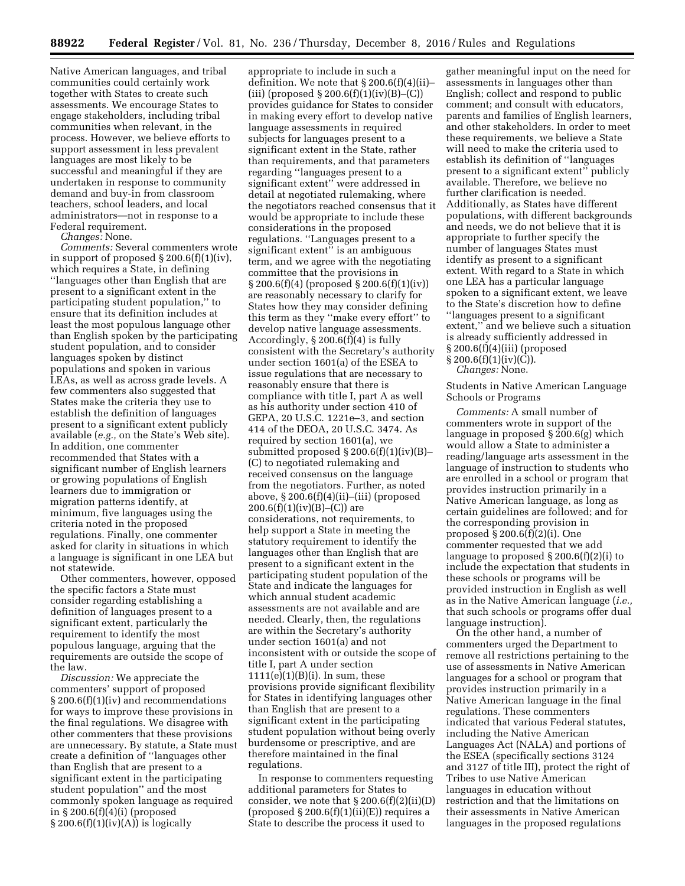Native American languages, and tribal communities could certainly work together with States to create such assessments. We encourage States to engage stakeholders, including tribal communities when relevant, in the process. However, we believe efforts to support assessment in less prevalent languages are most likely to be successful and meaningful if they are undertaken in response to community demand and buy-in from classroom teachers, school leaders, and local administrators—not in response to a Federal requirement.

*Changes:* None.

*Comments:* Several commenters wrote in support of proposed § 200.6(f)(1)(iv), which requires a State, in defining ''languages other than English that are present to a significant extent in the participating student population,'' to ensure that its definition includes at least the most populous language other than English spoken by the participating student population, and to consider languages spoken by distinct populations and spoken in various LEAs, as well as across grade levels. A few commenters also suggested that States make the criteria they use to establish the definition of languages present to a significant extent publicly available (*e.g.,* on the State's Web site). In addition, one commenter recommended that States with a significant number of English learners or growing populations of English learners due to immigration or migration patterns identify, at minimum, five languages using the criteria noted in the proposed regulations. Finally, one commenter asked for clarity in situations in which a language is significant in one LEA but not statewide.

Other commenters, however, opposed the specific factors a State must consider regarding establishing a definition of languages present to a significant extent, particularly the requirement to identify the most populous language, arguing that the requirements are outside the scope of the law.

*Discussion:* We appreciate the commenters' support of proposed § 200.6(f)(1)(iv) and recommendations for ways to improve these provisions in the final regulations. We disagree with other commenters that these provisions are unnecessary. By statute, a State must create a definition of ''languages other than English that are present to a significant extent in the participating student population'' and the most commonly spoken language as required in § 200.6(f)(4)(i) (proposed § 200.6(f)(1)(iv)(A)) is logically appropriate to include in such a definition. We note that § 200.6(f)(4)(ii)–(iii) (proposed § 200.6(f)(1)(iv)(B)–(C)) provides guidance for States to consider in making every effort to develop native language assessments in required subjects for languages present to a significant extent in the State, rather than requirements, and that parameters regarding ''languages present to a significant extent'' were addressed in detail at negotiated rulemaking, where the negotiators reached consensus that it would be appropriate to include these considerations in the proposed regulations. ''Languages present to a significant extent'' is an ambiguous term, and we agree with the negotiating committee that the provisions in § 200.6(f)(4) (proposed § 200.6(f)(1)(iv)) are reasonably necessary to clarify for States how they may consider defining this term as they ''make every effort'' to develop native language assessments. Accordingly, § 200.6(f)(4) is fully consistent with the Secretary's authority under section 1601(a) of the ESEA to issue regulations that are necessary to reasonably ensure that there is compliance with title I, part A as well as his authority under section 410 of GEPA, 20 U.S.C. 1221e–3, and section 414 of the DEOA, 20 U.S.C. 3474. As required by section 1601(a), we submitted proposed § 200.6(f)(1)(iv)(B)–(C) to negotiated rulemaking and received consensus on the language from the negotiators. Further, as noted above, § 200.6(f)(4)(ii)–(iii) (proposed 200.6(f)(1)(iv)(B)–(C)) are considerations, not requirements, to help support a State in meeting the statutory requirement to identify the languages other than English that are present to a significant extent in the participating student population of the State and indicate the languages for which annual student academic assessments are not available and are needed. Clearly, then, the regulations are within the Secretary's authority under section 1601(a) and not inconsistent with or outside the scope of title I, part A under section 1111(e)(1)(B)(i). In sum, these provisions provide significant flexibility for States in identifying languages other than English that are present to a significant extent in the participating student population without being overly burdensome or prescriptive, and are therefore maintained in the final regulations.

In response to commenters requesting additional parameters for States to consider, we note that § 200.6(f)(2)(ii)(D) (proposed § 200.6(f)(1)(ii)(E)) requires a State to describe the process it used to gather meaningful input on the need for assessments in languages other than English; collect and respond to public comment; and consult with educators, parents and families of English learners, and other stakeholders. In order to meet these requirements, we believe a State will need to make the criteria used to establish its definition of ''languages present to a significant extent'' publicly available. Therefore, we believe no further clarification is needed. Additionally, as States have different populations, with different backgrounds and needs, we do not believe that it is appropriate to further specify the number of languages States must identify as present to a significant extent. With regard to a State in which one LEA has a particular language spoken to a significant extent, we leave to the State's discretion how to define ''languages present to a significant extent,'' and we believe such a situation is already sufficiently addressed in § 200.6(f)(4)(iii) (proposed § 200.6(f)(1)(iv)(C)).

*Changes:* None.

### Students in Native American Language Schools or Programs

*Comments:* A small number of commenters wrote in support of the language in proposed § 200.6(g) which would allow a State to administer a reading/language arts assessment in the language of instruction to students who are enrolled in a school or program that provides instruction primarily in a Native American language, as long as certain guidelines are followed; and for the corresponding provision in proposed § 200.6(f)(2)(i). One commenter requested that we add language to proposed § 200.6(f)(2)(i) to include the expectation that students in these schools or programs will be provided instruction in English as well as in the Native American language (*i.e.,* that such schools or programs offer dual language instruction).

On the other hand, a number of commenters urged the Department to remove all restrictions pertaining to the use of assessments in Native American languages for a school or program that provides instruction primarily in a Native American language in the final regulations. These commenters indicated that various Federal statutes, including the Native American Languages Act (NALA) and portions of the ESEA (specifically sections 3124 and 3127 of title III), protect the right of Tribes to use Native American languages in education without restriction and that the limitations on their assessments in Native American languages in the proposed regulations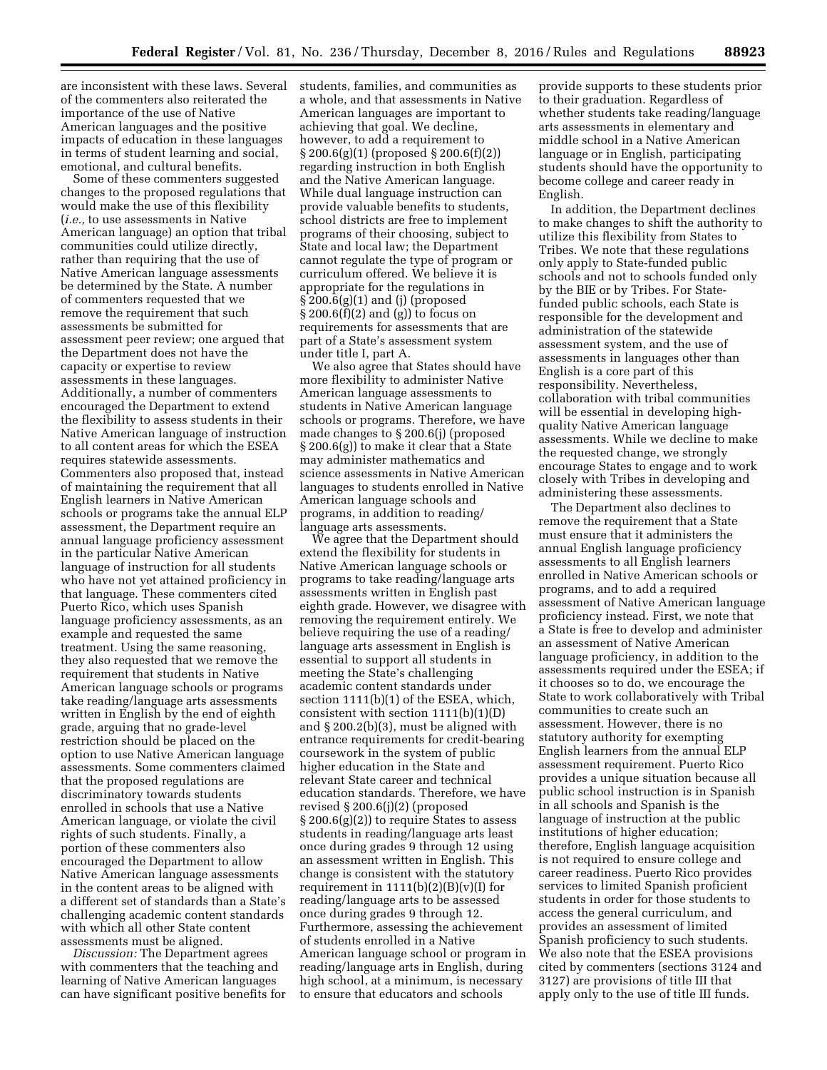are inconsistent with these laws. Several of the commenters also reiterated the importance of the use of Native American languages and the positive impacts of education in these languages in terms of student learning and social, emotional, and cultural benefits.

Some of these commenters suggested changes to the proposed regulations that would make the use of this flexibility (*i.e.,* to use assessments in Native American language) an option that tribal communities could utilize directly, rather than requiring that the use of Native American language assessments be determined by the State. A number of commenters requested that we remove the requirement that such assessments be submitted for assessment peer review; one argued that the Department does not have the capacity or expertise to review assessments in these languages. Additionally, a number of commenters encouraged the Department to extend the flexibility to assess students in their Native American language of instruction to all content areas for which the ESEA requires statewide assessments. Commenters also proposed that, instead of maintaining the requirement that all English learners in Native American schools or programs take the annual ELP assessment, the Department require an annual language proficiency assessment in the particular Native American language of instruction for all students who have not yet attained proficiency in that language. These commenters cited Puerto Rico, which uses Spanish language proficiency assessments, as an example and requested the same treatment. Using the same reasoning, they also requested that we remove the requirement that students in Native American language schools or programs take reading/language arts assessments written in English by the end of eighth grade, arguing that no grade-level restriction should be placed on the option to use Native American language assessments. Some commenters claimed that the proposed regulations are discriminatory towards students enrolled in schools that use a Native American language, or violate the civil rights of such students. Finally, a portion of these commenters also encouraged the Department to allow Native American language assessments in the content areas to be aligned with a different set of standards than a State's challenging academic content standards with which all other State content assessments must be aligned.

*Discussion:* The Department agrees with commenters that the teaching and learning of Native American languages can have significant positive benefits for students, families, and communities as a whole, and that assessments in Native American languages are important to achieving that goal. We decline, however, to add a requirement to § 200.6(g)(1) (proposed § 200.6(f)(2)) regarding instruction in both English and the Native American language. While dual language instruction can provide valuable benefits to students, school districts are free to implement programs of their choosing, subject to State and local law; the Department cannot regulate the type of program or curriculum offered. We believe it is appropriate for the regulations in § 200.6(g)(1) and (j) (proposed § 200.6(f)(2) and (g)) to focus on requirements for assessments that are part of a State's assessment system under title I, part A.

We also agree that States should have more flexibility to administer Native American language assessments to students in Native American language schools or programs. Therefore, we have made changes to § 200.6(j) (proposed § 200.6(g)) to make it clear that a State may administer mathematics and science assessments in Native American languages to students enrolled in Native American language schools and programs, in addition to reading/language arts assessments.

We agree that the Department should extend the flexibility for students in Native American language schools or programs to take reading/language arts assessments written in English past eighth grade. However, we disagree with removing the requirement entirely. We believe requiring the use of a reading/language arts assessment in English is essential to support all students in meeting the State's challenging academic content standards under section 1111(b)(1) of the ESEA, which, consistent with section 1111(b)(1)(D) and § 200.2(b)(3), must be aligned with entrance requirements for credit-bearing coursework in the system of public higher education in the State and relevant State career and technical education standards. Therefore, we have revised § 200.6(j)(2) (proposed § 200.6(g)(2)) to require States to assess students in reading/language arts least once during grades 9 through 12 using an assessment written in English. This change is consistent with the statutory requirement in 1111(b)(2)(B)(v)(I) for reading/language arts to be assessed once during grades 9 through 12. Furthermore, assessing the achievement of students enrolled in a Native American language school or program in reading/language arts in English, during high school, at a minimum, is necessary to ensure that educators and schools provide supports to these students prior to their graduation. Regardless of whether students take reading/language arts assessments in elementary and middle school in a Native American language or in English, participating students should have the opportunity to become college and career ready in English.

In addition, the Department declines to make changes to shift the authority to utilize this flexibility from States to Tribes. We note that these regulations only apply to State-funded public schools and not to schools funded only by the BIE or by Tribes. For State-funded public schools, each State is responsible for the development and administration of the statewide assessment system, and the use of assessments in languages other than English is a core part of this responsibility. Nevertheless, collaboration with tribal communities will be essential in developing high-quality Native American language assessments. While we decline to make the requested change, we strongly encourage States to engage and to work closely with Tribes in developing and administering these assessments.

The Department also declines to remove the requirement that a State must ensure that it administers the annual English language proficiency assessments to all English learners enrolled in Native American schools or programs, and to add a required assessment of Native American language proficiency instead. First, we note that a State is free to develop and administer an assessment of Native American language proficiency, in addition to the assessments required under the ESEA; if it chooses so to do, we encourage the State to work collaboratively with Tribal communities to create such an assessment. However, there is no statutory authority for exempting English learners from the annual ELP assessment requirement. Puerto Rico provides a unique situation because all public school instruction is in Spanish in all schools and Spanish is the language of instruction at the public institutions of higher education; therefore, English language acquisition is not required to ensure college and career readiness. Puerto Rico provides services to limited Spanish proficient students in order for those students to access the general curriculum, and provides an assessment of limited Spanish proficiency to such students. We also note that the ESEA provisions cited by commenters (sections 3124 and 3127) are provisions of title III that apply only to the use of title III funds.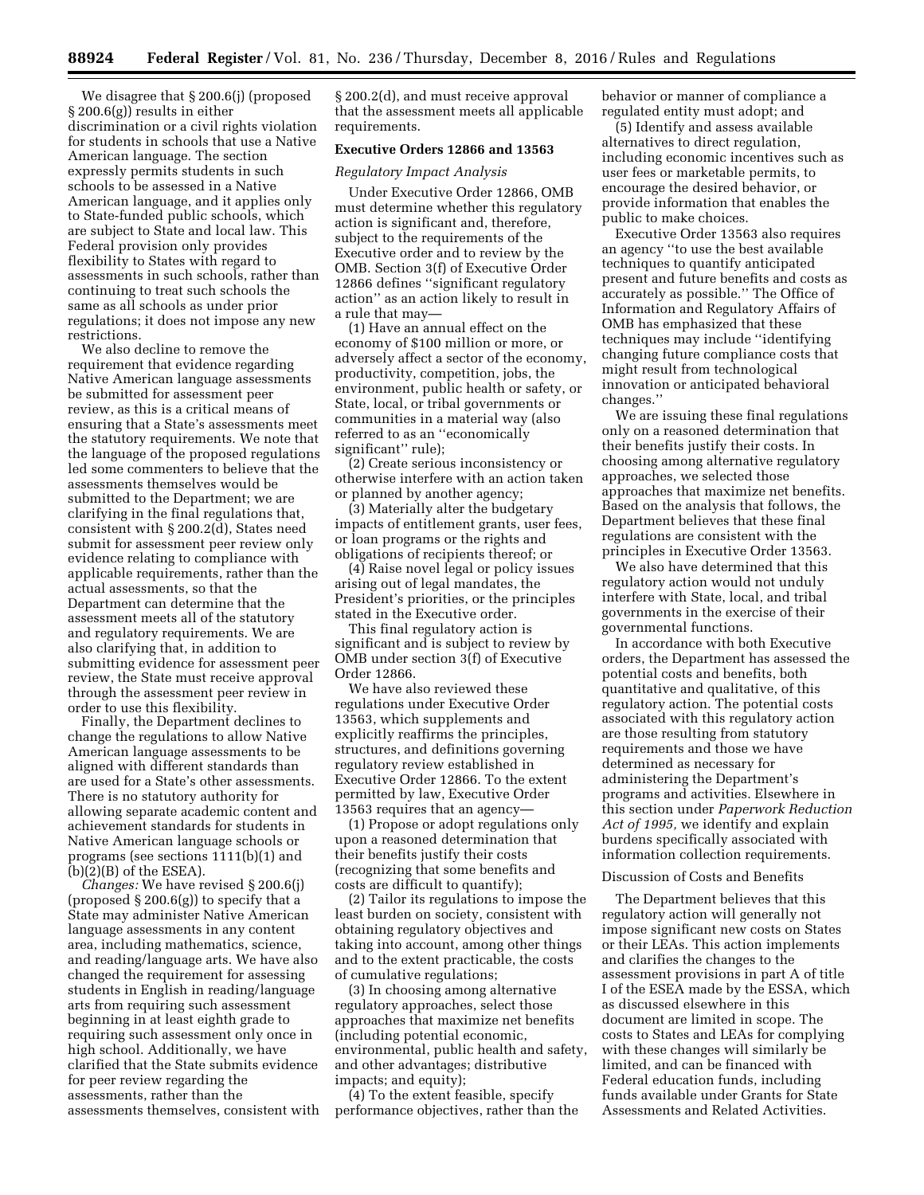We disagree that § 200.6(j) (proposed § 200.6(g)) results in either discrimination or a civil rights violation for students in schools that use a Native American language. The section expressly permits students in such schools to be assessed in a Native American language, and it applies only to State-funded public schools, which are subject to State and local law. This Federal provision only provides flexibility to States with regard to assessments in such schools, rather than continuing to treat such schools the same as all schools as under prior regulations; it does not impose any new restrictions.

We also decline to remove the requirement that evidence regarding Native American language assessments be submitted for assessment peer review, as this is a critical means of ensuring that a State's assessments meet the statutory requirements. We note that the language of the proposed regulations led some commenters to believe that the assessments themselves would be submitted to the Department; we are clarifying in the final regulations that, consistent with § 200.2(d), States need submit for assessment peer review only evidence relating to compliance with applicable requirements, rather than the actual assessments, so that the Department can determine that the assessment meets all of the statutory and regulatory requirements. We are also clarifying that, in addition to submitting evidence for assessment peer review, the State must receive approval through the assessment peer review in order to use this flexibility.

Finally, the Department declines to change the regulations to allow Native American language assessments to be aligned with different standards than are used for a State's other assessments. There is no statutory authority for allowing separate academic content and achievement standards for students in Native American language schools or programs (see sections 1111(b)(1) and (b)(2)(B) of the ESEA).

*Changes:* We have revised § 200.6(j) (proposed § 200.6(g)) to specify that a State may administer Native American language assessments in any content area, including mathematics, science, and reading/language arts. We have also changed the requirement for assessing students in English in reading/language arts from requiring such assessment beginning in at least eighth grade to requiring such assessment only once in high school. Additionally, we have clarified that the State submits evidence for peer review regarding the assessments, rather than the assessments themselves, consistent with § 200.2(d), and must receive approval that the assessment meets all applicable requirements.

## Executive Orders 12866 and 13563

*Regulatory Impact Analysis*

Under Executive Order 12866, OMB must determine whether this regulatory action is significant and, therefore, subject to the requirements of the Executive order and to review by the OMB. Section 3(f) of Executive Order 12866 defines ''significant regulatory action'' as an action likely to result in a rule that may—

(1) Have an annual effect on the economy of $100 million or more, or adversely affect a sector of the economy, productivity, competition, jobs, the environment, public health or safety, or State, local, or tribal governments or communities in a material way (also referred to as an ''economically significant'' rule);

(2) Create serious inconsistency or otherwise interfere with an action taken or planned by another agency;

(3) Materially alter the budgetary impacts of entitlement grants, user fees, or loan programs or the rights and obligations of recipients thereof; or

(4) Raise novel legal or policy issues arising out of legal mandates, the President's priorities, or the principles stated in the Executive order.

This final regulatory action is significant and is subject to review by OMB under section 3(f) of Executive Order 12866.

We have also reviewed these regulations under Executive Order 13563, which supplements and explicitly reaffirms the principles, structures, and definitions governing regulatory review established in Executive Order 12866. To the extent permitted by law, Executive Order 13563 requires that an agency—

(1) Propose or adopt regulations only upon a reasoned determination that their benefits justify their costs (recognizing that some benefits and costs are difficult to quantify);

(2) Tailor its regulations to impose the least burden on society, consistent with obtaining regulatory objectives and taking into account, among other things and to the extent practicable, the costs of cumulative regulations;

(3) In choosing among alternative regulatory approaches, select those approaches that maximize net benefits (including potential economic, environmental, public health and safety, and other advantages; distributive impacts; and equity);

(4) To the extent feasible, specify performance objectives, rather than the behavior or manner of compliance a regulated entity must adopt; and

(5) Identify and assess available alternatives to direct regulation, including economic incentives such as user fees or marketable permits, to encourage the desired behavior, or provide information that enables the public to make choices.

Executive Order 13563 also requires an agency ''to use the best available techniques to quantify anticipated present and future benefits and costs as accurately as possible.'' The Office of Information and Regulatory Affairs of OMB has emphasized that these techniques may include ''identifying changing future compliance costs that might result from technological innovation or anticipated behavioral changes.''

We are issuing these final regulations only on a reasoned determination that their benefits justify their costs. In choosing among alternative regulatory approaches, we selected those approaches that maximize net benefits. Based on the analysis that follows, the Department believes that these final regulations are consistent with the principles in Executive Order 13563.

We also have determined that this regulatory action would not unduly interfere with State, local, and tribal governments in the exercise of their governmental functions.

In accordance with both Executive orders, the Department has assessed the potential costs and benefits, both quantitative and qualitative, of this regulatory action. The potential costs associated with this regulatory action are those resulting from statutory requirements and those we have determined as necessary for administering the Department's programs and activities. Elsewhere in this section under *Paperwork Reduction Act of 1995,* we identify and explain burdens specifically associated with information collection requirements.

Discussion of Costs and Benefits

The Department believes that this regulatory action will generally not impose significant new costs on States or their LEAs. This action implements and clarifies the changes to the assessment provisions in part A of title I of the ESEA made by the ESSA, which as discussed elsewhere in this document are limited in scope. The costs to States and LEAs for complying with these changes will similarly be limited, and can be financed with Federal education funds, including funds available under Grants for State Assessments and Related Activities.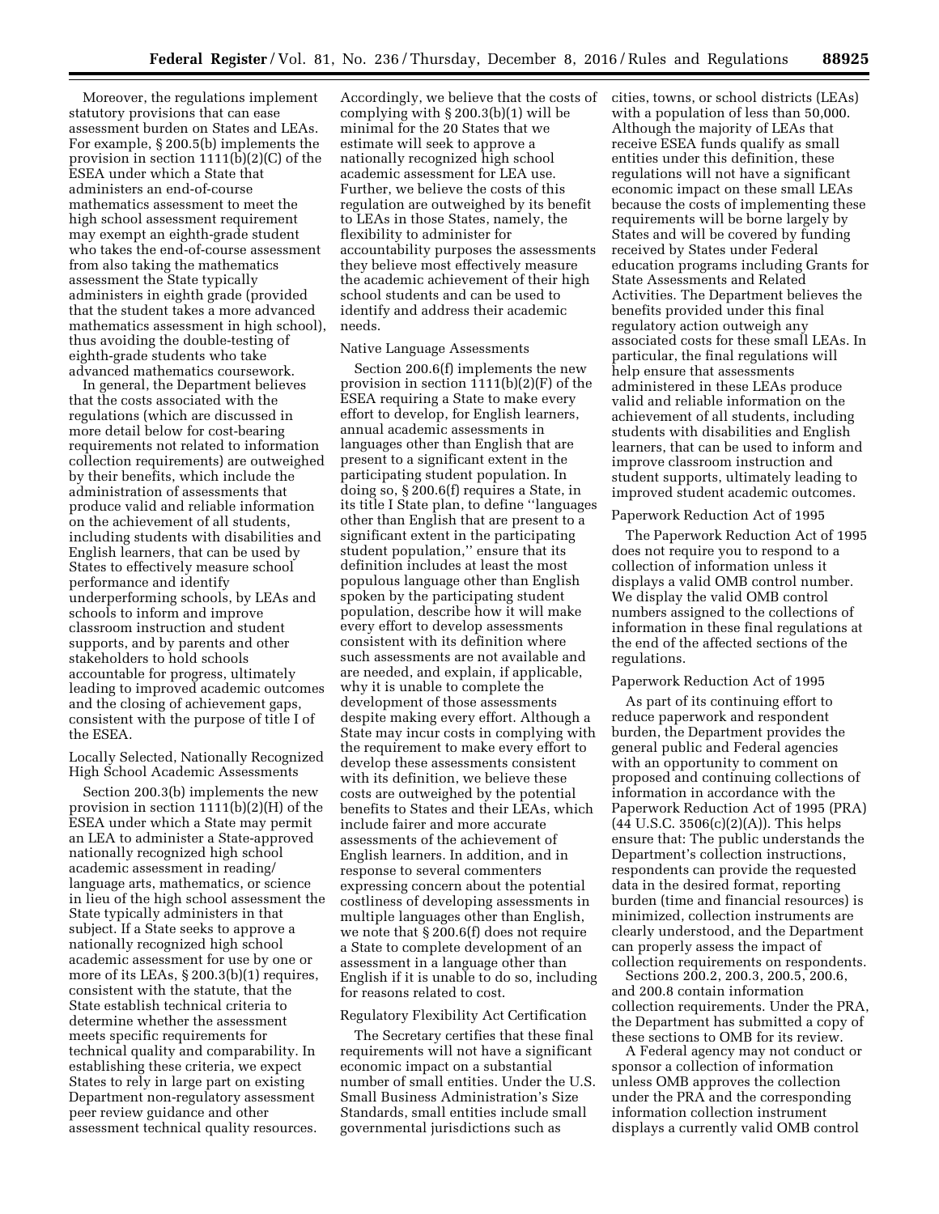Moreover, the regulations implement statutory provisions that can ease assessment burden on States and LEAs. For example, § 200.5(b) implements the provision in section 1111(b)(2)(C) of the ESEA under which a State that administers an end-of-course mathematics assessment to meet the high school assessment requirement may exempt an eighth-grade student who takes the end-of-course assessment from also taking the mathematics assessment the State typically administers in eighth grade (provided that the student takes a more advanced mathematics assessment in high school), thus avoiding the double-testing of eighth-grade students who take advanced mathematics coursework.

In general, the Department believes that the costs associated with the regulations (which are discussed in more detail below for cost-bearing requirements not related to information collection requirements) are outweighed by their benefits, which include the administration of assessments that produce valid and reliable information on the achievement of all students, including students with disabilities and English learners, that can be used by States to effectively measure school performance and identify underperforming schools, by LEAs and schools to inform and improve classroom instruction and student supports, and by parents and other stakeholders to hold schools accountable for progress, ultimately leading to improved academic outcomes and the closing of achievement gaps, consistent with the purpose of title I of the ESEA.

Locally Selected, Nationally Recognized High School Academic Assessments

Section 200.3(b) implements the new provision in section 1111(b)(2)(H) of the ESEA under which a State may permit an LEA to administer a State-approved nationally recognized high school academic assessment in reading/language arts, mathematics, or science in lieu of the high school assessment the State typically administers in that subject. If a State seeks to approve a nationally recognized high school academic assessment for use by one or more of its LEAs, § 200.3(b)(1) requires, consistent with the statute, that the State establish technical criteria to determine whether the assessment meets specific requirements for technical quality and comparability. In establishing these criteria, we expect States to rely in large part on existing Department non-regulatory assessment peer review guidance and other assessment technical quality resources. Accordingly, we believe that the costs of complying with § 200.3(b)(1) will be minimal for the 20 States that we estimate will seek to approve a nationally recognized high school academic assessment for LEA use. Further, we believe the costs of this regulation are outweighed by its benefit to LEAs in those States, namely, the flexibility to administer for accountability purposes the assessments they believe most effectively measure the academic achievement of their high school students and can be used to identify and address their academic needs.

Native Language Assessments

Section 200.6(f) implements the new provision in section 1111(b)(2)(F) of the ESEA requiring a State to make every effort to develop, for English learners, annual academic assessments in languages other than English that are present to a significant extent in the participating student population. In doing so, § 200.6(f) requires a State, in its title I State plan, to define "languages other than English that are present to a significant extent in the participating student population," ensure that its definition includes at least the most populous language other than English spoken by the participating student population, describe how it will make every effort to develop assessments consistent with its definition where such assessments are not available and are needed, and explain, if applicable, why it is unable to complete the development of those assessments despite making every effort. Although a State may incur costs in complying with the requirement to make every effort to develop these assessments consistent with its definition, we believe these costs are outweighed by the potential benefits to States and their LEAs, which include fairer and more accurate assessments of the achievement of English learners. In addition, and in response to several commenters expressing concern about the potential costliness of developing assessments in multiple languages other than English, we note that § 200.6(f) does not require a State to complete development of an assessment in a language other than English if it is unable to do so, including for reasons related to cost.

Regulatory Flexibility Act Certification

The Secretary certifies that these final requirements will not have a significant economic impact on a substantial number of small entities. Under the U.S. Small Business Administration's Size Standards, small entities include small governmental jurisdictions such as cities, towns, or school districts (LEAs) with a population of less than 50,000. Although the majority of LEAs that receive ESEA funds qualify as small entities under this definition, these regulations will not have a significant economic impact on these small LEAs because the costs of implementing these requirements will be borne largely by States and will be covered by funding received by States under Federal education programs including Grants for State Assessments and Related Activities. The Department believes the benefits provided under this final regulatory action outweigh any associated costs for these small LEAs. In particular, the final regulations will help ensure that assessments administered in these LEAs produce valid and reliable information on the achievement of all students, including students with disabilities and English learners, that can be used to inform and improve classroom instruction and student supports, ultimately leading to improved student academic outcomes.

Paperwork Reduction Act of 1995

The Paperwork Reduction Act of 1995 does not require you to respond to a collection of information unless it displays a valid OMB control number. We display the valid OMB control numbers assigned to the collections of information in these final regulations at the end of the affected sections of the regulations.

Paperwork Reduction Act of 1995

As part of its continuing effort to reduce paperwork and respondent burden, the Department provides the general public and Federal agencies with an opportunity to comment on proposed and continuing collections of information in accordance with the Paperwork Reduction Act of 1995 (PRA) (44 U.S.C. 3506(c)(2)(A)). This helps ensure that: The public understands the Department's collection instructions, respondents can provide the requested data in the desired format, reporting burden (time and financial resources) is minimized, collection instruments are clearly understood, and the Department can properly assess the impact of collection requirements on respondents.

Sections 200.2, 200.3, 200.5, 200.6, and 200.8 contain information collection requirements. Under the PRA, the Department has submitted a copy of these sections to OMB for its review.

A Federal agency may not conduct or sponsor a collection of information unless OMB approves the collection under the PRA and the corresponding information collection instrument displays a currently valid OMB control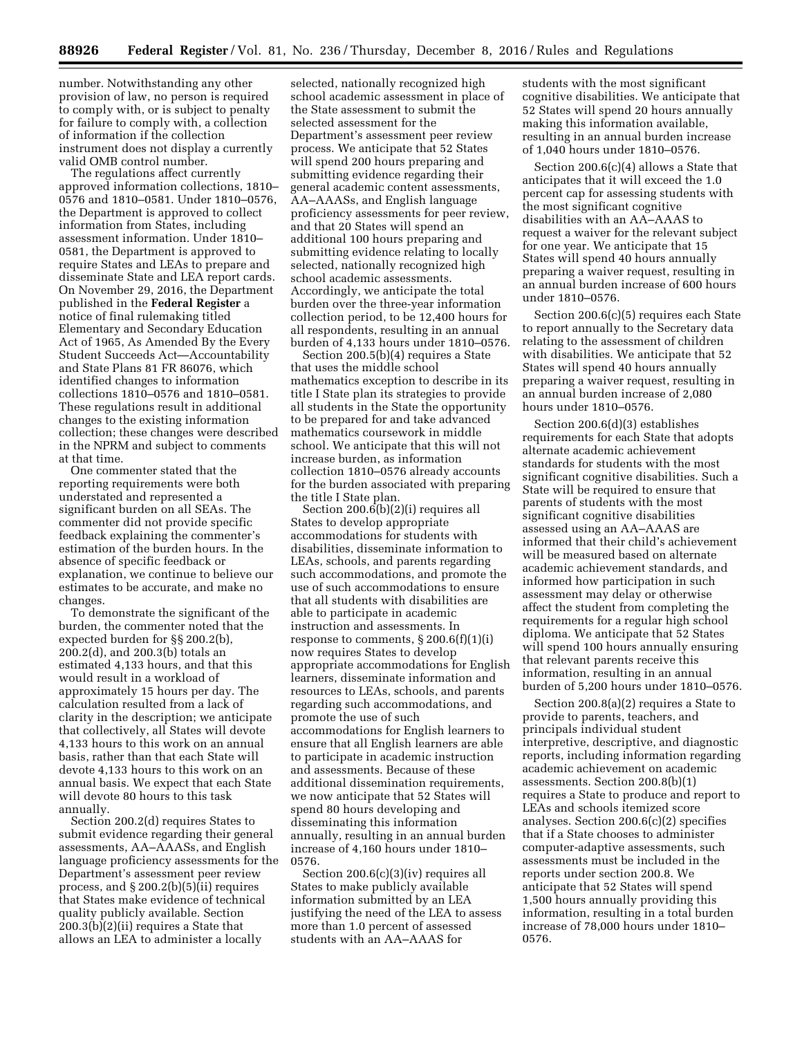number. Notwithstanding any other provision of law, no person is required to comply with, or is subject to penalty for failure to comply with, a collection of information if the collection instrument does not display a currently valid OMB control number.

The regulations affect currently approved information collections, 1810–0576 and 1810–0581. Under 1810–0576, the Department is approved to collect information from States, including assessment information. Under 1810–0581, the Department is approved to require States and LEAs to prepare and disseminate State and LEA report cards. On November 29, 2016, the Department published in the **Federal Register** a notice of final rulemaking titled Elementary and Secondary Education Act of 1965, As Amended By the Every Student Succeeds Act—Accountability and State Plans 81 FR 86076, which identified changes to information collections 1810–0576 and 1810–0581. These regulations result in additional changes to the existing information collection; these changes were described in the NPRM and subject to comments at that time.

One commenter stated that the reporting requirements were both understated and represented a significant burden on all SEAs. The commenter did not provide specific feedback explaining the commenter's estimation of the burden hours. In the absence of specific feedback or explanation, we continue to believe our estimates to be accurate, and make no changes.

To demonstrate the significant of the burden, the commenter noted that the expected burden for §§ 200.2(b), 200.2(d), and 200.3(b) totals an estimated 4,133 hours, and that this would result in a workload of approximately 15 hours per day. The calculation resulted from a lack of clarity in the description; we anticipate that collectively, all States will devote 4,133 hours to this work on an annual basis, rather than that each State will devote 4,133 hours to this work on an annual basis. We expect that each State will devote 80 hours to this task annually.

Section 200.2(d) requires States to submit evidence regarding their general assessments, AA–AAASs, and English language proficiency assessments for the Department's assessment peer review process, and § 200.2(b)(5)(ii) requires that States make evidence of technical quality publicly available. Section 200.3(b)(2)(ii) requires a State that allows an LEA to administer a locally selected, nationally recognized high school academic assessment in place of the State assessment to submit the selected assessment for the Department's assessment peer review process. We anticipate that 52 States will spend 200 hours preparing and submitting evidence regarding their general academic content assessments, AA–AAASs, and English language proficiency assessments for peer review, and that 20 States will spend an additional 100 hours preparing and submitting evidence relating to locally selected, nationally recognized high school academic assessments. Accordingly, we anticipate the total burden over the three-year information collection period, to be 12,400 hours for all respondents, resulting in an annual burden of 4,133 hours under 1810–0576.

Section 200.5(b)(4) requires a State that uses the middle school mathematics exception to describe in its title I State plan its strategies to provide all students in the State the opportunity to be prepared for and take advanced mathematics coursework in middle school. We anticipate that this will not increase burden, as information collection 1810–0576 already accounts for the burden associated with preparing the title I State plan.

Section 200.6(b)(2)(i) requires all States to develop appropriate accommodations for students with disabilities, disseminate information to LEAs, schools, and parents regarding such accommodations, and promote the use of such accommodations to ensure that all students with disabilities are able to participate in academic instruction and assessments. In response to comments, § 200.6(f)(1)(i) now requires States to develop appropriate accommodations for English learners, disseminate information and resources to LEAs, schools, and parents regarding such accommodations, and promote the use of such accommodations for English learners to ensure that all English learners are able to participate in academic instruction and assessments. Because of these additional dissemination requirements, we now anticipate that 52 States will spend 80 hours developing and disseminating this information annually, resulting in an annual burden increase of 4,160 hours under 1810–0576.

Section 200.6(c)(3)(iv) requires all States to make publicly available information submitted by an LEA justifying the need of the LEA to assess more than 1.0 percent of assessed students with an AA–AAAS for students with the most significant cognitive disabilities. We anticipate that 52 States will spend 20 hours annually making this information available, resulting in an annual burden increase of 1,040 hours under 1810–0576.

Section 200.6(c)(4) allows a State that anticipates that it will exceed the 1.0 percent cap for assessing students with the most significant cognitive disabilities with an AA–AAAS to request a waiver for the relevant subject for one year. We anticipate that 15 States will spend 40 hours annually preparing a waiver request, resulting in an annual burden increase of 600 hours under 1810–0576.

Section 200.6(c)(5) requires each State to report annually to the Secretary data relating to the assessment of children with disabilities. We anticipate that 52 States will spend 40 hours annually preparing a waiver request, resulting in an annual burden increase of 2,080 hours under 1810–0576.

Section 200.6(d)(3) establishes requirements for each State that adopts alternate academic achievement standards for students with the most significant cognitive disabilities. Such a State will be required to ensure that parents of students with the most significant cognitive disabilities assessed using an AA–AAAS are informed that their child's achievement will be measured based on alternate academic achievement standards, and informed how participation in such assessment may delay or otherwise affect the student from completing the requirements for a regular high school diploma. We anticipate that 52 States will spend 100 hours annually ensuring that relevant parents receive this information, resulting in an annual burden of 5,200 hours under 1810–0576.

Section 200.8(a)(2) requires a State to provide to parents, teachers, and principals individual student interpretive, descriptive, and diagnostic reports, including information regarding academic achievement on academic assessments. Section 200.8(b)(1) requires a State to produce and report to LEAs and schools itemized score analyses. Section 200.6(c)(2) specifies that if a State chooses to administer computer-adaptive assessments, such assessments must be included in the reports under section 200.8. We anticipate that 52 States will spend 1,500 hours annually providing this information, resulting in a total burden increase of 78,000 hours under 1810–0576.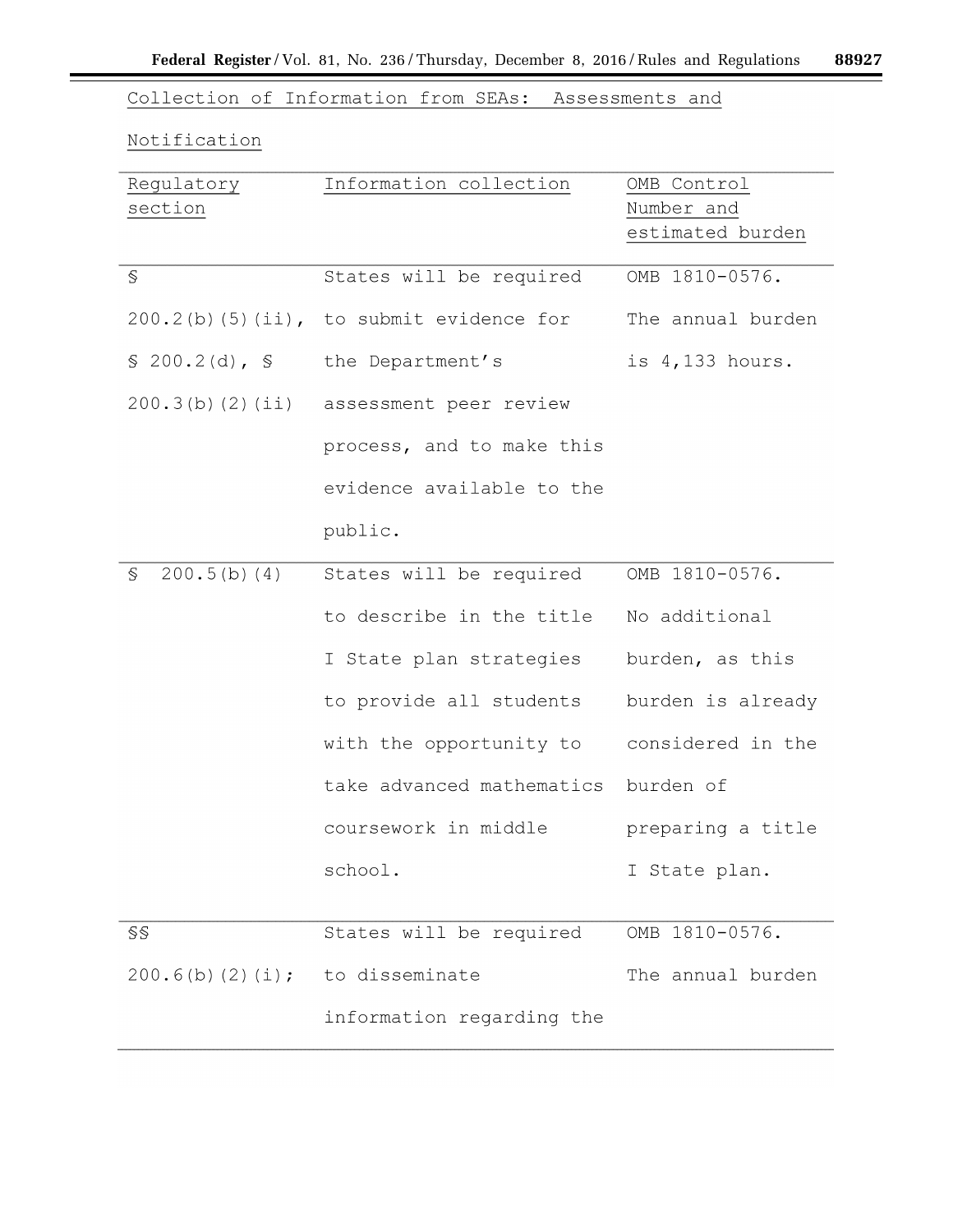Collection of Information from SEAs: Assessments and Notification

| Regulatory section | Information collection | OMB Control Number and estimated burden |
|---|---|---|
| § 200.2(b)(5)(ii), § 200.2(d), § 200.3(b)(2)(ii) | States will be required to submit evidence for the Department's assessment peer review process, and to make this evidence available to the public. | OMB 1810-0576. The annual burden is 4,133 hours. |
| § 200.5(b)(4) | States will be required to describe in the title I State plan strategies to provide all students with the opportunity to take advanced mathematics coursework in middle school. | OMB 1810-0576. No additional burden, as this burden is already considered in the burden of preparing a title I State plan. |
| §§ 200.6(b)(2)(i); | States will be required to disseminate information regarding the | OMB 1810-0576. The annual burden |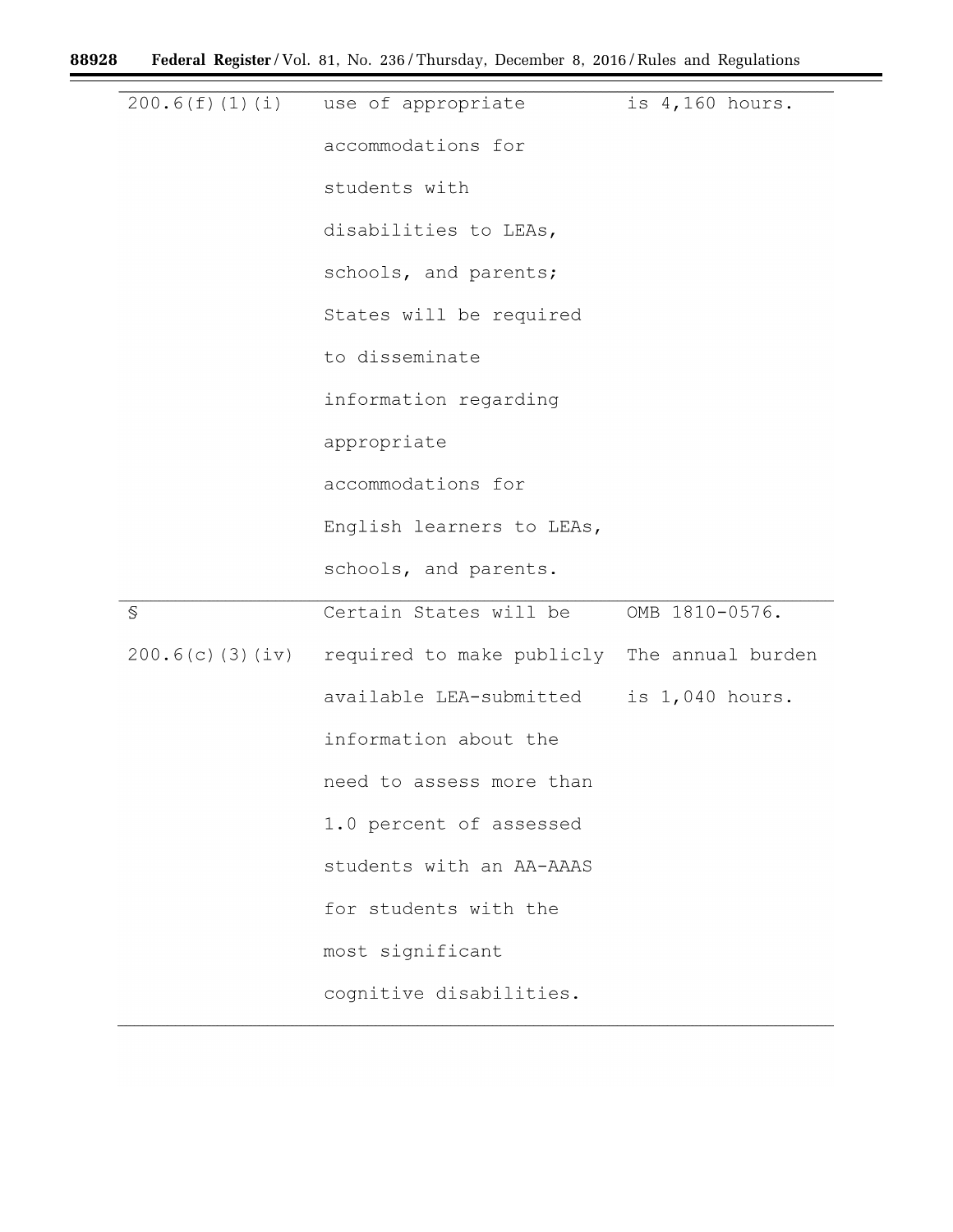| | | |
|---|---|---|
| 200.6(f)(1)(i) | use of appropriate accommodations for students with disabilities to LEAs, schools, and parents; States will be required to disseminate information regarding appropriate accommodations for English learners to LEAs, schools, and parents. | is 4,160 hours. |
| § 200.6(c)(3)(iv) | Certain States will be required to make publicly available LEA-submitted information about the need to assess more than 1.0 percent of assessed students with an AA-AAAS for students with the most significant cognitive disabilities. | OMB 1810-0576. The annual burden is 1,040 hours. |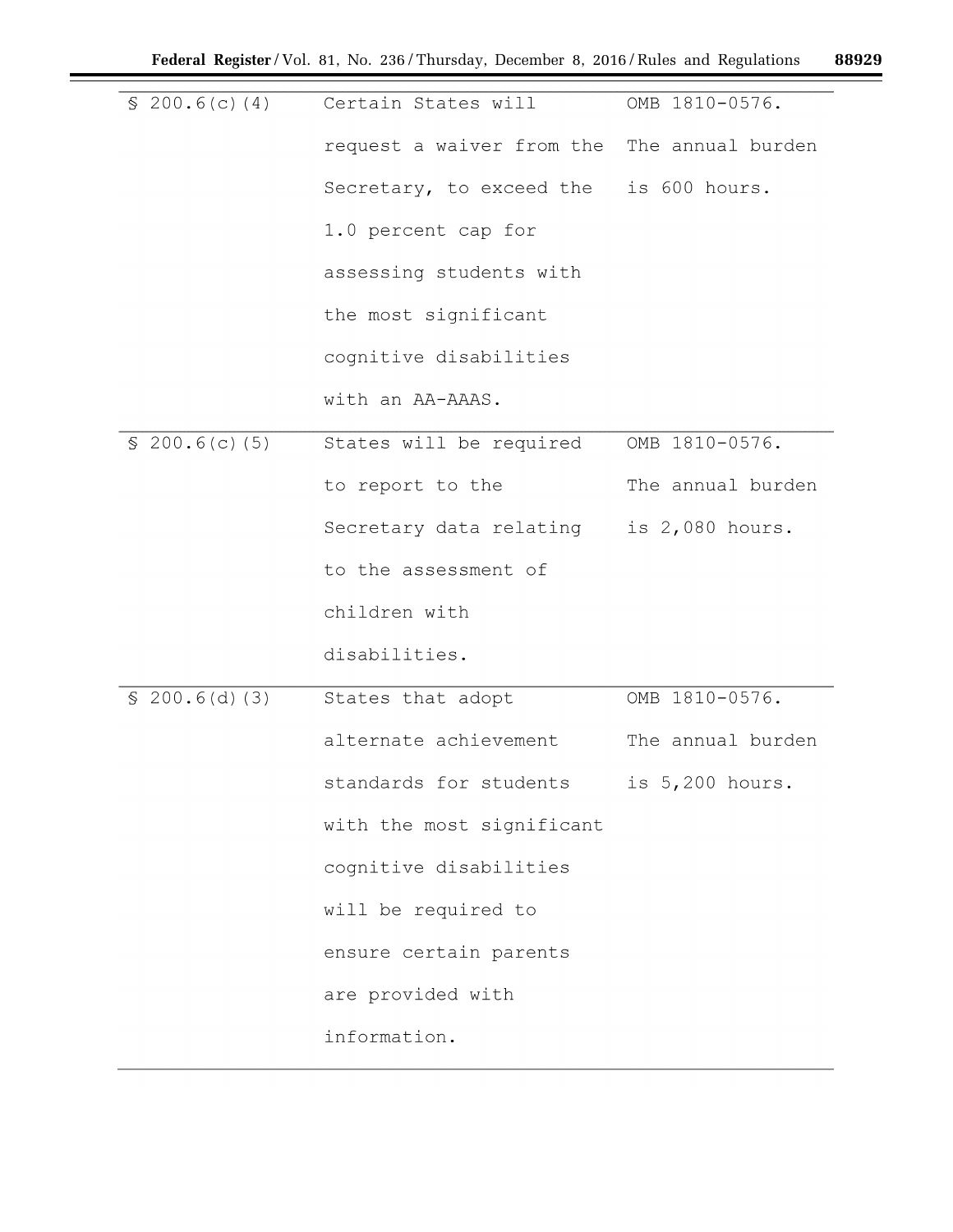| | | |
|---|---|---|
| § 200.6(c)(4) | Certain States will request a waiver from the Secretary, to exceed the 1.0 percent cap for assessing students with the most significant cognitive disabilities with an AA-AAAS. | OMB 1810-0576. The annual burden is 600 hours. |
| § 200.6(c)(5) | States will be required to report to the Secretary data relating to the assessment of children with disabilities. | OMB 1810-0576. The annual burden is 2,080 hours. |
| § 200.6(d)(3) | States that adopt alternate achievement standards for students with the most significant cognitive disabilities will be required to ensure certain parents are provided with information. | OMB 1810-0576. The annual burden is 5,200 hours. |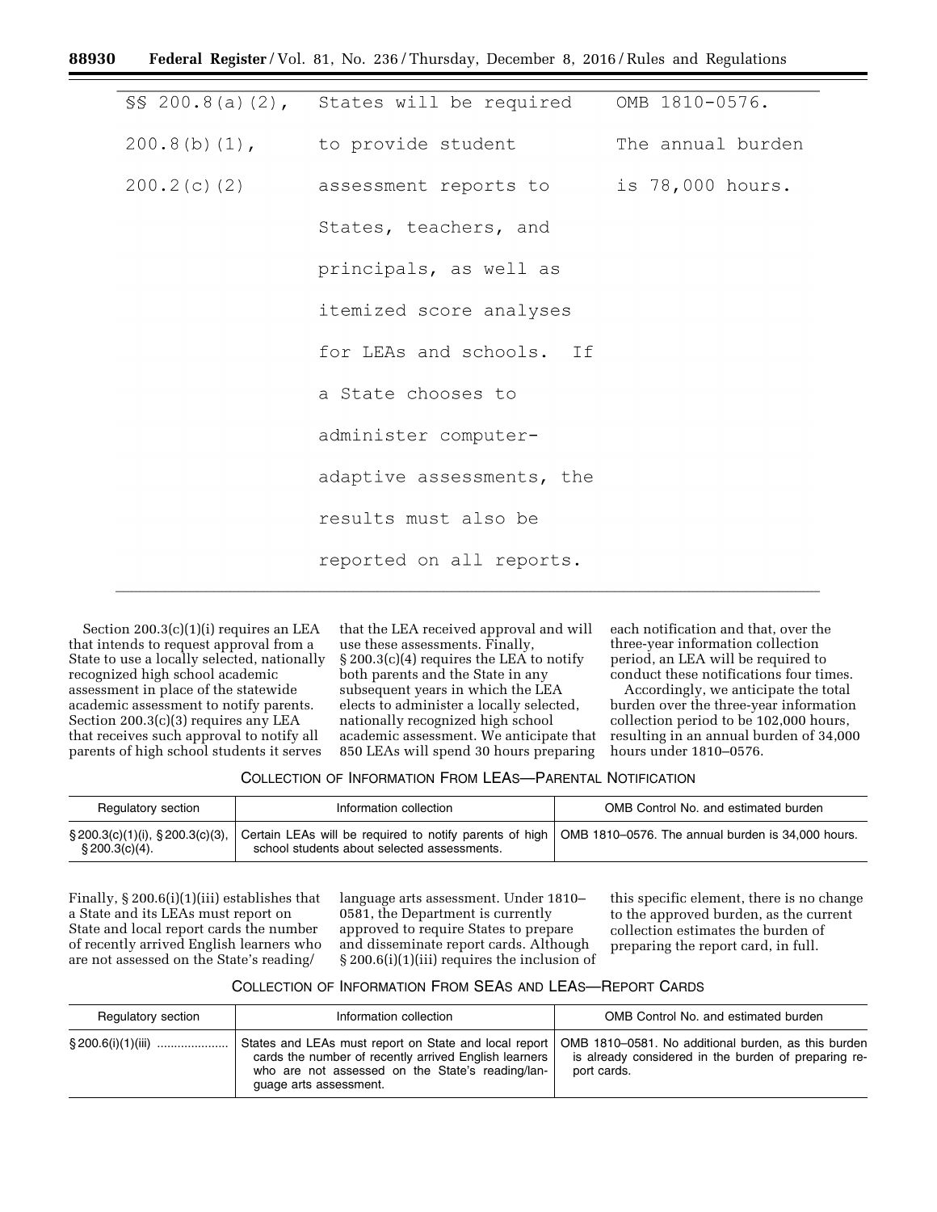| | | |
|---|---|---|
| §§ 200.8(a)(2), 200.8(b)(1), 200.2(c)(2) | States will be required to provide student assessment reports to States, teachers, and principals, as well as itemized score analyses for LEAs and schools. If a State chooses to administer computer-adaptive assessments, the results must also be reported on all reports. | OMB 1810-0576. The annual burden is 78,000 hours. |

Section 200.3(c)(1)(i) requires an LEA that intends to request approval from a State to use a locally selected, nationally recognized high school academic assessment in place of the statewide academic assessment to notify parents. Section 200.3(c)(3) requires any LEA that receives such approval to notify all parents of high school students it serves that the LEA received approval and will use these assessments. Finally, § 200.3(c)(4) requires the LEA to notify both parents and the State in any subsequent years in which the LEA elects to administer a locally selected, nationally recognized high school academic assessment. We anticipate that 850 LEAs will spend 30 hours preparing each notification and that, over the three-year information collection period, an LEA will be required to conduct these notifications four times.

Accordingly, we anticipate the total burden over the three-year information collection period to be 102,000 hours, resulting in an annual burden of 34,000 hours under 1810–0576.

COLLECTION OF INFORMATION FROM LEAS—PARENTAL NOTIFICATION

| Regulatory section | Information collection | OMB Control No. and estimated burden |
|---|---|---|
| § 200.3(c)(1)(i), § 200.3(c)(3), § 200.3(c)(4). | Certain LEAs will be required to notify parents of high school students about selected assessments. | OMB 1810–0576. The annual burden is 34,000 hours. |

Finally, § 200.6(i)(1)(iii) establishes that a State and its LEAs must report on State and local report cards the number of recently arrived English learners who are not assessed on the State's reading/language arts assessment. Under 1810–0581, the Department is currently approved to require States to prepare and disseminate report cards. Although § 200.6(i)(1)(iii) requires the inclusion of this specific element, there is no change to the approved burden, as the current collection estimates the burden of preparing the report card, in full.

COLLECTION OF INFORMATION FROM SEAS AND LEAS—REPORT CARDS

| Regulatory section | Information collection | OMB Control No. and estimated burden |
|---|---|---|
| § 200.6(i)(1)(iii) | States and LEAs must report on State and local report cards the number of recently arrived English learners who are not assessed on the State's reading/language arts assessment. | OMB 1810–0581. No additional burden, as this burden is already considered in the burden of preparing report cards. |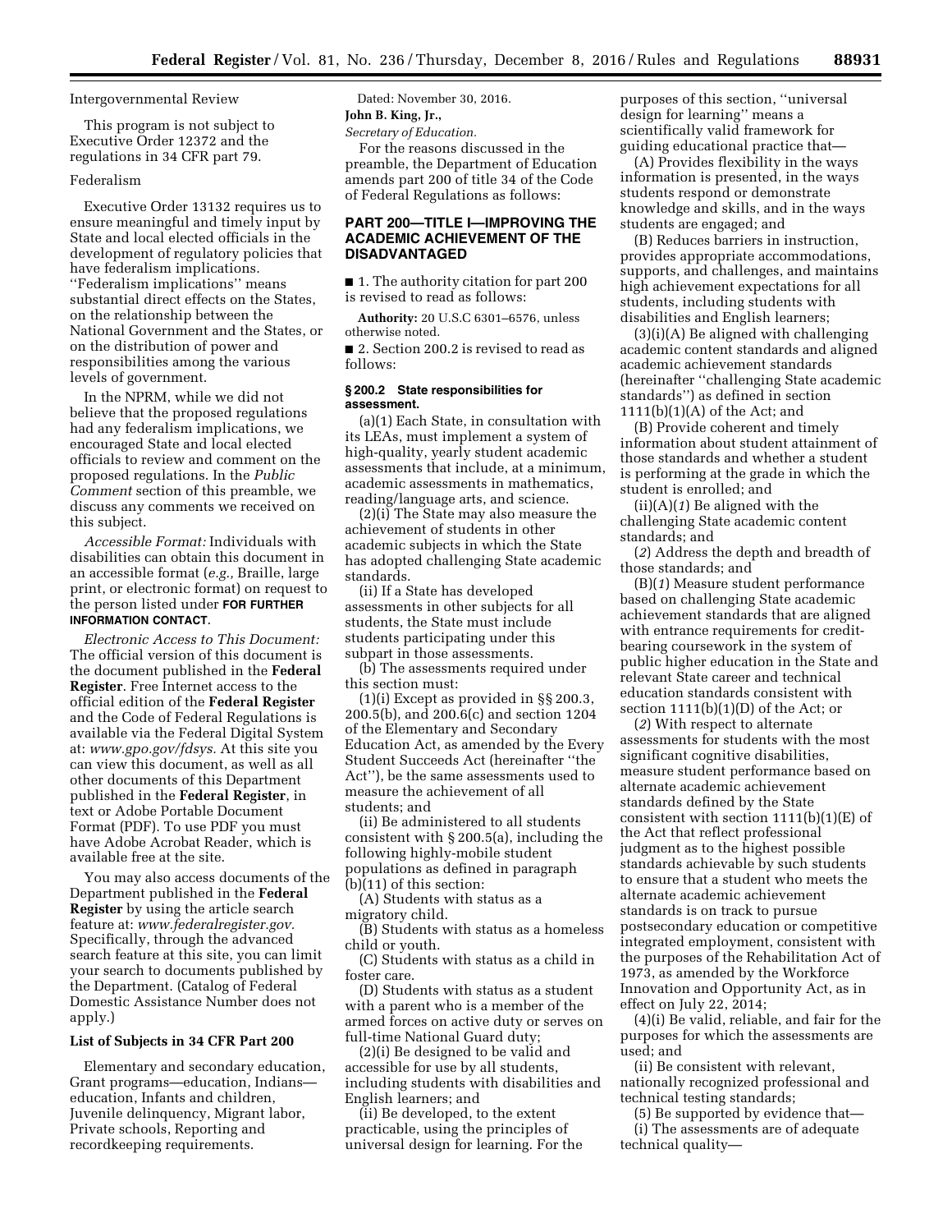Intergovernmental Review

This program is not subject to Executive Order 12372 and the regulations in 34 CFR part 79.

Federalism

Executive Order 13132 requires us to ensure meaningful and timely input by State and local elected officials in the development of regulatory policies that have federalism implications. ''Federalism implications'' means substantial direct effects on the States, on the relationship between the National Government and the States, or on the distribution of power and responsibilities among the various levels of government.

In the NPRM, while we did not believe that the proposed regulations had any federalism implications, we encouraged State and local elected officials to review and comment on the proposed regulations. In the *Public Comment* section of this preamble, we discuss any comments we received on this subject.

*Accessible Format:* Individuals with disabilities can obtain this document in an accessible format (*e.g.,* Braille, large print, or electronic format) on request to the person listed under **FOR FURTHER INFORMATION CONTACT**.

*Electronic Access to This Document:* The official version of this document is the document published in the **Federal Register**. Free Internet access to the official edition of the **Federal Register** and the Code of Federal Regulations is available via the Federal Digital System at: *www.gpo.gov/fdsys.* At this site you can view this document, as well as all other documents of this Department published in the **Federal Register**, in text or Adobe Portable Document Format (PDF). To use PDF you must have Adobe Acrobat Reader, which is available free at the site.

You may also access documents of the Department published in the **Federal Register** by using the article search feature at: *www.federalregister.gov.* Specifically, through the advanced search feature at this site, you can limit your search to documents published by the Department. (Catalog of Federal Domestic Assistance Number does not apply.)

**List of Subjects in 34 CFR Part 200**

Elementary and secondary education, Grant programs—education, Indians—education, Infants and children, Juvenile delinquency, Migrant labor, Private schools, Reporting and recordkeeping requirements.

Dated: November 30, 2016.

**John B. King, Jr.,**

*Secretary of Education.*

For the reasons discussed in the preamble, the Department of Education amends part 200 of title 34 of the Code of Federal Regulations as follows:

## PART 200—TITLE I—IMPROVING THE ACADEMIC ACHIEVEMENT OF THE DISADVANTAGED

■ 1. The authority citation for part 200 is revised to read as follows:

**Authority:** 20 U.S.C 6301–6576, unless otherwise noted.

■ 2. Section 200.2 is revised to read as follows:

### § 200.2 State responsibilities for assessment.

(a)(1) Each State, in consultation with its LEAs, must implement a system of high-quality, yearly student academic assessments that include, at a minimum, academic assessments in mathematics, reading/language arts, and science.

(2)(i) The State may also measure the achievement of students in other academic subjects in which the State has adopted challenging State academic standards.

(ii) If a State has developed assessments in other subjects for all students, the State must include students participating under this subpart in those assessments.

(b) The assessments required under this section must:

(1)(i) Except as provided in §§ 200.3, 200.5(b), and 200.6(c) and section 1204 of the Elementary and Secondary Education Act, as amended by the Every Student Succeeds Act (hereinafter ''the Act''), be the same assessments used to measure the achievement of all students; and

(ii) Be administered to all students consistent with § 200.5(a), including the following highly-mobile student populations as defined in paragraph (b)(11) of this section:

(A) Students with status as a migratory child.

(B) Students with status as a homeless child or youth.

(C) Students with status as a child in foster care.

(D) Students with status as a student with a parent who is a member of the armed forces on active duty or serves on full-time National Guard duty;

(2)(i) Be designed to be valid and accessible for use by all students, including students with disabilities and English learners; and

(ii) Be developed, to the extent practicable, using the principles of universal design for learning. For the purposes of this section, ''universal design for learning'' means a scientifically valid framework for guiding educational practice that—

(A) Provides flexibility in the ways information is presented, in the ways students respond or demonstrate knowledge and skills, and in the ways students are engaged; and

(B) Reduces barriers in instruction, provides appropriate accommodations, supports, and challenges, and maintains high achievement expectations for all students, including students with disabilities and English learners;

(3)(i)(A) Be aligned with challenging academic content standards and aligned academic achievement standards (hereinafter ''challenging State academic standards'') as defined in section 1111(b)(1)(A) of the Act; and

(B) Provide coherent and timely information about student attainment of those standards and whether a student is performing at the grade in which the student is enrolled; and

(ii)(A)(*1*) Be aligned with the challenging State academic content standards; and

(*2*) Address the depth and breadth of those standards; and

(B)(*1*) Measure student performance based on challenging State academic achievement standards that are aligned with entrance requirements for credit-bearing coursework in the system of public higher education in the State and relevant State career and technical education standards consistent with section 1111(b)(1)(D) of the Act; or

(*2*) With respect to alternate assessments for students with the most significant cognitive disabilities, measure student performance based on alternate academic achievement standards defined by the State consistent with section 1111(b)(1)(E) of the Act that reflect professional judgment as to the highest possible standards achievable by such students to ensure that a student who meets the alternate academic achievement standards is on track to pursue postsecondary education or competitive integrated employment, consistent with the purposes of the Rehabilitation Act of 1973, as amended by the Workforce Innovation and Opportunity Act, as in effect on July 22, 2014;

(4)(i) Be valid, reliable, and fair for the purposes for which the assessments are used; and

(ii) Be consistent with relevant, nationally recognized professional and technical testing standards;

(5) Be supported by evidence that—

(i) The assessments are of adequate technical quality—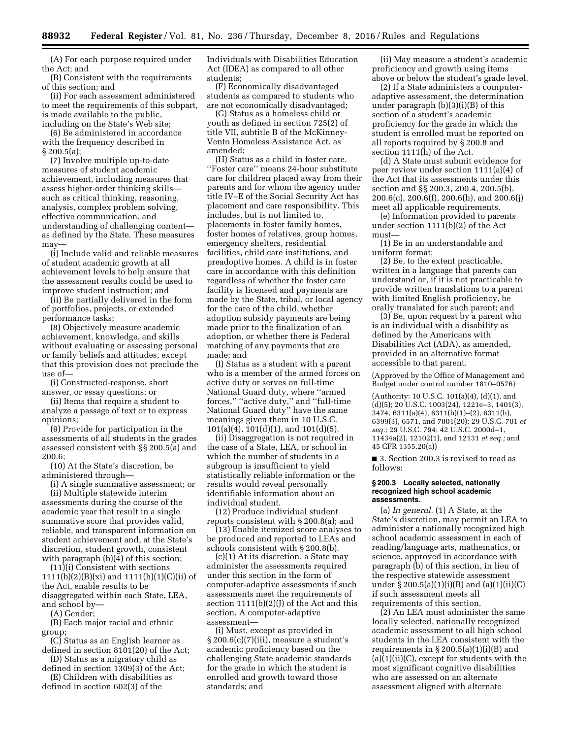(A) For each purpose required under the Act; and

(B) Consistent with the requirements of this section; and

(ii) For each assessment administered to meet the requirements of this subpart, is made available to the public, including on the State's Web site;

(6) Be administered in accordance with the frequency described in § 200.5(a);

(7) Involve multiple up-to-date measures of student academic achievement, including measures that assess higher-order thinking skills—such as critical thinking, reasoning, analysis, complex problem solving, effective communication, and understanding of challenging content—as defined by the State. These measures may—

(i) Include valid and reliable measures of student academic growth at all achievement levels to help ensure that the assessment results could be used to improve student instruction; and

(ii) Be partially delivered in the form of portfolios, projects, or extended performance tasks;

(8) Objectively measure academic achievement, knowledge, and skills without evaluating or assessing personal or family beliefs and attitudes, except that this provision does not preclude the use of—

(i) Constructed-response, short answer, or essay questions; or

(ii) Items that require a student to analyze a passage of text or to express opinions;

(9) Provide for participation in the assessments of all students in the grades assessed consistent with §§ 200.5(a) and 200.6;

(10) At the State's discretion, be administered through—

(i) A single summative assessment; or

(ii) Multiple statewide interim assessments during the course of the academic year that result in a single summative score that provides valid, reliable, and transparent information on student achievement and, at the State's discretion, student growth, consistent with paragraph (b)(4) of this section;

(11)(i) Consistent with sections 1111(b)(2)(B)(xi) and 1111(h)(1)(C)(ii) of the Act, enable results to be disaggregated within each State, LEA, and school by—

(A) Gender;

(B) Each major racial and ethnic group;

(C) Status as an English learner as defined in section 8101(20) of the Act;

(D) Status as a migratory child as defined in section 1309(3) of the Act;

(E) Children with disabilities as defined in section 602(3) of the Individuals with Disabilities Education Act (IDEA) as compared to all other students;

(F) Economically disadvantaged students as compared to students who are not economically disadvantaged;

(G) Status as a homeless child or youth as defined in section 725(2) of title VII, subtitle B of the McKinney-Vento Homeless Assistance Act, as amended;

(H) Status as a child in foster care. ''Foster care'' means 24-hour substitute care for children placed away from their parents and for whom the agency under title IV–E of the Social Security Act has placement and care responsibility. This includes, but is not limited to, placements in foster family homes, foster homes of relatives, group homes, emergency shelters, residential facilities, child care institutions, and preadoptive homes. A child is in foster care in accordance with this definition regardless of whether the foster care facility is licensed and payments are made by the State, tribal, or local agency for the care of the child, whether adoption subsidy payments are being made prior to the finalization of an adoption, or whether there is Federal matching of any payments that are made; and

(I) Status as a student with a parent who is a member of the armed forces on active duty or serves on full-time National Guard duty, where ''armed forces,'' ''active duty,'' and ''full-time National Guard duty'' have the same meanings given them in 10 U.S.C. 101(a)(4), 101(d)(1), and 101(d)(5).

(ii) Disaggregation is not required in the case of a State, LEA, or school in which the number of students in a subgroup is insufficient to yield statistically reliable information or the results would reveal personally identifiable information about an individual student.

(12) Produce individual student reports consistent with § 200.8(a); and

(13) Enable itemized score analyses to be produced and reported to LEAs and schools consistent with § 200.8(b).

(c)(1) At its discretion, a State may administer the assessments required under this section in the form of computer-adaptive assessments if such assessments meet the requirements of section 1111(b)(2)(J) of the Act and this section. A computer-adaptive assessment—

(i) Must, except as provided in § 200.6(c)(7)(iii), measure a student's academic proficiency based on the challenging State academic standards for the grade in which the student is enrolled and growth toward those standards; and

(ii) May measure a student's academic proficiency and growth using items above or below the student's grade level.

(2) If a State administers a computer-adaptive assessment, the determination under paragraph (b)(3)(i)(B) of this section of a student's academic proficiency for the grade in which the student is enrolled must be reported on all reports required by § 200.8 and section 1111(h) of the Act.

(d) A State must submit evidence for peer review under section 1111(a)(4) of the Act that its assessments under this section and §§ 200.3, 200.4, 200.5(b), 200.6(c), 200.6(f), 200.6(h), and 200.6(j) meet all applicable requirements.

(e) Information provided to parents under section 1111(b)(2) of the Act must—

(1) Be in an understandable and uniform format;

(2) Be, to the extent practicable, written in a language that parents can understand or, if it is not practicable to provide written translations to a parent with limited English proficiency, be orally translated for such parent; and

(3) Be, upon request by a parent who is an individual with a disability as defined by the Americans with Disabilities Act (ADA), as amended, provided in an alternative format accessible to that parent.

(Approved by the Office of Management and Budget under control number 1810–0576)

(Authority: 10 U.S.C. 101(a)(4), (d)(1), and (d)(5); 20 U.S.C. 1003(24), 1221e–3, 1401(3), 3474, 6311(a)(4), 6311(b)(1)–(2), 6311(h), 6399(3), 6571, and 7801(20); 29 U.S.C. 701 *et seq.;* 29 U.S.C. 794; 42 U.S.C. 2000d–1, 11434a(2), 12102(1), and 12131 *et seq.;* and 45 CFR 1355.20(a))

■ 3. Section 200.3 is revised to read as follows:

### § 200.3 Locally selected, nationally recognized high school academic assessments.

(a) *In general.* (1) A State, at the State's discretion, may permit an LEA to administer a nationally recognized high school academic assessment in each of reading/language arts, mathematics, or science, approved in accordance with paragraph (b) of this section, in lieu of the respective statewide assessment under § 200.5(a)(1)(i)(B) and (a)(1)(ii)(C) if such assessment meets all requirements of this section.

(2) An LEA must administer the same locally selected, nationally recognized academic assessment to all high school students in the LEA consistent with the requirements in § 200.5(a)(1)(i)(B) and (a)(1)(ii)(C), except for students with the most significant cognitive disabilities who are assessed on an alternate assessment aligned with alternate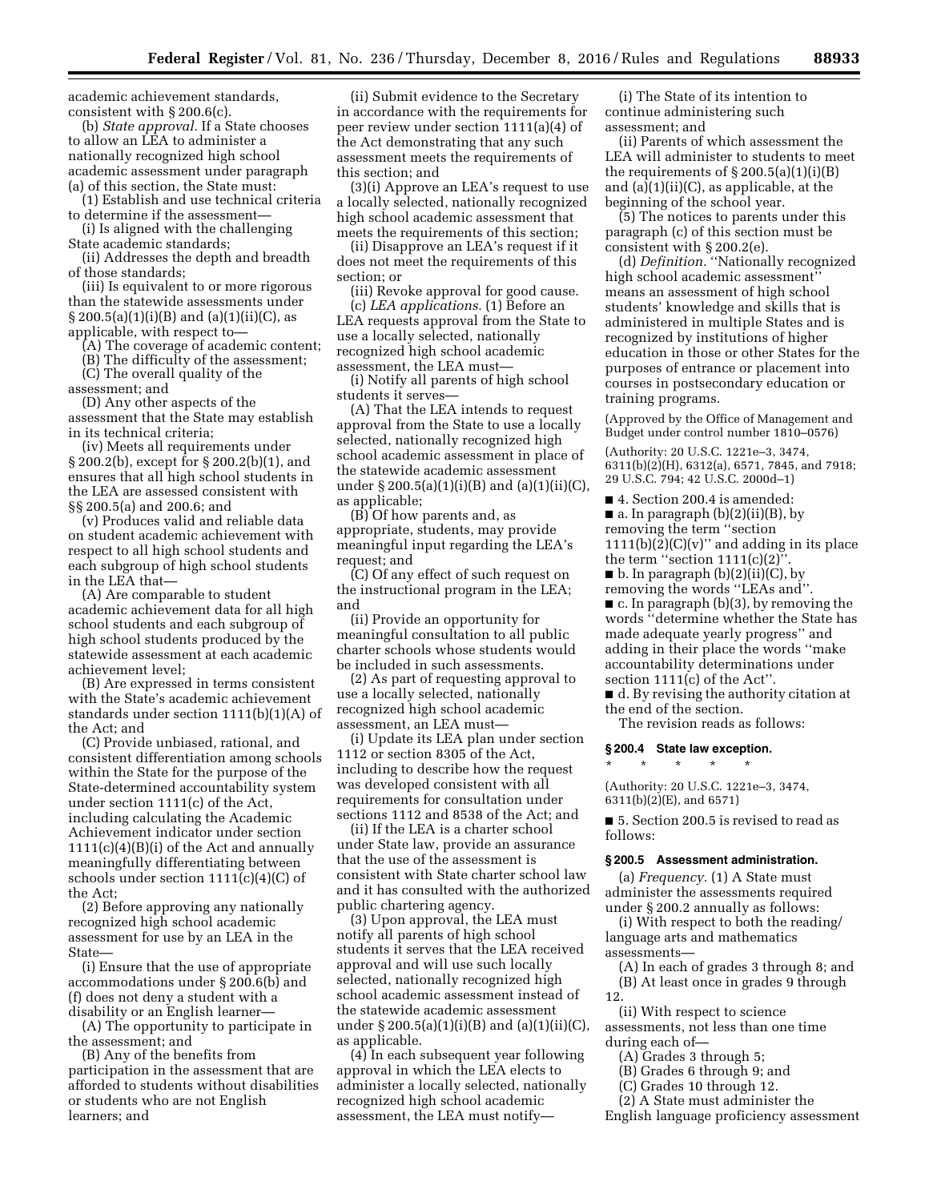academic achievement standards, consistent with § 200.6(c).

(b) *State approval.* If a State chooses to allow an LEA to administer a nationally recognized high school academic assessment under paragraph (a) of this section, the State must:

(1) Establish and use technical criteria to determine if the assessment—

(i) Is aligned with the challenging State academic standards;

(ii) Addresses the depth and breadth of those standards;

(iii) Is equivalent to or more rigorous than the statewide assessments under § 200.5(a)(1)(i)(B) and (a)(1)(ii)(C), as applicable, with respect to—

(A) The coverage of academic content;

(B) The difficulty of the assessment;

(C) The overall quality of the assessment; and

(D) Any other aspects of the assessment that the State may establish in its technical criteria;

(iv) Meets all requirements under § 200.2(b), except for § 200.2(b)(1), and ensures that all high school students in the LEA are assessed consistent with §§ 200.5(a) and 200.6; and

(v) Produces valid and reliable data on student academic achievement with respect to all high school students and each subgroup of high school students in the LEA that—

(A) Are comparable to student academic achievement data for all high school students and each subgroup of high school students produced by the statewide assessment at each academic achievement level;

(B) Are expressed in terms consistent with the State's academic achievement standards under section 1111(b)(1)(A) of the Act; and

(C) Provide unbiased, rational, and consistent differentiation among schools within the State for the purpose of the State-determined accountability system under section 1111(c) of the Act, including calculating the Academic Achievement indicator under section 1111(c)(4)(B)(i) of the Act and annually meaningfully differentiating between schools under section 1111(c)(4)(C) of the Act;

(2) Before approving any nationally recognized high school academic assessment for use by an LEA in the State—

(i) Ensure that the use of appropriate accommodations under § 200.6(b) and (f) does not deny a student with a disability or an English learner—

(A) The opportunity to participate in the assessment; and

(B) Any of the benefits from participation in the assessment that are afforded to students without disabilities or students who are not English learners; and

(ii) Submit evidence to the Secretary in accordance with the requirements for peer review under section 1111(a)(4) of the Act demonstrating that any such assessment meets the requirements of this section; and

(3)(i) Approve an LEA's request to use a locally selected, nationally recognized high school academic assessment that meets the requirements of this section;

(ii) Disapprove an LEA's request if it does not meet the requirements of this section; or

(iii) Revoke approval for good cause.

(c) *LEA applications.* (1) Before an LEA requests approval from the State to use a locally selected, nationally recognized high school academic assessment, the LEA must—

(i) Notify all parents of high school students it serves—

(A) That the LEA intends to request approval from the State to use a locally selected, nationally recognized high school academic assessment in place of the statewide academic assessment under § 200.5(a)(1)(i)(B) and (a)(1)(ii)(C), as applicable;

(B) Of how parents and, as appropriate, students, may provide meaningful input regarding the LEA's request; and

(C) Of any effect of such request on the instructional program in the LEA; and

(ii) Provide an opportunity for meaningful consultation to all public charter schools whose students would be included in such assessments.

(2) As part of requesting approval to use a locally selected, nationally recognized high school academic assessment, an LEA must—

(i) Update its LEA plan under section 1112 or section 8305 of the Act, including to describe how the request was developed consistent with all requirements for consultation under sections 1112 and 8538 of the Act; and

(ii) If the LEA is a charter school under State law, provide an assurance that the use of the assessment is consistent with State charter school law and it has consulted with the authorized public chartering agency.

(3) Upon approval, the LEA must notify all parents of high school students it serves that the LEA received approval and will use such locally selected, nationally recognized high school academic assessment instead of the statewide academic assessment under § 200.5(a)(1)(i)(B) and (a)(1)(ii)(C), as applicable.

(4) In each subsequent year following approval in which the LEA elects to administer a locally selected, nationally recognized high school academic assessment, the LEA must notify—

(i) The State of its intention to continue administering such assessment; and

(ii) Parents of which assessment the LEA will administer to students to meet the requirements of § 200.5(a)(1)(i)(B) and (a)(1)(ii)(C), as applicable, at the beginning of the school year.

(5) The notices to parents under this paragraph (c) of this section must be consistent with § 200.2(e).

(d) *Definition.* "Nationally recognized high school academic assessment" means an assessment of high school students' knowledge and skills that is administered in multiple States and is recognized by institutions of higher education in those or other States for the purposes of entrance or placement into courses in postsecondary education or training programs.

(Approved by the Office of Management and Budget under control number 1810–0576)

(Authority: 20 U.S.C. 1221e–3, 3474, 6311(b)(2)(H), 6312(a), 6571, 7845, and 7918; 29 U.S.C. 794; 42 U.S.C. 2000d–1)

■ 4. Section 200.4 is amended:

■ a. In paragraph (b)(2)(ii)(B), by removing the term "section 1111(b)(2)(C)(v)" and adding in its place the term "section 1111(c)(2)".

■ b. In paragraph (b)(2)(ii)(C), by removing the words "LEAs and".

■ c. In paragraph (b)(3), by removing the words "determine whether the State has made adequate yearly progress" and adding in their place the words "make accountability determinations under section 1111(c) of the Act".

■ d. By revising the authority citation at the end of the section.

The revision reads as follows:

### § 200.4 State law exception.

\* \* \* \* \*

(Authority: 20 U.S.C. 1221e–3, 3474, 6311(b)(2)(E), and 6571)

■ 5. Section 200.5 is revised to read as follows:

### § 200.5 Assessment administration.

(a) *Frequency.* (1) A State must administer the assessments required under § 200.2 annually as follows:

(i) With respect to both the reading/language arts and mathematics assessments—

(A) In each of grades 3 through 8; and

(B) At least once in grades 9 through 12.

(ii) With respect to science assessments, not less than one time during each of—

(A) Grades 3 through 5;

(B) Grades 6 through 9; and

(C) Grades 10 through 12.

(2) A State must administer the English language proficiency assessment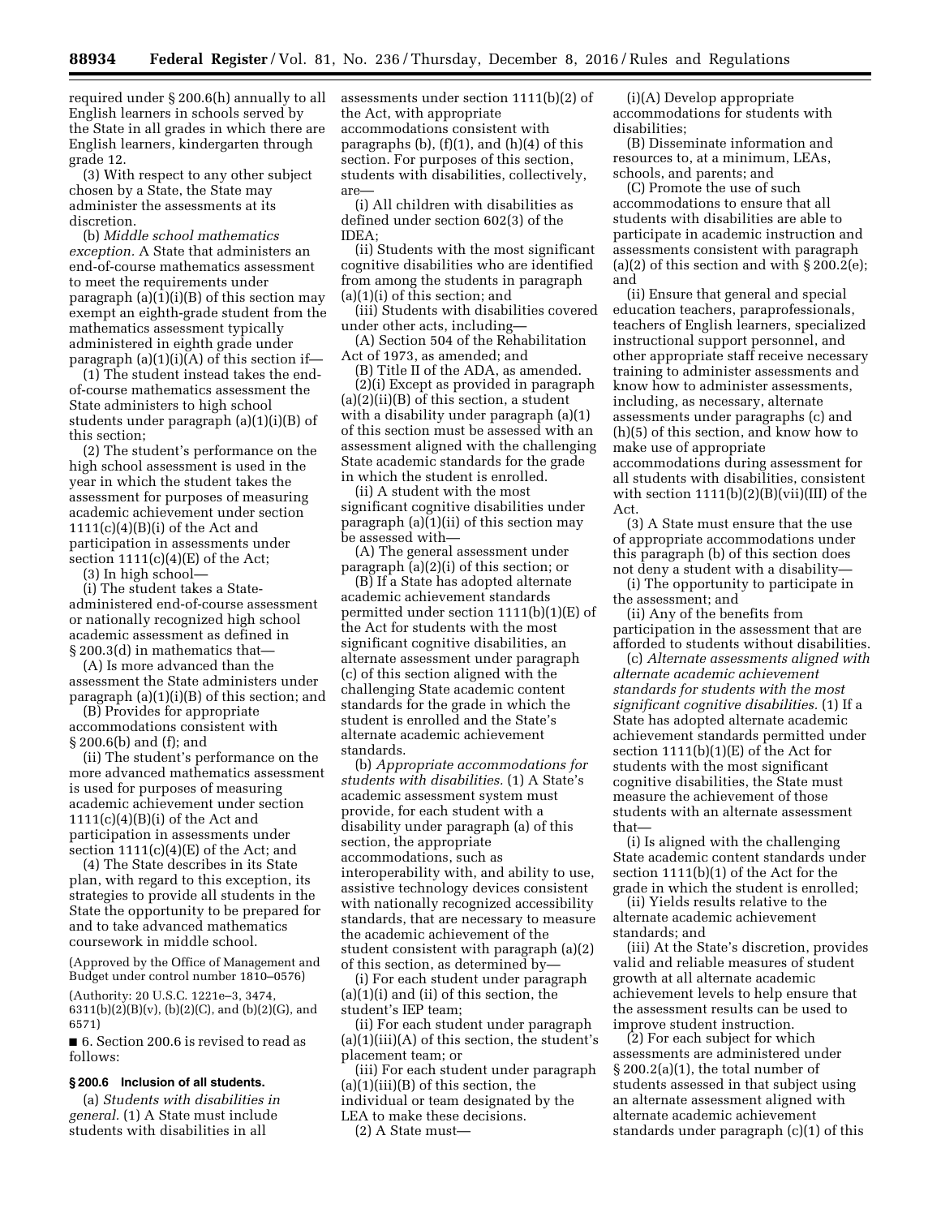required under § 200.6(h) annually to all English learners in schools served by the State in all grades in which there are English learners, kindergarten through grade 12.

(3) With respect to any other subject chosen by a State, the State may administer the assessments at its discretion.

(b) *Middle school mathematics exception.* A State that administers an end-of-course mathematics assessment to meet the requirements under paragraph (a)(1)(i)(B) of this section may exempt an eighth-grade student from the mathematics assessment typically administered in eighth grade under paragraph (a)(1)(i)(A) of this section if—

(1) The student instead takes the end-of-course mathematics assessment the State administers to high school students under paragraph (a)(1)(i)(B) of this section;

(2) The student's performance on the high school assessment is used in the year in which the student takes the assessment for purposes of measuring academic achievement under section 1111(c)(4)(B)(i) of the Act and participation in assessments under section 1111(c)(4)(E) of the Act;

(3) In high school—

(i) The student takes a State-administered end-of-course assessment or nationally recognized high school academic assessment as defined in § 200.3(d) in mathematics that—

(A) Is more advanced than the assessment the State administers under paragraph (a)(1)(i)(B) of this section; and

(B) Provides for appropriate accommodations consistent with § 200.6(b) and (f); and

(ii) The student's performance on the more advanced mathematics assessment is used for purposes of measuring academic achievement under section 1111(c)(4)(B)(i) of the Act and participation in assessments under section 1111(c)(4)(E) of the Act; and

(4) The State describes in its State plan, with regard to this exception, its strategies to provide all students in the State the opportunity to be prepared for and to take advanced mathematics coursework in middle school.

(Approved by the Office of Management and Budget under control number 1810–0576)

(Authority: 20 U.S.C. 1221e–3, 3474, 6311(b)(2)(B)(v), (b)(2)(C), and (b)(2)(G), and 6571)

■ 6. Section 200.6 is revised to read as follows:

**§ 200.6 Inclusion of all students.**

(a) *Students with disabilities in general.* (1) A State must include students with disabilities in all assessments under section 1111(b)(2) of the Act, with appropriate accommodations consistent with paragraphs (b), (f)(1), and (h)(4) of this section. For purposes of this section, students with disabilities, collectively, are—

(i) All children with disabilities as defined under section 602(3) of the IDEA;

(ii) Students with the most significant cognitive disabilities who are identified from among the students in paragraph (a)(1)(i) of this section; and

(iii) Students with disabilities covered under other acts, including—

(A) Section 504 of the Rehabilitation Act of 1973, as amended; and

(B) Title II of the ADA, as amended.

(2)(i) Except as provided in paragraph (a)(2)(ii)(B) of this section, a student with a disability under paragraph (a)(1) of this section must be assessed with an assessment aligned with the challenging State academic standards for the grade in which the student is enrolled.

(ii) A student with the most significant cognitive disabilities under paragraph (a)(1)(ii) of this section may be assessed with—

(A) The general assessment under paragraph (a)(2)(i) of this section; or

(B) If a State has adopted alternate academic achievement standards permitted under section 1111(b)(1)(E) of the Act for students with the most significant cognitive disabilities, an alternate assessment under paragraph (c) of this section aligned with the challenging State academic content standards for the grade in which the student is enrolled and the State's alternate academic achievement standards.

(b) *Appropriate accommodations for students with disabilities.* (1) A State's academic assessment system must provide, for each student with a disability under paragraph (a) of this section, the appropriate accommodations, such as interoperability with, and ability to use, assistive technology devices consistent with nationally recognized accessibility standards, that are necessary to measure the academic achievement of the student consistent with paragraph (a)(2) of this section, as determined by—

(i) For each student under paragraph (a)(1)(i) and (ii) of this section, the student's IEP team;

(ii) For each student under paragraph (a)(1)(iii)(A) of this section, the student's placement team; or

(iii) For each student under paragraph (a)(1)(iii)(B) of this section, the individual or team designated by the LEA to make these decisions.

(2) A State must—

(i)(A) Develop appropriate accommodations for students with disabilities;

(B) Disseminate information and resources to, at a minimum, LEAs, schools, and parents; and

(C) Promote the use of such accommodations to ensure that all students with disabilities are able to participate in academic instruction and assessments consistent with paragraph (a)(2) of this section and with § 200.2(e); and

(ii) Ensure that general and special education teachers, paraprofessionals, teachers of English learners, specialized instructional support personnel, and other appropriate staff receive necessary training to administer assessments and know how to administer assessments, including, as necessary, alternate assessments under paragraphs (c) and (h)(5) of this section, and know how to make use of appropriate accommodations during assessment for all students with disabilities, consistent with section 1111(b)(2)(B)(vii)(III) of the Act.

(3) A State must ensure that the use of appropriate accommodations under this paragraph (b) of this section does not deny a student with a disability—

(i) The opportunity to participate in the assessment; and

(ii) Any of the benefits from participation in the assessment that are afforded to students without disabilities.

(c) *Alternate assessments aligned with alternate academic achievement standards for students with the most significant cognitive disabilities.* (1) If a State has adopted alternate academic achievement standards permitted under section 1111(b)(1)(E) of the Act for students with the most significant cognitive disabilities, the State must measure the achievement of those students with an alternate assessment that—

(i) Is aligned with the challenging State academic content standards under section 1111(b)(1) of the Act for the grade in which the student is enrolled;

(ii) Yields results relative to the alternate academic achievement standards; and

(iii) At the State's discretion, provides valid and reliable measures of student growth at all alternate academic achievement levels to help ensure that the assessment results can be used to improve student instruction.

(2) For each subject for which assessments are administered under § 200.2(a)(1), the total number of students assessed in that subject using an alternate assessment aligned with alternate academic achievement standards under paragraph (c)(1) of this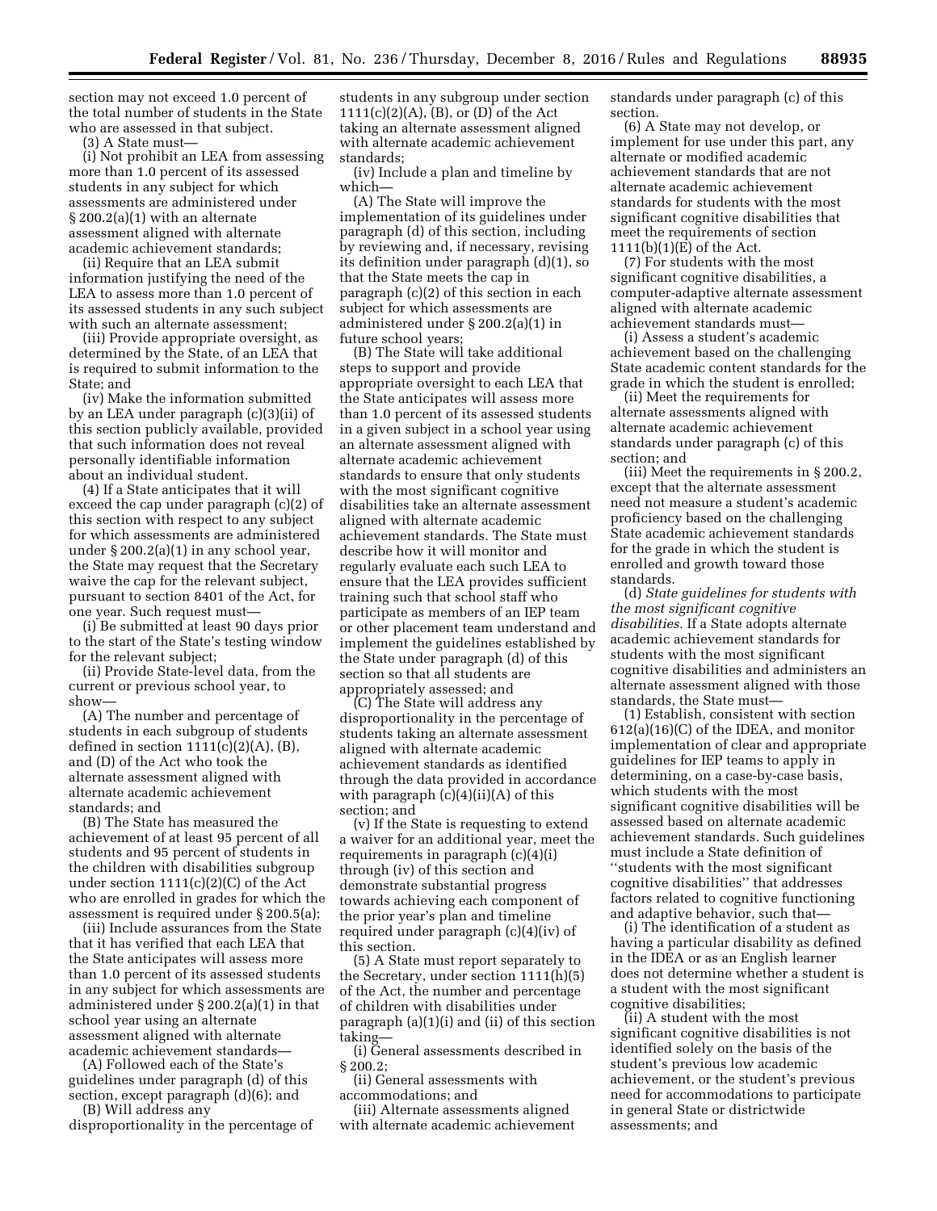section may not exceed 1.0 percent of the total number of students in the State who are assessed in that subject.

(3) A State must—

(i) Not prohibit an LEA from assessing more than 1.0 percent of its assessed students in any subject for which assessments are administered under § 200.2(a)(1) with an alternate assessment aligned with alternate academic achievement standards;

(ii) Require that an LEA submit information justifying the need of the LEA to assess more than 1.0 percent of its assessed students in any such subject with such an alternate assessment;

(iii) Provide appropriate oversight, as determined by the State, of an LEA that is required to submit information to the State; and

(iv) Make the information submitted by an LEA under paragraph (c)(3)(ii) of this section publicly available, provided that such information does not reveal personally identifiable information about an individual student.

(4) If a State anticipates that it will exceed the cap under paragraph (c)(2) of this section with respect to any subject for which assessments are administered under § 200.2(a)(1) in any school year, the State may request that the Secretary waive the cap for the relevant subject, pursuant to section 8401 of the Act, for one year. Such request must—

(i) Be submitted at least 90 days prior to the start of the State's testing window for the relevant subject;

(ii) Provide State-level data, from the current or previous school year, to show—

(A) The number and percentage of students in each subgroup of students defined in section 1111(c)(2)(A), (B), and (D) of the Act who took the alternate assessment aligned with alternate academic achievement standards; and

(B) The State has measured the achievement of at least 95 percent of all students and 95 percent of students in the children with disabilities subgroup under section 1111(c)(2)(C) of the Act who are enrolled in grades for which the assessment is required under § 200.5(a);

(iii) Include assurances from the State that it has verified that each LEA that the State anticipates will assess more than 1.0 percent of its assessed students in any subject for which assessments are administered under § 200.2(a)(1) in that school year using an alternate assessment aligned with alternate academic achievement standards—

(A) Followed each of the State's guidelines under paragraph (d) of this section, except paragraph (d)(6); and

(B) Will address any disproportionality in the percentage of students in any subgroup under section 1111(c)(2)(A), (B), or (D) of the Act taking an alternate assessment aligned with alternate academic achievement standards;

(iv) Include a plan and timeline by which—

(A) The State will improve the implementation of its guidelines under paragraph (d) of this section, including by reviewing and, if necessary, revising its definition under paragraph (d)(1), so that the State meets the cap in paragraph (c)(2) of this section in each subject for which assessments are administered under § 200.2(a)(1) in future school years;

(B) The State will take additional steps to support and provide appropriate oversight to each LEA that the State anticipates will assess more than 1.0 percent of its assessed students in a given subject in a school year using an alternate assessment aligned with alternate academic achievement standards to ensure that only students with the most significant cognitive disabilities take an alternate assessment aligned with alternate academic achievement standards. The State must describe how it will monitor and regularly evaluate each such LEA to ensure that the LEA provides sufficient training such that school staff who participate as members of an IEP team or other placement team understand and implement the guidelines established by the State under paragraph (d) of this section so that all students are appropriately assessed; and

(C) The State will address any disproportionality in the percentage of students taking an alternate assessment aligned with alternate academic achievement standards as identified through the data provided in accordance with paragraph (c)(4)(ii)(A) of this section; and

(v) If the State is requesting to extend a waiver for an additional year, meet the requirements in paragraph (c)(4)(i) through (iv) of this section and demonstrate substantial progress towards achieving each component of the prior year's plan and timeline required under paragraph (c)(4)(iv) of this section.

(5) A State must report separately to the Secretary, under section 1111(h)(5) of the Act, the number and percentage of children with disabilities under paragraph (a)(1)(i) and (ii) of this section taking—

(i) General assessments described in § 200.2;

(ii) General assessments with accommodations; and

(iii) Alternate assessments aligned with alternate academic achievement standards under paragraph (c) of this section.

(6) A State may not develop, or implement for use under this part, any alternate or modified academic achievement standards that are not alternate academic achievement standards for students with the most significant cognitive disabilities that meet the requirements of section 1111(b)(1)(E) of the Act.

(7) For students with the most significant cognitive disabilities, a computer-adaptive alternate assessment aligned with alternate academic achievement standards must—

(i) Assess a student's academic achievement based on the challenging State academic content standards for the grade in which the student is enrolled;

(ii) Meet the requirements for alternate assessments aligned with alternate academic achievement standards under paragraph (c) of this section; and

(iii) Meet the requirements in § 200.2, except that the alternate assessment need not measure a student's academic proficiency based on the challenging State academic achievement standards for the grade in which the student is enrolled and growth toward those standards.

(d) *State guidelines for students with the most significant cognitive disabilities.* If a State adopts alternate academic achievement standards for students with the most significant cognitive disabilities and administers an alternate assessment aligned with those standards, the State must—

(1) Establish, consistent with section 612(a)(16)(C) of the IDEA, and monitor implementation of clear and appropriate guidelines for IEP teams to apply in determining, on a case-by-case basis, which students with the most significant cognitive disabilities will be assessed based on alternate academic achievement standards. Such guidelines must include a State definition of ''students with the most significant cognitive disabilities'' that addresses factors related to cognitive functioning and adaptive behavior, such that—

(i) The identification of a student as having a particular disability as defined in the IDEA or as an English learner does not determine whether a student is a student with the most significant cognitive disabilities;

(ii) A student with the most significant cognitive disabilities is not identified solely on the basis of the student's previous low academic achievement, or the student's previous need for accommodations to participate in general State or districtwide assessments; and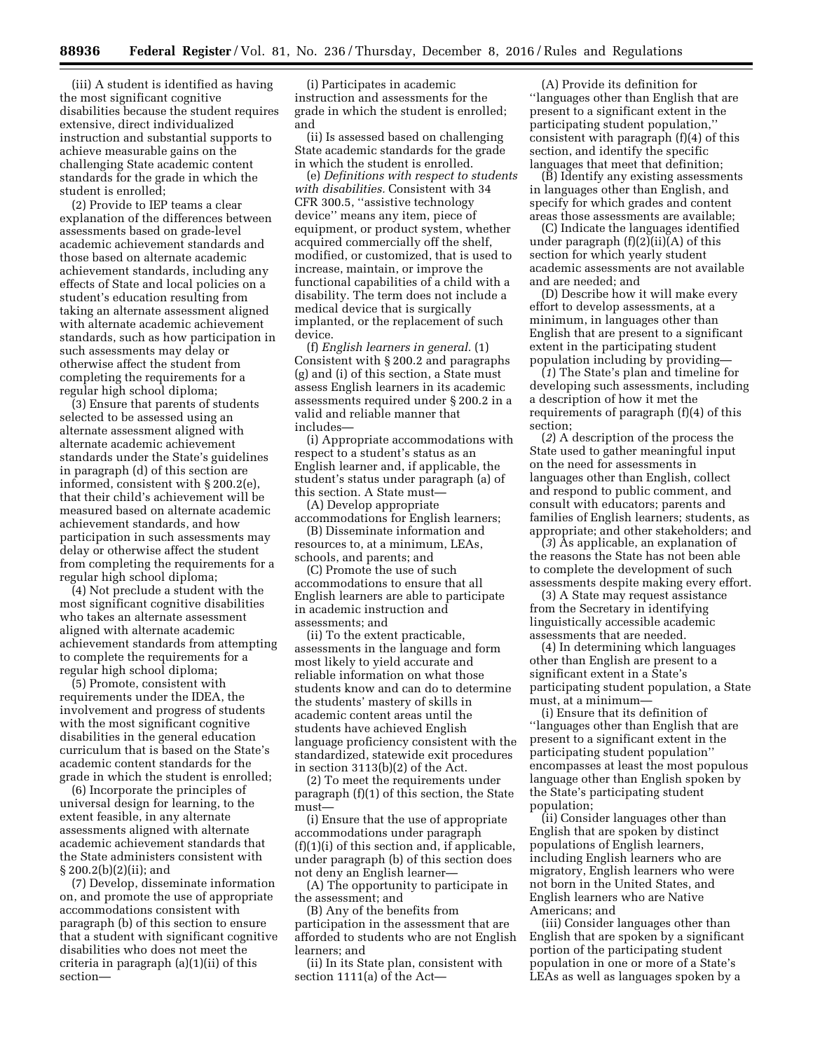(iii) A student is identified as having the most significant cognitive disabilities because the student requires extensive, direct individualized instruction and substantial supports to achieve measurable gains on the challenging State academic content standards for the grade in which the student is enrolled;

(2) Provide to IEP teams a clear explanation of the differences between assessments based on grade-level academic achievement standards and those based on alternate academic achievement standards, including any effects of State and local policies on a student's education resulting from taking an alternate assessment aligned with alternate academic achievement standards, such as how participation in such assessments may delay or otherwise affect the student from completing the requirements for a regular high school diploma;

(3) Ensure that parents of students selected to be assessed using an alternate assessment aligned with alternate academic achievement standards under the State's guidelines in paragraph (d) of this section are informed, consistent with § 200.2(e), that their child's achievement will be measured based on alternate academic achievement standards, and how participation in such assessments may delay or otherwise affect the student from completing the requirements for a regular high school diploma;

(4) Not preclude a student with the most significant cognitive disabilities who takes an alternate assessment aligned with alternate academic achievement standards from attempting to complete the requirements for a regular high school diploma;

(5) Promote, consistent with requirements under the IDEA, the involvement and progress of students with the most significant cognitive disabilities in the general education curriculum that is based on the State's academic content standards for the grade in which the student is enrolled;

(6) Incorporate the principles of universal design for learning, to the extent feasible, in any alternate assessments aligned with alternate academic achievement standards that the State administers consistent with § 200.2(b)(2)(ii); and

(7) Develop, disseminate information on, and promote the use of appropriate accommodations consistent with paragraph (b) of this section to ensure that a student with significant cognitive disabilities who does not meet the criteria in paragraph (a)(1)(ii) of this section—

(i) Participates in academic instruction and assessments for the grade in which the student is enrolled; and

(ii) Is assessed based on challenging State academic standards for the grade in which the student is enrolled.

(e) *Definitions with respect to students with disabilities.* Consistent with 34 CFR 300.5, ''assistive technology device'' means any item, piece of equipment, or product system, whether acquired commercially off the shelf, modified, or customized, that is used to increase, maintain, or improve the functional capabilities of a child with a disability. The term does not include a medical device that is surgically implanted, or the replacement of such device.

(f) *English learners in general.* (1) Consistent with § 200.2 and paragraphs (g) and (i) of this section, a State must assess English learners in its academic assessments required under § 200.2 in a valid and reliable manner that includes—

(i) Appropriate accommodations with respect to a student's status as an English learner and, if applicable, the student's status under paragraph (a) of this section. A State must—

(A) Develop appropriate accommodations for English learners;

(B) Disseminate information and resources to, at a minimum, LEAs, schools, and parents; and

(C) Promote the use of such accommodations to ensure that all English learners are able to participate in academic instruction and assessments; and

(ii) To the extent practicable, assessments in the language and form most likely to yield accurate and reliable information on what those students know and can do to determine the students' mastery of skills in academic content areas until the students have achieved English language proficiency consistent with the standardized, statewide exit procedures in section 3113(b)(2) of the Act.

(2) To meet the requirements under paragraph (f)(1) of this section, the State must—

(i) Ensure that the use of appropriate accommodations under paragraph (f)(1)(i) of this section and, if applicable, under paragraph (b) of this section does not deny an English learner—

(A) The opportunity to participate in the assessment; and

(B) Any of the benefits from participation in the assessment that are afforded to students who are not English learners; and

(ii) In its State plan, consistent with section 1111(a) of the Act—

(A) Provide its definition for ''languages other than English that are present to a significant extent in the participating student population,'' consistent with paragraph (f)(4) of this section, and identify the specific languages that meet that definition;

(B) Identify any existing assessments in languages other than English, and specify for which grades and content areas those assessments are available;

(C) Indicate the languages identified under paragraph (f)(2)(ii)(A) of this section for which yearly student academic assessments are not available and are needed; and

(D) Describe how it will make every effort to develop assessments, at a minimum, in languages other than English that are present to a significant extent in the participating student population including by providing—

(*1*) The State's plan and timeline for developing such assessments, including a description of how it met the requirements of paragraph (f)(4) of this section;

(*2*) A description of the process the State used to gather meaningful input on the need for assessments in languages other than English, collect and respond to public comment, and consult with educators; parents and families of English learners; students, as appropriate; and other stakeholders; and

(*3*) As applicable, an explanation of the reasons the State has not been able to complete the development of such assessments despite making every effort.

(3) A State may request assistance from the Secretary in identifying linguistically accessible academic assessments that are needed.

(4) In determining which languages other than English are present to a significant extent in a State's participating student population, a State must, at a minimum—

(i) Ensure that its definition of ''languages other than English that are present to a significant extent in the participating student population'' encompasses at least the most populous language other than English spoken by the State's participating student population;

(ii) Consider languages other than English that are spoken by distinct populations of English learners, including English learners who are migratory, English learners who were not born in the United States, and English learners who are Native Americans; and

(iii) Consider languages other than English that are spoken by a significant portion of the participating student population in one or more of a State's LEAs as well as languages spoken by a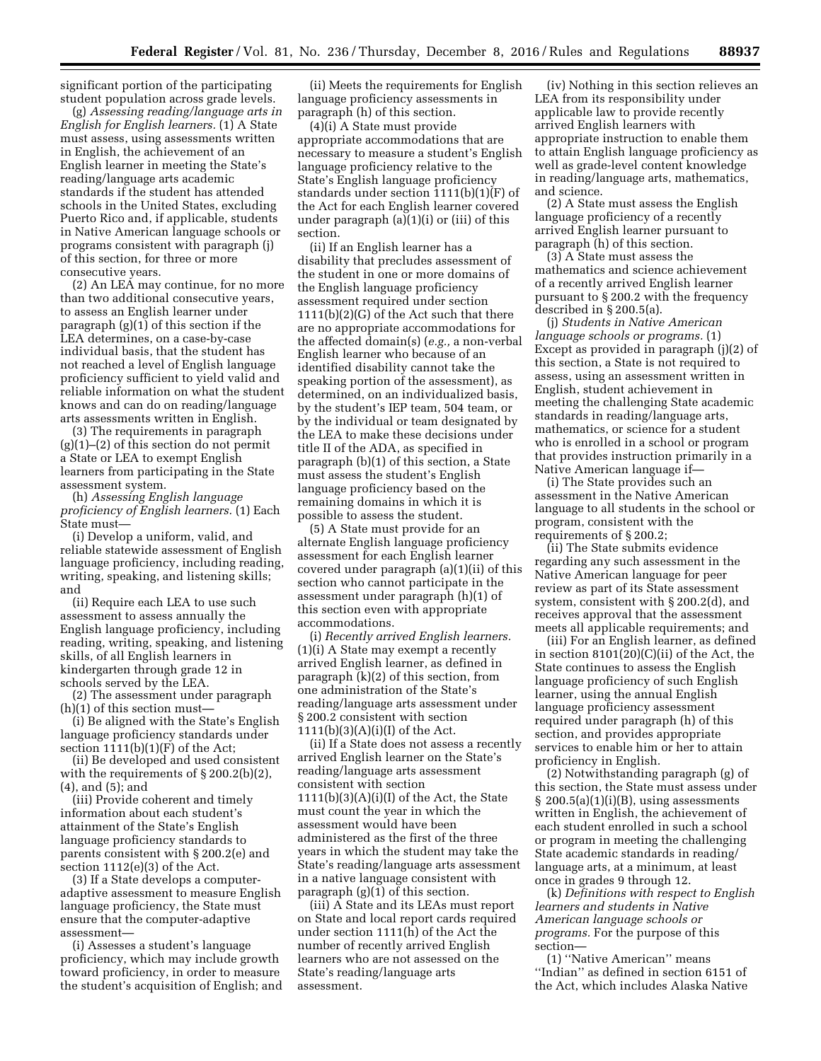significant portion of the participating student population across grade levels.

(g) *Assessing reading/language arts in English for English learners.* (1) A State must assess, using assessments written in English, the achievement of an English learner in meeting the State's reading/language arts academic standards if the student has attended schools in the United States, excluding Puerto Rico and, if applicable, students in Native American language schools or programs consistent with paragraph (j) of this section, for three or more consecutive years.

(2) An LEA may continue, for no more than two additional consecutive years, to assess an English learner under paragraph (g)(1) of this section if the LEA determines, on a case-by-case individual basis, that the student has not reached a level of English language proficiency sufficient to yield valid and reliable information on what the student knows and can do on reading/language arts assessments written in English.

(3) The requirements in paragraph (g)(1)–(2) of this section do not permit a State or LEA to exempt English learners from participating in the State assessment system.

(h) *Assessing English language proficiency of English learners.* (1) Each State must—

(i) Develop a uniform, valid, and reliable statewide assessment of English language proficiency, including reading, writing, speaking, and listening skills; and

(ii) Require each LEA to use such assessment to assess annually the English language proficiency, including reading, writing, speaking, and listening skills, of all English learners in kindergarten through grade 12 in schools served by the LEA.

(2) The assessment under paragraph (h)(1) of this section must—

(i) Be aligned with the State's English language proficiency standards under section 1111(b)(1)(F) of the Act;

(ii) Be developed and used consistent with the requirements of § 200.2(b)(2), (4), and (5); and

(iii) Provide coherent and timely information about each student's attainment of the State's English language proficiency standards to parents consistent with § 200.2(e) and section 1112(e)(3) of the Act.

(3) If a State develops a computer-adaptive assessment to measure English language proficiency, the State must ensure that the computer-adaptive assessment—

(i) Assesses a student's language proficiency, which may include growth toward proficiency, in order to measure the student's acquisition of English; and

(ii) Meets the requirements for English language proficiency assessments in paragraph (h) of this section.

(4)(i) A State must provide appropriate accommodations that are necessary to measure a student's English language proficiency relative to the State's English language proficiency standards under section 1111(b)(1)(F) of the Act for each English learner covered under paragraph (a)(1)(i) or (iii) of this section.

(ii) If an English learner has a disability that precludes assessment of the student in one or more domains of the English language proficiency assessment required under section 1111(b)(2)(G) of the Act such that there are no appropriate accommodations for the affected domain(s) (*e.g.,* a non-verbal English learner who because of an identified disability cannot take the speaking portion of the assessment), as determined, on an individualized basis, by the student's IEP team, 504 team, or by the individual or team designated by the LEA to make these decisions under title II of the ADA, as specified in paragraph (b)(1) of this section, a State must assess the student's English language proficiency based on the remaining domains in which it is possible to assess the student.

(5) A State must provide for an alternate English language proficiency assessment for each English learner covered under paragraph (a)(1)(ii) of this section who cannot participate in the assessment under paragraph (h)(1) of this section even with appropriate accommodations.

(i) *Recently arrived English learners.* (1)(i) A State may exempt a recently arrived English learner, as defined in paragraph (k)(2) of this section, from one administration of the State's reading/language arts assessment under § 200.2 consistent with section 1111(b)(3)(A)(i)(I) of the Act.

(ii) If a State does not assess a recently arrived English learner on the State's reading/language arts assessment consistent with section 1111(b)(3)(A)(i)(I) of the Act, the State must count the year in which the assessment would have been administered as the first of the three years in which the student may take the State's reading/language arts assessment in a native language consistent with paragraph (g)(1) of this section.

(iii) A State and its LEAs must report on State and local report cards required under section 1111(h) of the Act the number of recently arrived English learners who are not assessed on the State's reading/language arts assessment.

(iv) Nothing in this section relieves an LEA from its responsibility under applicable law to provide recently arrived English learners with appropriate instruction to enable them to attain English language proficiency as well as grade-level content knowledge in reading/language arts, mathematics, and science.

(2) A State must assess the English language proficiency of a recently arrived English learner pursuant to paragraph (h) of this section.

(3) A State must assess the mathematics and science achievement of a recently arrived English learner pursuant to § 200.2 with the frequency described in § 200.5(a).

(j) *Students in Native American language schools or programs.* (1) Except as provided in paragraph (j)(2) of this section, a State is not required to assess, using an assessment written in English, student achievement in meeting the challenging State academic standards in reading/language arts, mathematics, or science for a student who is enrolled in a school or program that provides instruction primarily in a Native American language if—

(i) The State provides such an assessment in the Native American language to all students in the school or program, consistent with the requirements of § 200.2;

(ii) The State submits evidence regarding any such assessment in the Native American language for peer review as part of its State assessment system, consistent with § 200.2(d), and receives approval that the assessment meets all applicable requirements; and

(iii) For an English learner, as defined in section 8101(20)(C)(ii) of the Act, the State continues to assess the English language proficiency of such English learner, using the annual English language proficiency assessment required under paragraph (h) of this section, and provides appropriate services to enable him or her to attain proficiency in English.

(2) Notwithstanding paragraph (g) of this section, the State must assess under § 200.5(a)(1)(i)(B), using assessments written in English, the achievement of each student enrolled in such a school or program in meeting the challenging State academic standards in reading/language arts, at a minimum, at least once in grades 9 through 12.

(k) *Definitions with respect to English learners and students in Native American language schools or programs.* For the purpose of this section—

(1) ''Native American'' means ''Indian'' as defined in section 6151 of the Act, which includes Alaska Native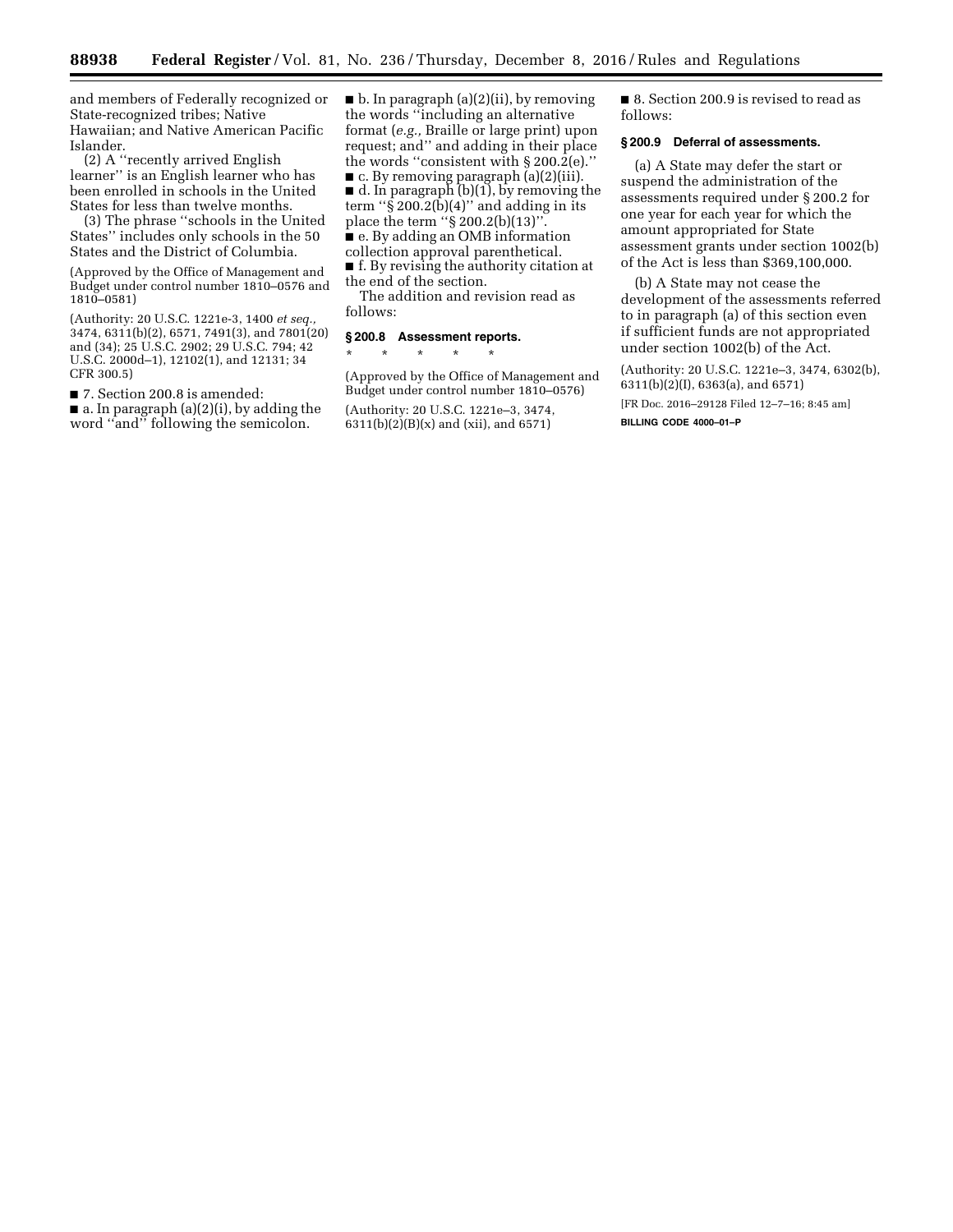and members of Federally recognized or State-recognized tribes; Native Hawaiian; and Native American Pacific Islander.

(2) A ''recently arrived English learner'' is an English learner who has been enrolled in schools in the United States for less than twelve months.

(3) The phrase ''schools in the United States'' includes only schools in the 50 States and the District of Columbia.

(Approved by the Office of Management and Budget under control number 1810–0576 and 1810–0581)

(Authority: 20 U.S.C. 1221e-3, 1400 *et seq.,* 3474, 6311(b)(2), 6571, 7491(3), and 7801(20) and (34); 25 U.S.C. 2902; 29 U.S.C. 794; 42 U.S.C. 2000d–1), 12102(1), and 12131; 34 CFR 300.5)

■ 7. Section 200.8 is amended:

■ a. In paragraph (a)(2)(i), by adding the word ''and'' following the semicolon.

■ b. In paragraph (a)(2)(ii), by removing the words ''including an alternative format (*e.g.,* Braille or large print) upon request; and'' and adding in their place the words ''consistent with § 200.2(e).''

■ c. By removing paragraph (a)(2)(iii).

■ d. In paragraph (b)(1), by removing the term ''§ 200.2(b)(4)'' and adding in its place the term ''§ 200.2(b)(13)''.

■ e. By adding an OMB information collection approval parenthetical.

■ f. By revising the authority citation at the end of the section.

The addition and revision read as follows:

**§ 200.8 Assessment reports.**

\* \* \* \* \*

(Approved by the Office of Management and Budget under control number 1810–0576)

(Authority: 20 U.S.C. 1221e–3, 3474, 6311(b)(2)(B)(x) and (xii), and 6571)

■ 8. Section 200.9 is revised to read as follows:

**§ 200.9 Deferral of assessments.**

(a) A State may defer the start or suspend the administration of the assessments required under § 200.2 for one year for each year for which the amount appropriated for State assessment grants under section 1002(b) of the Act is less than $369,100,000.

(b) A State may not cease the development of the assessments referred to in paragraph (a) of this section even if sufficient funds are not appropriated under section 1002(b) of the Act.

(Authority: 20 U.S.C. 1221e–3, 3474, 6302(b), 6311(b)(2)(I), 6363(a), and 6571)

[FR Doc. 2016–29128 Filed 12–7–16; 8:45 am]

**BILLING CODE 4000–01–P**